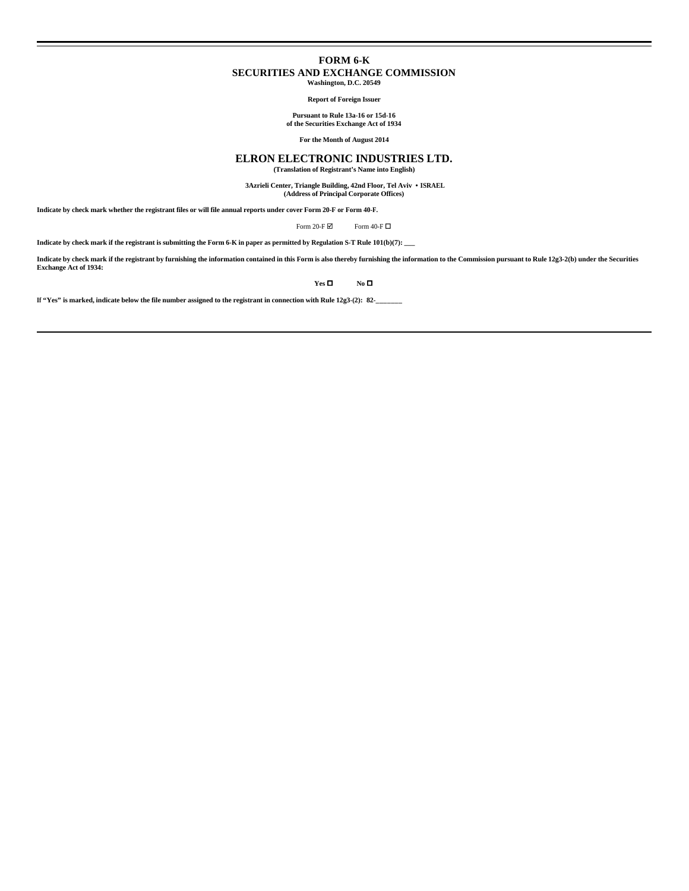# FORM 6-K

## SECURITIES AND EXCHANGE COMMISSION

**Washington, D.C. 20549**

**Report of Foreign Issuer**

**Pursuant to Rule 13a-16 or 15d-16**
**of the Securities Exchange Act of 1934**

**For the Month of August 2014**

## ELRON ELECTRONIC INDUSTRIES LTD.

**(Translation of Registrant's Name into English)**

**3Azrieli Center, Triangle Building, 42nd Floor, Tel Aviv • ISRAEL**
**(Address of Principal Corporate Offices)**

**Indicate by check mark whether the registrant files or will file annual reports under cover Form 20-F or Form 40-F.**

Form 20-F ☑ Form 40-F ☐

**Indicate by check mark if the registrant is submitting the Form 6-K in paper as permitted by Regulation S-T Rule 101(b)(7): ___**

**Indicate by check mark if the registrant by furnishing the information contained in this Form is also thereby furnishing the information to the Commission pursuant to Rule 12g3-2(b) under the Securities Exchange Act of 1934:**

**Yes** ☐ **No** ☐

**If "Yes" is marked, indicate below the file number assigned to the registrant in connection with Rule 12g3-(2): 82-________**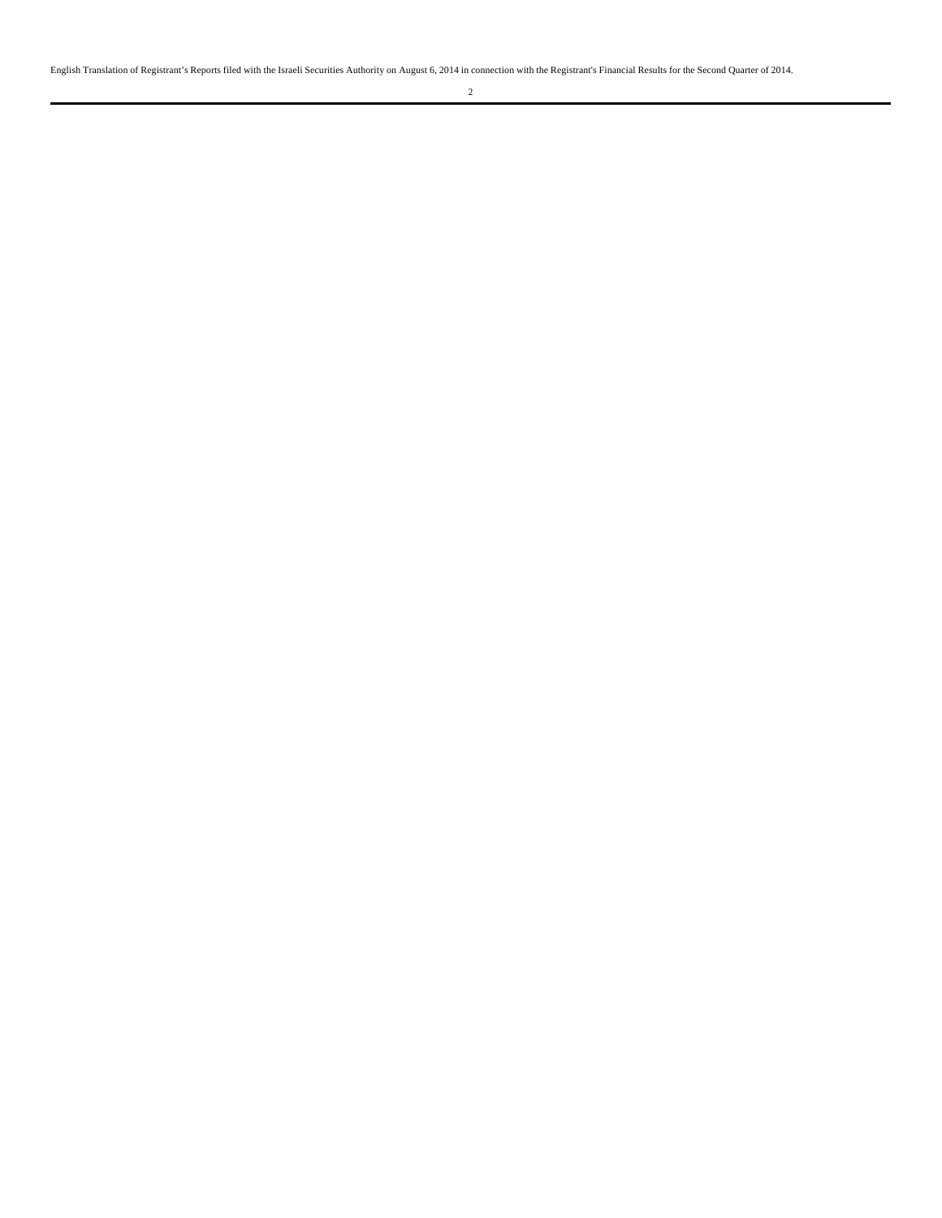English Translation of Registrant's Reports filed with the Israeli Securities Authority on August 6, 2014 in connection with the Registrant's Financial Results for the Second Quarter of 2014.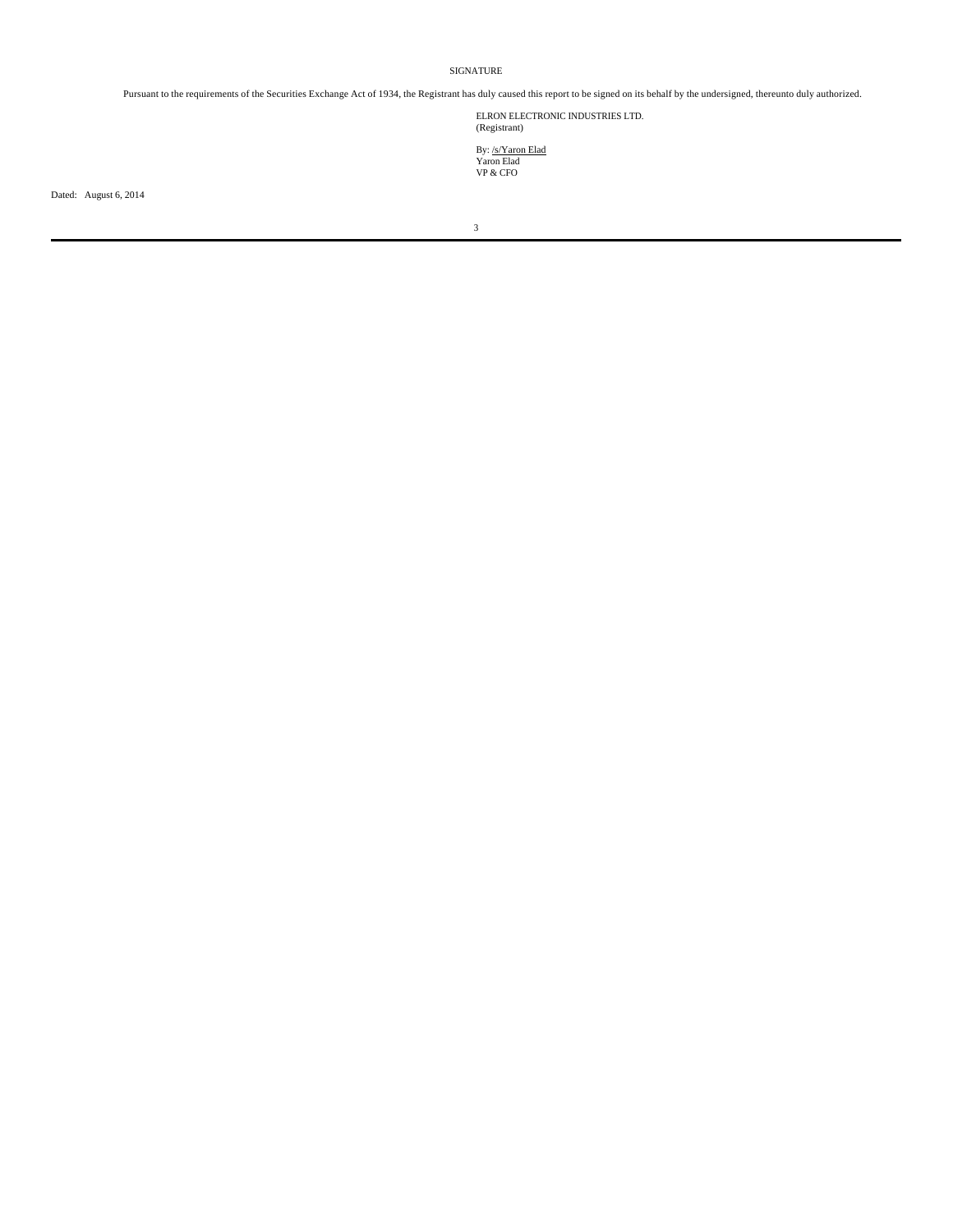# SIGNATURE

Pursuant to the requirements of the Securities Exchange Act of 1934, the Registrant has duly caused this report to be signed on its behalf by the undersigned, thereunto duly authorized.

ELRON ELECTRONIC INDUSTRIES LTD.
(Registrant)

By: /s/Yaron Elad
Yaron Elad
VP & CFO

Dated: August 6, 2014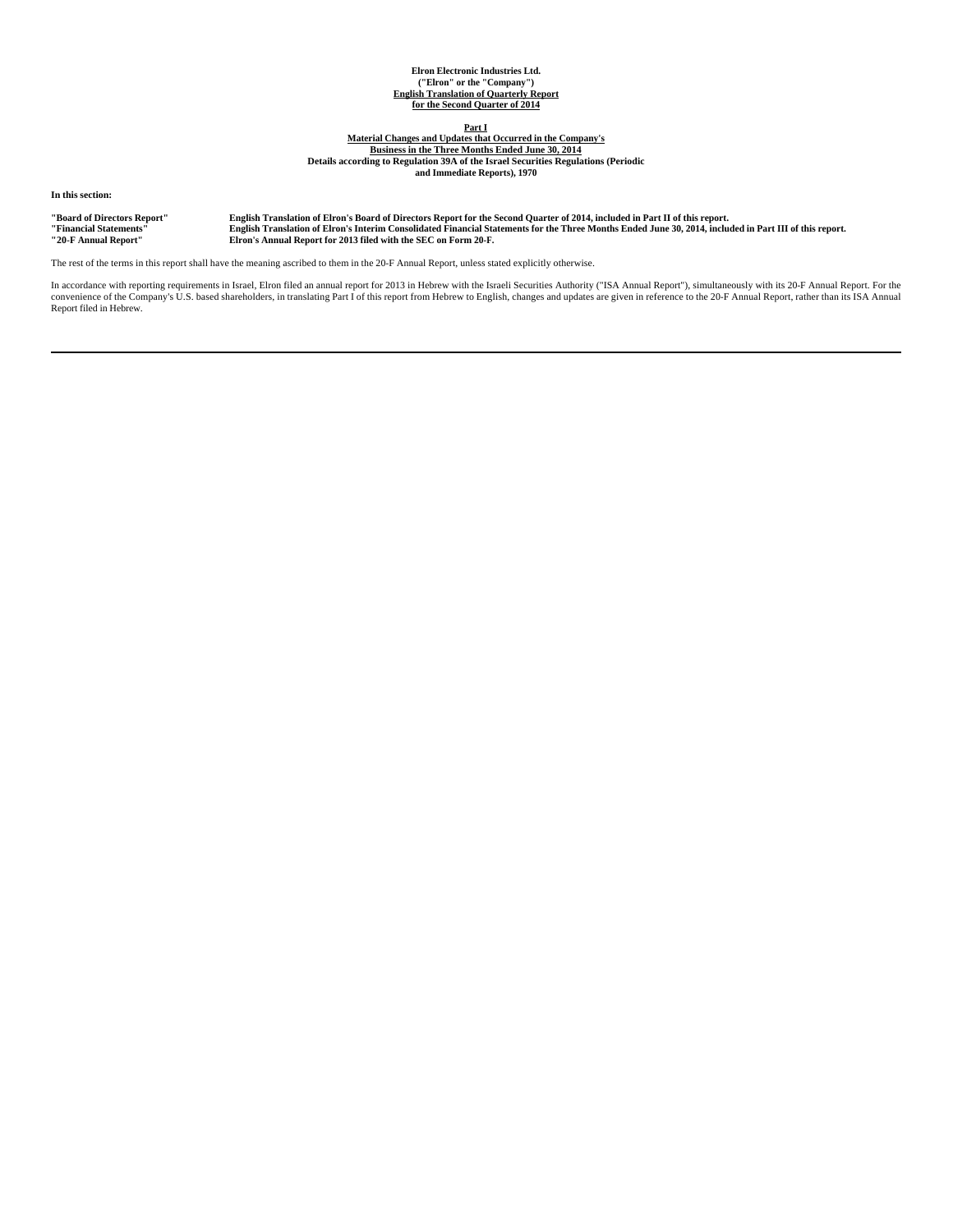**Elron Electronic Industries Ltd.**
**("Elron" or the "Company")**
**English Translation of Quarterly Report**
**for the Second Quarter of 2014**

**Part I**
**Material Changes and Updates that Occurred in the Company's**
**Business in the Three Months Ended June 30, 2014**
**Details according to Regulation 39A of the Israel Securities Regulations (Periodic and Immediate Reports), 1970**

**In this section:**

| | |
|---|---|
| **"Board of Directors Report"** | **English Translation of Elron's Board of Directors Report for the Second Quarter of 2014, included in Part II of this report.** |
| **"Financial Statements"** | **English Translation of Elron's Interim Consolidated Financial Statements for the Three Months Ended June 30, 2014, included in Part III of this report.** |
| **"20-F Annual Report"** | **Elron's Annual Report for 2013 filed with the SEC on Form 20-F.** |

The rest of the terms in this report shall have the meaning ascribed to them in the 20-F Annual Report, unless stated explicitly otherwise.

In accordance with reporting requirements in Israel, Elron filed an annual report for 2013 in Hebrew with the Israeli Securities Authority ("ISA Annual Report"), simultaneously with its 20-F Annual Report. For the convenience of the Company's U.S. based shareholders, in translating Part I of this report from Hebrew to English, changes and updates are given in reference to the 20-F Annual Report, rather than its ISA Annual Report filed in Hebrew.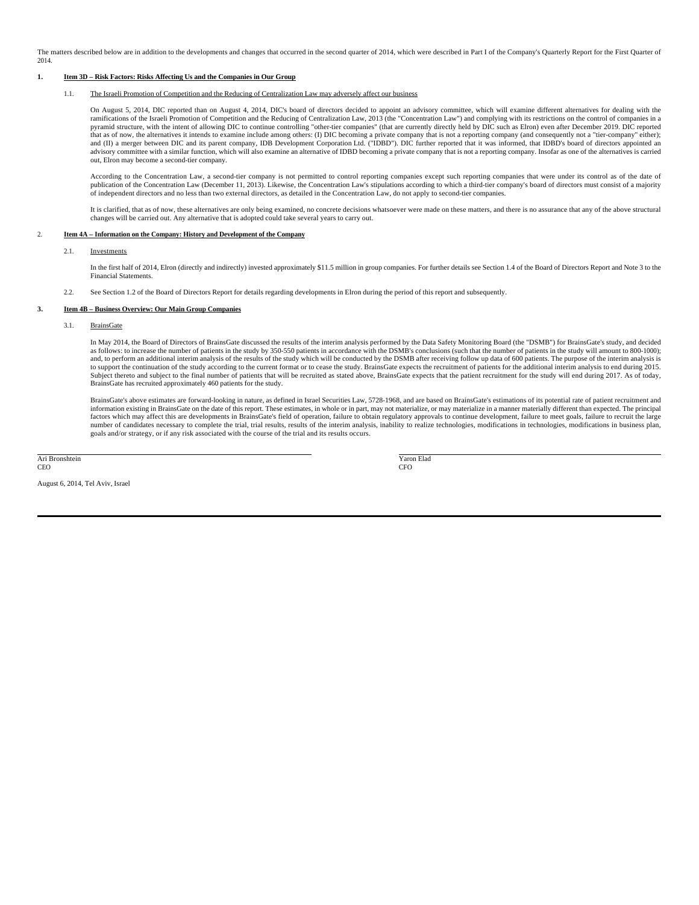The matters described below are in addition to the developments and changes that occurred in the second quarter of 2014, which were described in Part I of the Company's Quarterly Report for the First Quarter of 2014.

**1. Item 3D – Risk Factors: Risks Affecting Us and the Companies in Our Group**

1.1. The Israeli Promotion of Competition and the Reducing of Centralization Law may adversely affect our business

On August 5, 2014, DIC reported than on August 4, 2014, DIC's board of directors decided to appoint an advisory committee, which will examine different alternatives for dealing with the ramifications of the Israeli Promotion of Competition and the Reducing of Centralization Law, 2013 (the "Concentration Law") and complying with its restrictions on the control of companies in a pyramid structure, with the intent of allowing DIC to continue controlling "other-tier companies" (that are currently directly held by DIC such as Elron) even after December 2019. DIC reported that as of now, the alternatives it intends to examine include among others: (I) DIC becoming a private company that is not a reporting company (and consequently not a "tier-company" either); and (II) a merger between DIC and its parent company, IDB Development Corporation Ltd. ("IDBD"). DIC further reported that it was informed, that IDBD's board of directors appointed an advisory committee with a similar function, which will also examine an alternative of IDBD becoming a private company that is not a reporting company. Insofar as one of the alternatives is carried out, Elron may become a second-tier company.

According to the Concentration Law, a second-tier company is not permitted to control reporting companies except such reporting companies that were under its control as of the date of publication of the Concentration Law (December 11, 2013). Likewise, the Concentration Law's stipulations according to which a third-tier company's board of directors must consist of a majority of independent directors and no less than two external directors, as detailed in the Concentration Law, do not apply to second-tier companies.

It is clarified, that as of now, these alternatives are only being examined, no concrete decisions whatsoever were made on these matters, and there is no assurance that any of the above structural changes will be carried out. Any alternative that is adopted could take several years to carry out.

**2. Item 4A – Information on the Company: History and Development of the Company**

2.1. Investments

In the first half of 2014, Elron (directly and indirectly) invested approximately $11.5 million in group companies. For further details see Section 1.4 of the Board of Directors Report and Note 3 to the Financial Statements.

2.2. See Section 1.2 of the Board of Directors Report for details regarding developments in Elron during the period of this report and subsequently.

**3. Item 4B – Business Overview: Our Main Group Companies**

3.1. BrainsGate

In May 2014, the Board of Directors of BrainsGate discussed the results of the interim analysis performed by the Data Safety Monitoring Board (the "DSMB") for BrainsGate's study, and decided as follows: to increase the number of patients in the study by 350-550 patients in accordance with the DSMB's conclusions (such that the number of patients in the study will amount to 800-1000); and, to perform an additional interim analysis of the results of the study which will be conducted by the DSMB after receiving follow up data of 600 patients. The purpose of the interim analysis is to support the continuation of the study according to the current format or to cease the study. BrainsGate expects the recruitment of patients for the additional interim analysis to end during 2015. Subject thereto and subject to the final number of patients that will be recruited as stated above, BrainsGate expects that the patient recruitment for the study will end during 2017. As of today, BrainsGate has recruited approximately 460 patients for the study.

BrainsGate's above estimates are forward-looking in nature, as defined in Israel Securities Law, 5728-1968, and are based on BrainsGate's estimations of its potential rate of patient recruitment and information existing in BrainsGate on the date of this report. These estimates, in whole or in part, may not materialize, or may materialize in a manner materially different than expected. The principal factors which may affect this are developments in BrainsGate's field of operation, failure to obtain regulatory approvals to continue development, failure to meet goals, failure to recruit the large number of candidates necessary to complete the trial, trial results, results of the interim analysis, inability to realize technologies, modifications in technologies, modifications in business plan, goals and/or strategy, or if any risk associated with the course of the trial and its results occurs.

| | |
|---|---|
| Ari Bronshtein<br>CEO | Yaron Elad<br>CFO |

August 6, 2014, Tel Aviv, Israel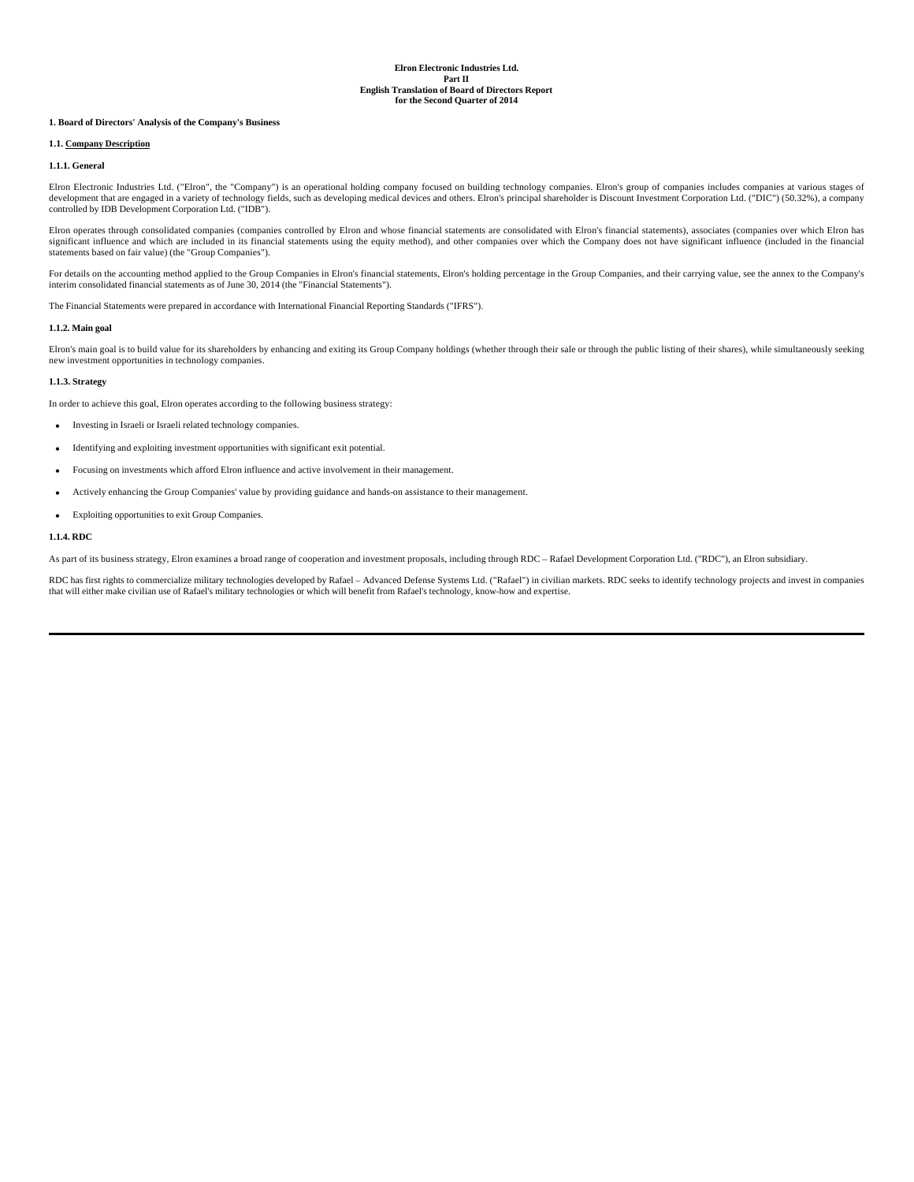**Elron Electronic Industries Ltd.**
**Part II**
**English Translation of Board of Directors Report**
**for the Second Quarter of 2014**

## 1. Board of Directors' Analysis of the Company's Business

### 1.1. Company Description

#### 1.1.1. General

Elron Electronic Industries Ltd. ("Elron", the "Company") is an operational holding company focused on building technology companies. Elron's group of companies includes companies at various stages of development that are engaged in a variety of technology fields, such as developing medical devices and others. Elron's principal shareholder is Discount Investment Corporation Ltd. ("DIC") (50.32%), a company controlled by IDB Development Corporation Ltd. ("IDB").

Elron operates through consolidated companies (companies controlled by Elron and whose financial statements are consolidated with Elron's financial statements), associates (companies over which Elron has significant influence and which are included in its financial statements using the equity method), and other companies over which the Company does not have significant influence (included in the financial statements based on fair value) (the "Group Companies").

For details on the accounting method applied to the Group Companies in Elron's financial statements, Elron's holding percentage in the Group Companies, and their carrying value, see the annex to the Company's interim consolidated financial statements as of June 30, 2014 (the "Financial Statements").

The Financial Statements were prepared in accordance with International Financial Reporting Standards ("IFRS").

#### 1.1.2. Main goal

Elron's main goal is to build value for its shareholders by enhancing and exiting its Group Company holdings (whether through their sale or through the public listing of their shares), while simultaneously seeking new investment opportunities in technology companies.

#### 1.1.3. Strategy

In order to achieve this goal, Elron operates according to the following business strategy:

- Investing in Israeli or Israeli related technology companies.
- Identifying and exploiting investment opportunities with significant exit potential.
- Focusing on investments which afford Elron influence and active involvement in their management.
- Actively enhancing the Group Companies' value by providing guidance and hands-on assistance to their management.
- Exploiting opportunities to exit Group Companies.

#### 1.1.4. RDC

As part of its business strategy, Elron examines a broad range of cooperation and investment proposals, including through RDC – Rafael Development Corporation Ltd. ("RDC"), an Elron subsidiary.

RDC has first rights to commercialize military technologies developed by Rafael – Advanced Defense Systems Ltd. ("Rafael") in civilian markets. RDC seeks to identify technology projects and invest in companies that will either make civilian use of Rafael's military technologies or which will benefit from Rafael's technology, know-how and expertise.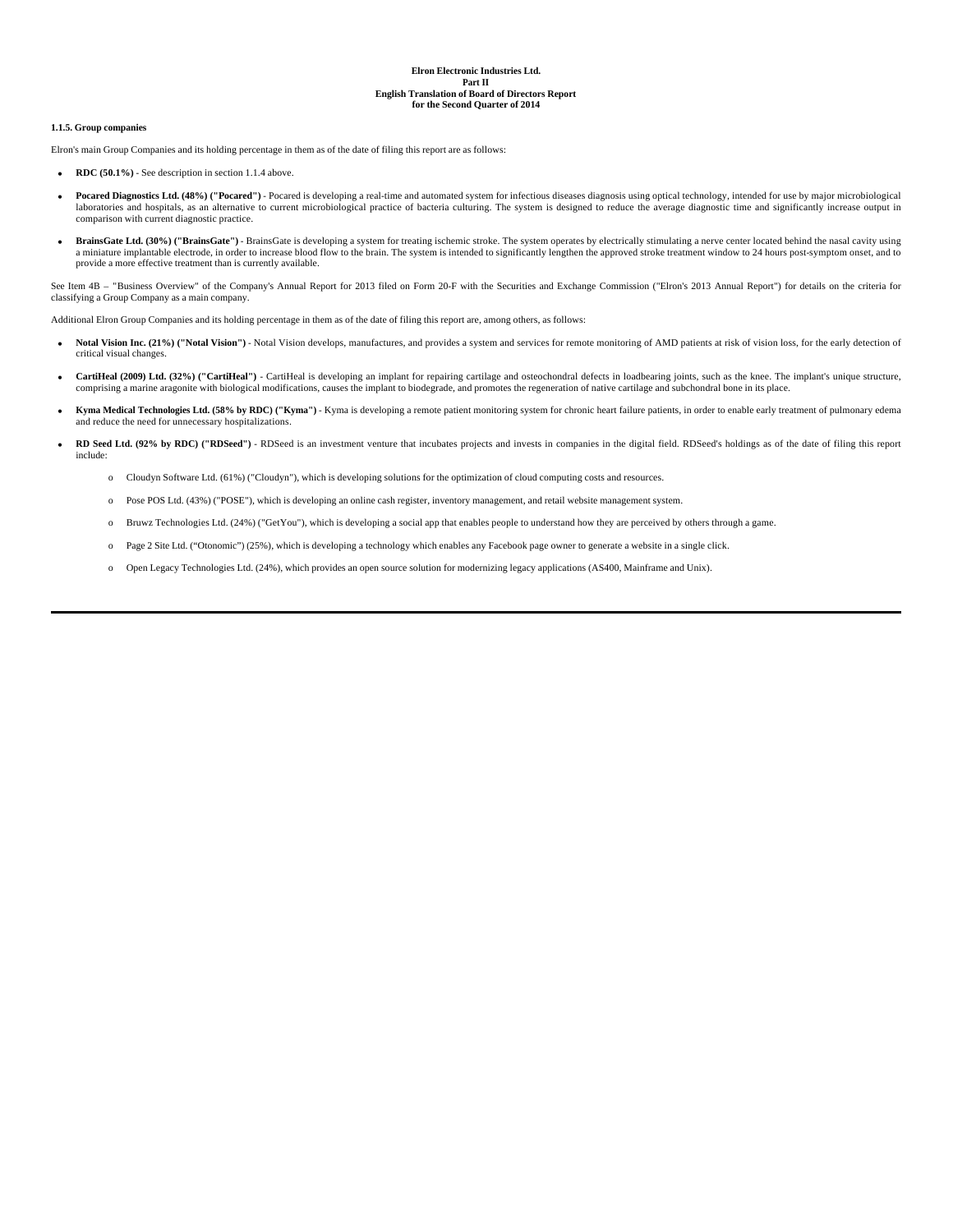**Elron Electronic Industries Ltd.**
**Part II**
**English Translation of Board of Directors Report**
**for the Second Quarter of 2014**

**1.1.5. Group companies**

Elron's main Group Companies and its holding percentage in them as of the date of filing this report are as follows:

- **RDC (50.1%)** - See description in section 1.1.4 above.
- **Pocared Diagnostics Ltd. (48%) ("Pocared")** - Pocared is developing a real-time and automated system for infectious diseases diagnosis using optical technology, intended for use by major microbiological laboratories and hospitals, as an alternative to current microbiological practice of bacteria culturing. The system is designed to reduce the average diagnostic time and significantly increase output in comparison with current diagnostic practice.
- **BrainsGate Ltd. (30%) ("BrainsGate")** - BrainsGate is developing a system for treating ischemic stroke. The system operates by electrically stimulating a nerve center located behind the nasal cavity using a miniature implantable electrode, in order to increase blood flow to the brain. The system is intended to significantly lengthen the approved stroke treatment window to 24 hours post-symptom onset, and to provide a more effective treatment than is currently available.

See Item 4B – "Business Overview" of the Company's Annual Report for 2013 filed on Form 20-F with the Securities and Exchange Commission ("Elron's 2013 Annual Report") for details on the criteria for classifying a Group Company as a main company.

Additional Elron Group Companies and its holding percentage in them as of the date of filing this report are, among others, as follows:

- **Notal Vision Inc. (21%) ("Notal Vision")** - Notal Vision develops, manufactures, and provides a system and services for remote monitoring of AMD patients at risk of vision loss, for the early detection of critical visual changes.
- **CartiHeal (2009) Ltd. (32%) ("CartiHeal")** - CartiHeal is developing an implant for repairing cartilage and osteochondral defects in loadbearing joints, such as the knee. The implant's unique structure, comprising a marine aragonite with biological modifications, causes the implant to biodegrade, and promotes the regeneration of native cartilage and subchondral bone in its place.
- **Kyma Medical Technologies Ltd. (58% by RDC) ("Kyma")** - Kyma is developing a remote patient monitoring system for chronic heart failure patients, in order to enable early treatment of pulmonary edema and reduce the need for unnecessary hospitalizations.
- **RD Seed Ltd. (92% by RDC) ("RDSeed")** - RDSeed is an investment venture that incubates projects and invests in companies in the digital field. RDSeed's holdings as of the date of filing this report include:
  - Cloudyn Software Ltd. (61%) ("Cloudyn"), which is developing solutions for the optimization of cloud computing costs and resources.
  - Pose POS Ltd. (43%) ("POSE"), which is developing an online cash register, inventory management, and retail website management system.
  - Bruwz Technologies Ltd. (24%) ("GetYou"), which is developing a social app that enables people to understand how they are perceived by others through a game.
  - Page 2 Site Ltd. ("Otonomic") (25%), which is developing a technology which enables any Facebook page owner to generate a website in a single click.
  - Open Legacy Technologies Ltd. (24%), which provides an open source solution for modernizing legacy applications (AS400, Mainframe and Unix).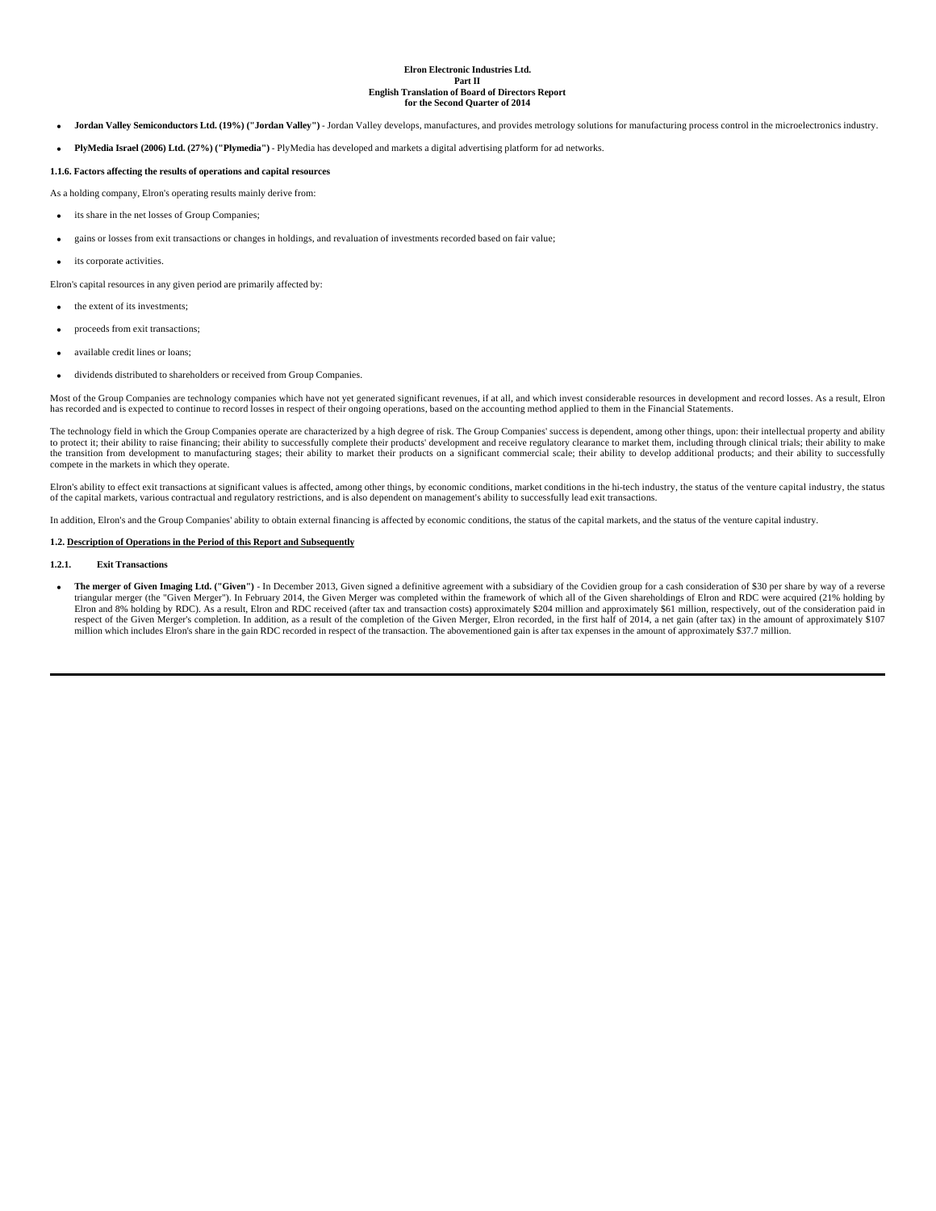- **Jordan Valley Semiconductors Ltd. (19%) ("Jordan Valley")** - Jordan Valley develops, manufactures, and provides metrology solutions for manufacturing process control in the microelectronics industry.

- **PlyMedia Israel (2006) Ltd. (27%) ("Plymedia")** - PlyMedia has developed and markets a digital advertising platform for ad networks.

**1.1.6. Factors affecting the results of operations and capital resources**

As a holding company, Elron's operating results mainly derive from:

- its share in the net losses of Group Companies;
- gains or losses from exit transactions or changes in holdings, and revaluation of investments recorded based on fair value;
- its corporate activities.

Elron's capital resources in any given period are primarily affected by:

- the extent of its investments;
- proceeds from exit transactions;
- available credit lines or loans;
- dividends distributed to shareholders or received from Group Companies.

Most of the Group Companies are technology companies which have not yet generated significant revenues, if at all, and which invest considerable resources in development and record losses. As a result, Elron has recorded and is expected to continue to record losses in respect of their ongoing operations, based on the accounting method applied to them in the Financial Statements.

The technology field in which the Group Companies operate are characterized by a high degree of risk. The Group Companies' success is dependent, among other things, upon: their intellectual property and ability to protect it; their ability to raise financing; their ability to successfully complete their products' development and receive regulatory clearance to market them, including through clinical trials; their ability to make the transition from development to manufacturing stages; their ability to market their products on a significant commercial scale; their ability to develop additional products; and their ability to successfully compete in the markets in which they operate.

Elron's ability to effect exit transactions at significant values is affected, among other things, by economic conditions, market conditions in the hi-tech industry, the status of the venture capital industry, the status of the capital markets, various contractual and regulatory restrictions, and is also dependent on management's ability to successfully lead exit transactions.

In addition, Elron's and the Group Companies' ability to obtain external financing is affected by economic conditions, the status of the capital markets, and the status of the venture capital industry.

**1.2. Description of Operations in the Period of this Report and Subsequently**

**1.2.1. Exit Transactions**

- **The merger of Given Imaging Ltd. ("Given")** - In December 2013, Given signed a definitive agreement with a subsidiary of the Covidien group for a cash consideration of $30 per share by way of a reverse triangular merger (the "Given Merger"). In February 2014, the Given Merger was completed within the framework of which all of the Given shareholdings of Elron and RDC were acquired (21% holding by Elron and 8% holding by RDC). As a result, Elron and RDC received (after tax and transaction costs) approximately $204 million and approximately $61 million, respectively, out of the consideration paid in respect of the Given Merger's completion. In addition, as a result of the completion of the Given Merger, Elron recorded, in the first half of 2014, a net gain (after tax) in the amount of approximately $107 million which includes Elron's share in the gain RDC recorded in respect of the transaction. The abovementioned gain is after tax expenses in the amount of approximately $37.7 million.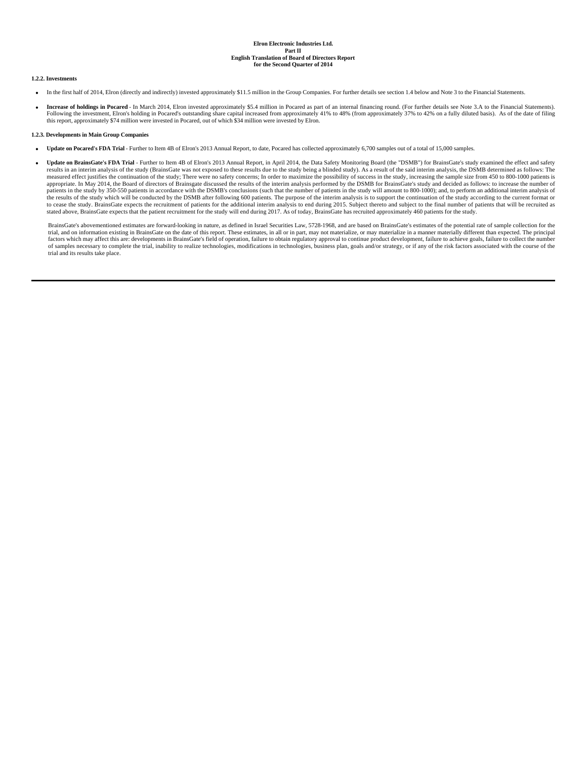**Elron Electronic Industries Ltd.**
**Part II**
**English Translation of Board of Directors Report**
**for the Second Quarter of 2014**

**1.2.2. Investments**

- In the first half of 2014, Elron (directly and indirectly) invested approximately $11.5 million in the Group Companies. For further details see section 1.4 below and Note 3 to the Financial Statements.

- **Increase of holdings in Pocared** - In March 2014, Elron invested approximately $5.4 million in Pocared as part of an internal financing round. (For further details see Note 3.A to the Financial Statements). Following the investment, Elron's holding in Pocared's outstanding share capital increased from approximately 41% to 48% (from approximately 37% to 42% on a fully diluted basis). As of the date of filing this report, approximately $74 million were invested in Pocared, out of which $34 million were invested by Elron.

**1.2.3. Developments in Main Group Companies**

- **Update on Pocared's FDA Trial** - Further to Item 4B of Elron's 2013 Annual Report, to date, Pocared has collected approximately 6,700 samples out of a total of 15,000 samples.

- **Update on BrainsGate's FDA Trial** - Further to Item 4B of Elron's 2013 Annual Report, in April 2014, the Data Safety Monitoring Board (the "DSMB") for BrainsGate's study examined the effect and safety results in an interim analysis of the study (BrainsGate was not exposed to these results due to the study being a blinded study). As a result of the said interim analysis, the DSMB determined as follows: The measured effect justifies the continuation of the study; There were no safety concerns; In order to maximize the possibility of success in the study, increasing the sample size from 450 to 800-1000 patients is appropriate. In May 2014, the Board of directors of Brainsgate discussed the results of the interim analysis performed by the DSMB for BrainsGate's study and decided as follows: to increase the number of patients in the study by 350-550 patients in accordance with the DSMB's conclusions (such that the number of patients in the study will amount to 800-1000); and, to perform an additional interim analysis of the results of the study which will be conducted by the DSMB after following 600 patients. The purpose of the interim analysis is to support the continuation of the study according to the current format or to cease the study. BrainsGate expects the recruitment of patients for the additional interim analysis to end during 2015. Subject thereto and subject to the final number of patients that will be recruited as stated above, BrainsGate expects that the patient recruitment for the study will end during 2017. As of today, BrainsGate has recruited approximately 460 patients for the study.

  BrainsGate's abovementioned estimates are forward-looking in nature, as defined in Israel Securities Law, 5728-1968, and are based on BrainsGate's estimates of the potential rate of sample collection for the trial, and on information existing in BrainsGate on the date of this report. These estimates, in all or in part, may not materialize, or may materialize in a manner materially different than expected. The principal factors which may affect this are: developments in BrainsGate's field of operation, failure to obtain regulatory approval to continue product development, failure to achieve goals, failure to collect the number of samples necessary to complete the trial, inability to realize technologies, modifications in technologies, business plan, goals and/or strategy, or if any of the risk factors associated with the course of the trial and its results take place.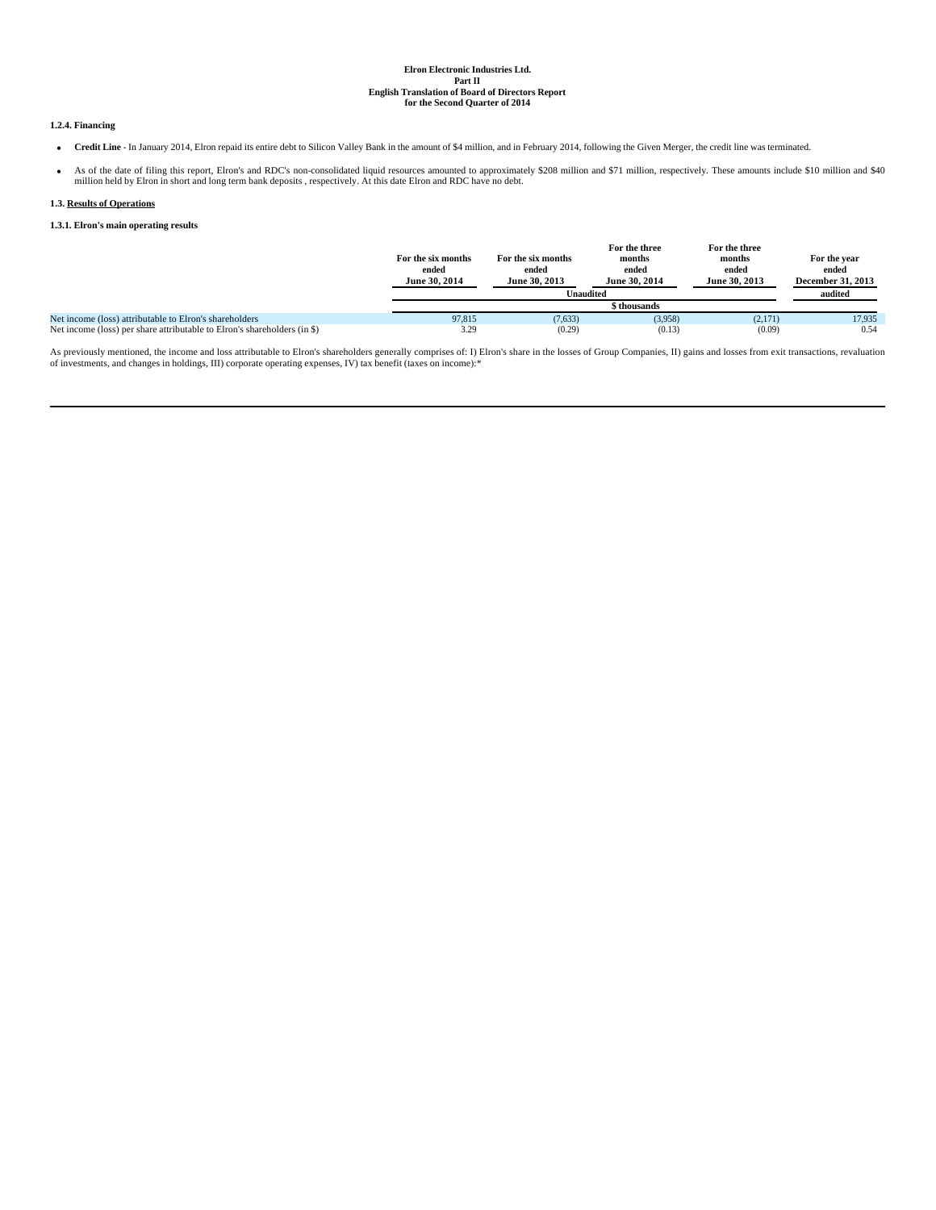# Elron Electronic Industries Ltd.
## Part II
## English Translation of Board of Directors Report for the Second Quarter of 2014

**1.2.4. Financing**

- **Credit Line** - In January 2014, Elron repaid its entire debt to Silicon Valley Bank in the amount of $4 million, and in February 2014, following the Given Merger, the credit line was terminated.
- As of the date of filing this report, Elron's and RDC's non-consolidated liquid resources amounted to approximately $208 million and $71 million, respectively. These amounts include $10 million and $40 million held by Elron in short and long term bank deposits , respectively. At this date Elron and RDC have no debt.

**1.3. Results of Operations**

**1.3.1. Elron's main operating results**

| | For the six months ended June 30, 2014 | For the six months ended June 30, 2013 | For the three months ended June 30, 2014 | For the three months ended June 30, 2013 | For the year ended December 31, 2013 |
|---|---|---|---|---|---|
| | Unaudited | | | | audited |
| | $ thousands | | | | |
| Net income (loss) attributable to Elron's shareholders | 97,815 | (7,633) | (3,958) | (2,171) | 17,935 |
| Net income (loss) per share attributable to Elron's shareholders (in $) | 3.29 | (0.29) | (0.13) | (0.09) | 0.54 |

As previously mentioned, the income and loss attributable to Elron's shareholders generally comprises of: I) Elron's share in the losses of Group Companies, II) gains and losses from exit transactions, revaluation of investments, and changes in holdings, III) corporate operating expenses, IV) tax benefit (taxes on income):*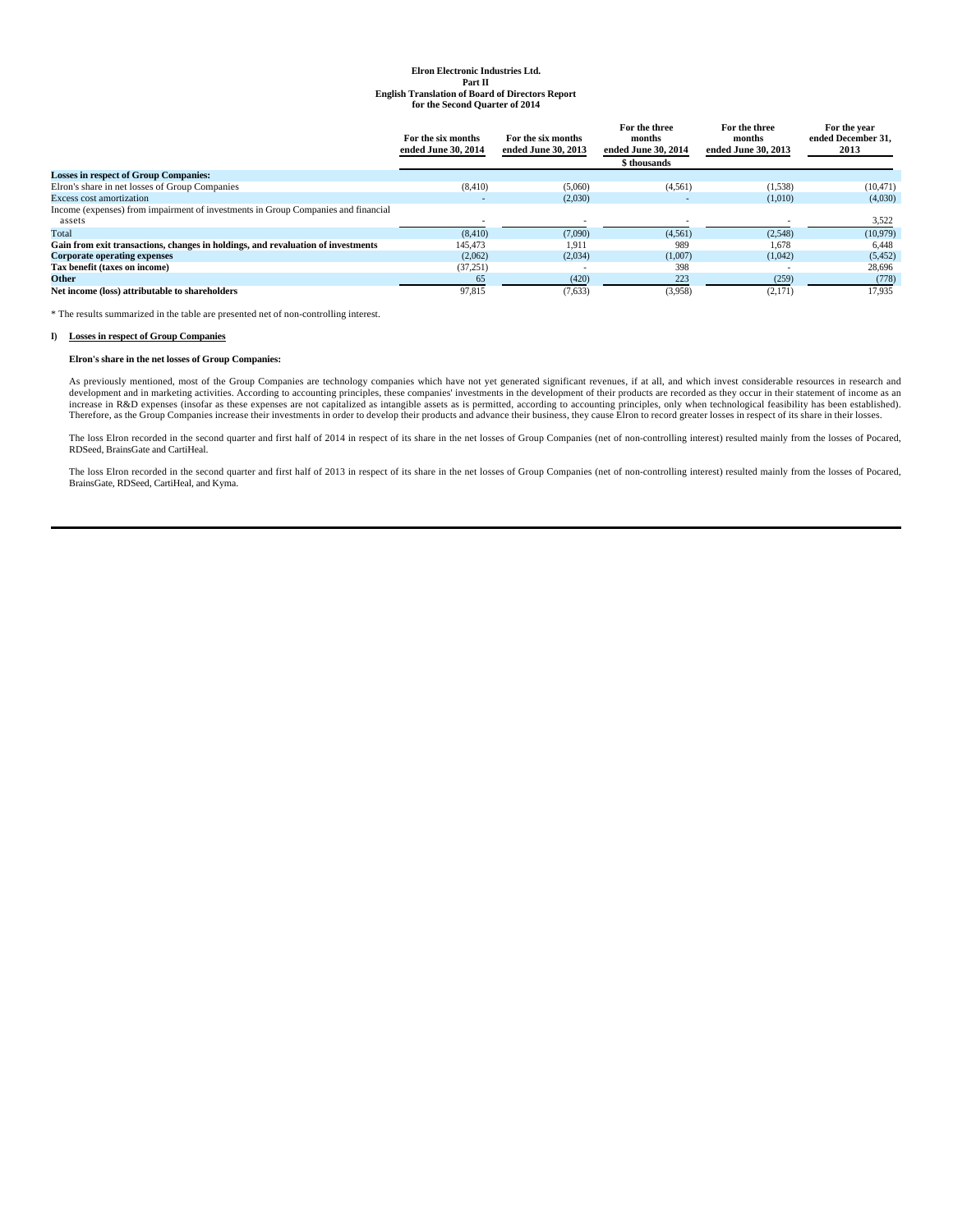**Elron Electronic Industries Ltd.**
**Part II**
**English Translation of Board of Directors Report**
**for the Second Quarter of 2014**

| | For the six months ended June 30, 2014 | For the six months ended June 30, 2013 | For the three months ended June 30, 2014 | For the three months ended June 30, 2013 | For the year ended December 31, 2013 |
|---|---|---|---|---|---|
| | | | $ thousands | | |
| **Losses in respect of Group Companies:** | | | | | |
| Elron's share in net losses of Group Companies | (8,410) | (5,060) | (4,561) | (1,538) | (10,471) |
| Excess cost amortization | - | (2,030) | - | (1,010) | (4,030) |
| Income (expenses) from impairment of investments in Group Companies and financial assets | - | - | - | - | 3,522 |
| Total | (8,410) | (7,090) | (4,561) | (2,548) | (10,979) |
| **Gain from exit transactions, changes in holdings, and revaluation of investments** | 145,473 | 1,911 | 989 | 1,678 | 6,448 |
| **Corporate operating expenses** | (2,062) | (2,034) | (1,007) | (1,042) | (5,452) |
| **Tax benefit (taxes on income)** | (37,251) | - | 398 | - | 28,696 |
| **Other** | 65 | (420) | 223 | (259) | (778) |
| **Net income (loss) attributable to shareholders** | 97,815 | (7,633) | (3,958) | (2,171) | 17,935 |

* The results summarized in the table are presented net of non-controlling interest.

**I) Losses in respect of Group Companies**

**Elron's share in the net losses of Group Companies:**

As previously mentioned, most of the Group Companies are technology companies which have not yet generated significant revenues, if at all, and which invest considerable resources in research and development and in marketing activities. According to accounting principles, these companies' investments in the development of their products are recorded as they occur in their statement of income as an increase in R&D expenses (insofar as these expenses are not capitalized as intangible assets as is permitted, according to accounting principles, only when technological feasibility has been established). Therefore, as the Group Companies increase their investments in order to develop their products and advance their business, they cause Elron to record greater losses in respect of its share in their losses.

The loss Elron recorded in the second quarter and first half of 2014 in respect of its share in the net losses of Group Companies (net of non-controlling interest) resulted mainly from the losses of Pocared, RDSeed, BrainsGate and CartiHeal.

The loss Elron recorded in the second quarter and first half of 2013 in respect of its share in the net losses of Group Companies (net of non-controlling interest) resulted mainly from the losses of Pocared, BrainsGate, RDSeed, CartiHeal, and Kyma.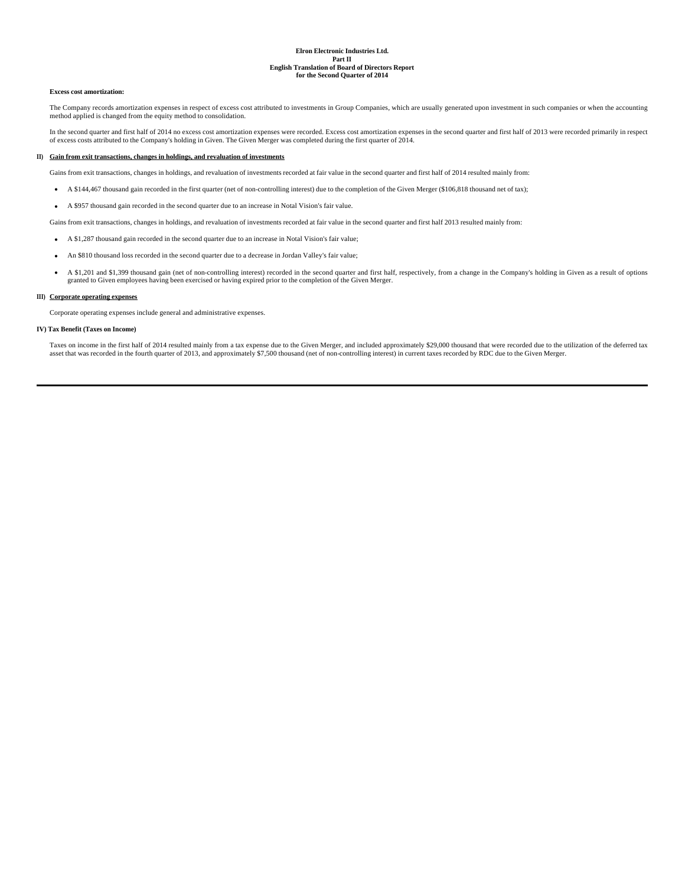**Excess cost amortization:**

The Company records amortization expenses in respect of excess cost attributed to investments in Group Companies, which are usually generated upon investment in such companies or when the accounting method applied is changed from the equity method to consolidation.

In the second quarter and first half of 2014 no excess cost amortization expenses were recorded. Excess cost amortization expenses in the second quarter and first half of 2013 were recorded primarily in respect of excess costs attributed to the Company's holding in Given. The Given Merger was completed during the first quarter of 2014.

**II) Gain from exit transactions, changes in holdings, and revaluation of investments**

Gains from exit transactions, changes in holdings, and revaluation of investments recorded at fair value in the second quarter and first half of 2014 resulted mainly from:

- A \$144,467 thousand gain recorded in the first quarter (net of non-controlling interest) due to the completion of the Given Merger (\$106,818 thousand net of tax);
- A \$957 thousand gain recorded in the second quarter due to an increase in Notal Vision's fair value.

Gains from exit transactions, changes in holdings, and revaluation of investments recorded at fair value in the second quarter and first half 2013 resulted mainly from:

- A \$1,287 thousand gain recorded in the second quarter due to an increase in Notal Vision's fair value;
- An \$810 thousand loss recorded in the second quarter due to a decrease in Jordan Valley's fair value;
- A \$1,201 and \$1,399 thousand gain (net of non-controlling interest) recorded in the second quarter and first half, respectively, from a change in the Company's holding in Given as a result of options granted to Given employees having been exercised or having expired prior to the completion of the Given Merger.

**III) Corporate operating expenses**

Corporate operating expenses include general and administrative expenses.

**IV) Tax Benefit (Taxes on Income)**

Taxes on income in the first half of 2014 resulted mainly from a tax expense due to the Given Merger, and included approximately \$29,000 thousand that were recorded due to the utilization of the deferred tax asset that was recorded in the fourth quarter of 2013, and approximately \$7,500 thousand (net of non-controlling interest) in current taxes recorded by RDC due to the Given Merger.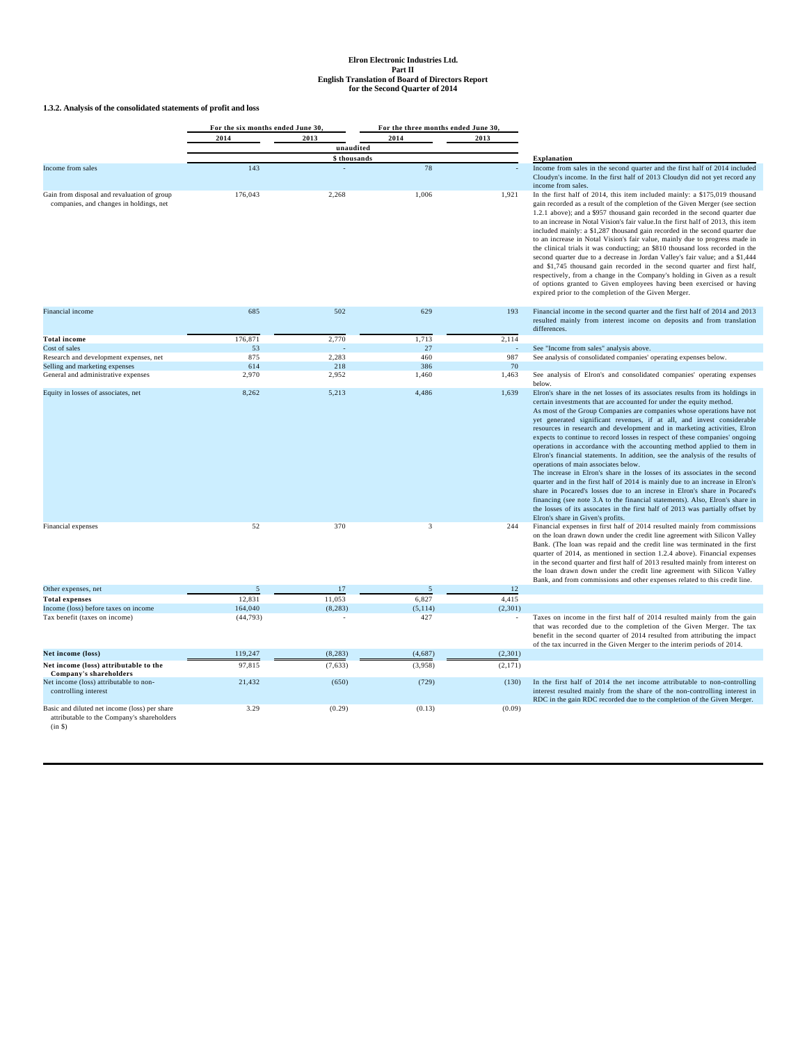### 1.3.2. Analysis of the consolidated statements of profit and loss

| | For the six months ended June 30, | | For the three months ended June 30, | | |
|---|---|---|---|---|---|
| | 2014 | 2013 | 2014 | 2013 | |
| | unaudited | | | | |
| | $ thousands | | | | Explanation |
| Income from sales | 143 | - | 78 | - | Income from sales in the second quarter and the first half of 2014 included Cloudyn's income. In the first half of 2013 Cloudyn did not yet record any income from sales. |
| Gain from disposal and revaluation of group companies, and changes in holdings, net | 176,043 | 2,268 | 1,006 | 1,921 | In the first half of 2014, this item included mainly: a $175,019 thousand gain recorded as a result of the completion of the Given Merger (see section 1.2.1 above); and a $957 thousand gain recorded in the second quarter due to an increase in Notal Vision's fair value.In the first half of 2013, this item included mainly: a $1,287 thousand gain recorded in the second quarter due to an increase in Notal Vision's fair value, mainly due to progress made in the clinical trials it was conducting; an $810 thousand loss recorded in the second quarter due to a decrease in Jordan Valley's fair value; and a $1,444 and $1,745 thousand gain recorded in the second quarter and first half, respectively, from a change in the Company's holding in Given as a result of options granted to Given employees having been exercised or having expired prior to the completion of the Given Merger. |
| Financial income | 685 | 502 | 629 | 193 | Financial income in the second quarter and the first half of 2014 and 2013 resulted mainly from interest income on deposits and from translation differences. |
| **Total income** | 176,871 | 2,770 | 1,713 | 2,114 | |
| Cost of sales | 53 | - | 27 | - | See "Income from sales" analysis above. |
| Research and development expenses, net | 875 | 2,283 | 460 | 987 | See analysis of consolidated companies' operating expenses below. |
| Selling and marketing expenses | 614 | 218 | 386 | 70 | |
| General and administrative expenses | 2,970 | 2,952 | 1,460 | 1,463 | See analysis of Elron's and consolidated companies' operating expenses below. |
| Equity in losses of associates, net | 8,262 | 5,213 | 4,486 | 1,639 | Elron's share in the net losses of its associates results from its holdings in certain investments that are accounted for under the equity method. As most of the Group Companies are companies whose operations have not yet generated significant revenues, if at all, and invest considerable resources in research and development and in marketing activities, Elron expects to continue to record losses in respect of these companies' ongoing operations in accordance with the accounting method applied to them in Elron's financial statements. In addition, see the analysis of the results of operations of main associates below. The increase in Elron's share in the losses of its associates in the second quarter and in the first half of 2014 is mainly due to an increase in Elron's share in Pocared's losses due to an increse in Elron's share in Pocared's financing (see note 3.A to the financial statements). Also, Elron's share in the losses of its assocates in the first half of 2013 was partially offset by Elron's share in Given's profits. |
| Financial expenses | 52 | 370 | 3 | 244 | Financial expenses in first half of 2014 resulted mainly from commissions on the loan drawn down under the credit line agreement with Silicon Valley Bank. (The loan was repaid and the credit line was terminated in the first quarter of 2014, as mentioned in section 1.2.4 above). Financial expenses in the second quarter and first half of 2013 resulted mainly from interest on the loan drawn down under the credit line agreement with Silicon Valley Bank, and from commissions and other expenses related to this credit line. |
| Other expenses, net | 5 | 17 | 5 | 12 | |
| **Total expenses** | 12,831 | 11,053 | 6,827 | 4,415 | |
| Income (loss) before taxes on income | 164,040 | (8,283) | (5,114) | (2,301) | |
| Tax benefit (taxes on income) | (44,793) | - | 427 | - | Taxes on income in the first half of 2014 resulted mainly from the gain that was recorded due to the completion of the Given Merger. The tax benefit in the second quarter of 2014 resulted from attributing the impact of the tax incurred in the Given Merger to the interim periods of 2014. |
| **Net income (loss)** | 119,247 | (8,283) | (4,687) | (2,301) | |
| **Net income (loss) attributable to the Company's shareholders** | 97,815 | (7,633) | (3,958) | (2,171) | |
| Net income (loss) attributable to non-controlling interest | 21,432 | (650) | (729) | (130) | In the first half of 2014 the net income attributable to non-controlling interest resulted mainly from the share of the non-controlling interest in RDC in the gain RDC recorded due to the completion of the Given Merger. |
| Basic and diluted net income (loss) per share attributable to the Company's shareholders (in $) | 3.29 | (0.29) | (0.13) | (0.09) | |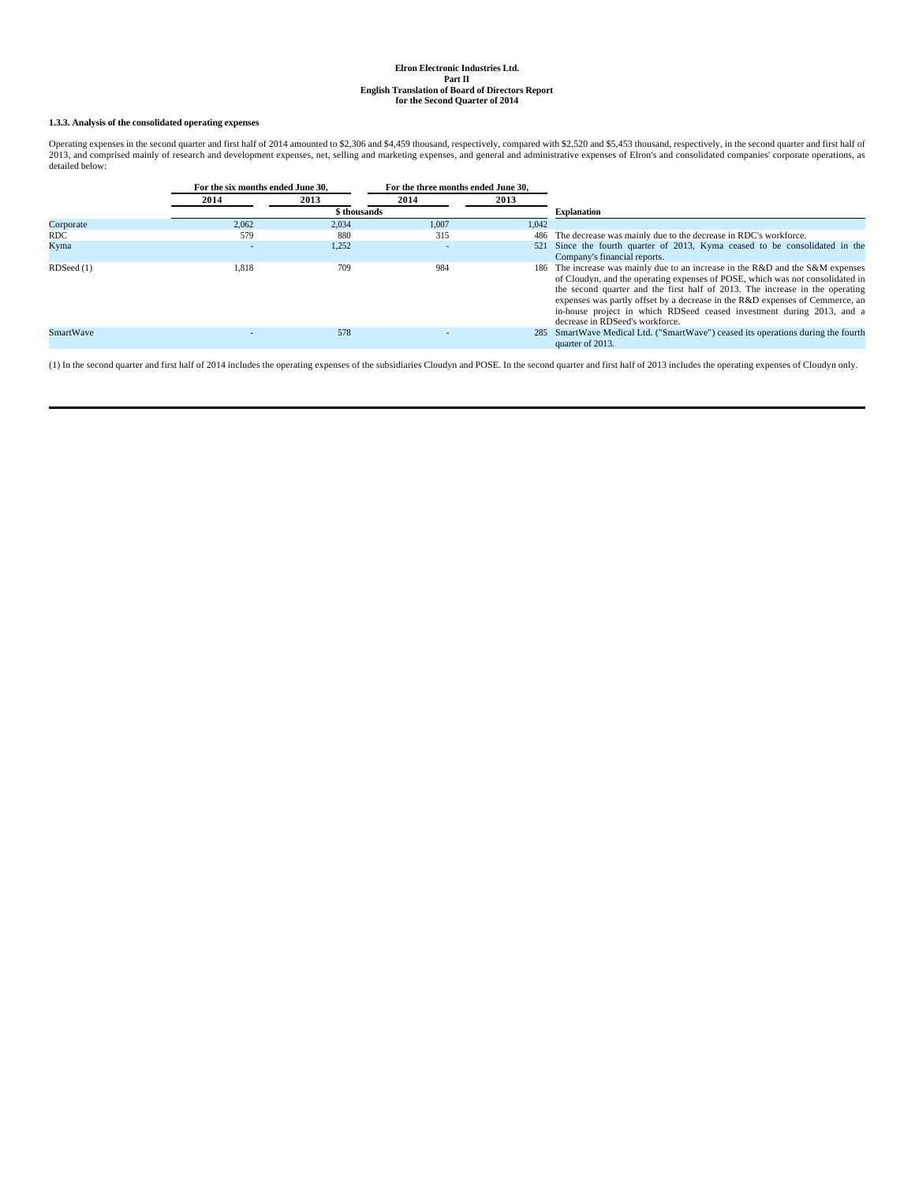**Elron Electronic Industries Ltd.**
**Part II**
**English Translation of Board of Directors Report**
**for the Second Quarter of 2014**

#### 1.3.3. Analysis of the consolidated operating expenses

Operating expenses in the second quarter and first half of 2014 amounted to $2,306 and $4,459 thousand, respectively, compared with $2,520 and $5,453 thousand, respectively, in the second quarter and first half of 2013, and comprised mainly of research and development expenses, net, selling and marketing expenses, and general and administrative expenses of Elron's and consolidated companies' corporate operations, as detailed below:

| | For the six months ended June 30, | | For the three months ended June 30, | | |
|---|---|---|---|---|---|
| | 2014 | 2013 | 2014 | 2013 | |
| | $ thousands | | | | Explanation |
| Corporate | 2,062 | 2,034 | 1,007 | 1,042 | |
| RDC | 579 | 880 | 315 | 486 | The decrease was mainly due to the decrease in RDC's workforce. |
| Kyma | - | 1,252 | - | 521 | Since the fourth quarter of 2013, Kyma ceased to be consolidated in the Company's financial reports. |
| RDSeed (1) | 1,818 | 709 | 984 | 186 | The increase was mainly due to an increase in the R&D and the S&M expenses of Cloudyn, and the operating expenses of POSE, which was not consolidated in the second quarter and the first half of 2013. The increase in the operating expenses was partly offset by a decrease in the R&D expenses of Cemmerce, an in-house project in which RDSeed ceased investment during 2013, and a decrease in RDSeed's workforce. |
| SmartWave | - | 578 | - | 285 | SmartWave Medical Ltd. ("SmartWave") ceased its operations during the fourth quarter of 2013. |

(1) In the second quarter and first half of 2014 includes the operating expenses of the subsidiaries Cloudyn and POSE. In the second quarter and first half of 2013 includes the operating expenses of Cloudyn only.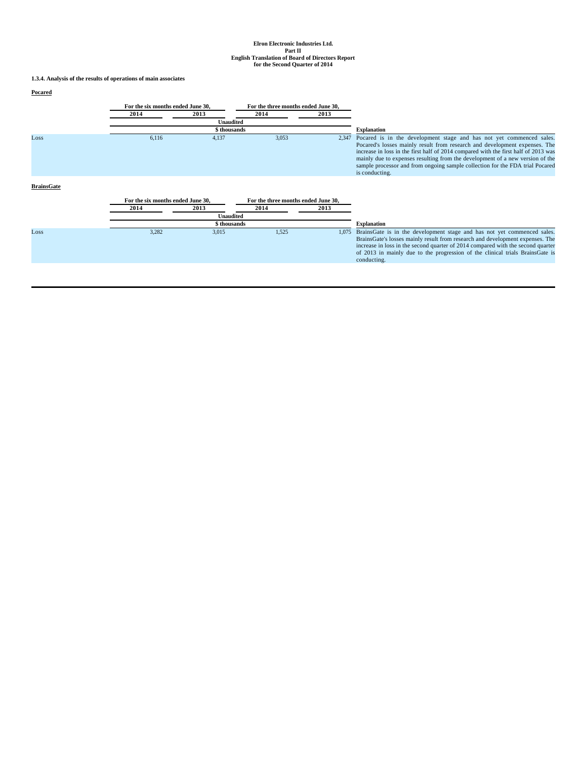### 1.3.4. Analysis of the results of operations of main associates

**Pocared**

| | For the six months ended June 30, | | For the three months ended June 30, | | |
|---|---|---|---|---|---|
| | 2014 | 2013 | 2014 | 2013 | |
| | Unaudited | | | | |
| | $ thousands | | | | Explanation |
| Loss | 6,116 | 4,137 | 3,053 | 2,347 | Pocared is in the development stage and has not yet commenced sales. Pocared's losses mainly result from research and development expenses. The increase in loss in the first half of 2014 compared with the first half of 2013 was mainly due to expenses resulting from the development of a new version of the sample processor and from ongoing sample collection for the FDA trial Pocared is conducting. |

**BrainsGate**

| | For the six months ended June 30, | | For the three months ended June 30, | | |
|---|---|---|---|---|---|
| | 2014 | 2013 | 2014 | 2013 | |
| | Unaudited | | | | |
| | $ thousands | | | | Explanation |
| Loss | 3,282 | 3,015 | 1,525 | 1,075 | BrainsGate is in the development stage and has not yet commenced sales. BrainsGate's losses mainly result from research and development expenses. The increase in loss in the second quarter of 2014 compared with the second quarter of 2013 in mainly due to the progression of the clinical trials BrainsGate is conducting. |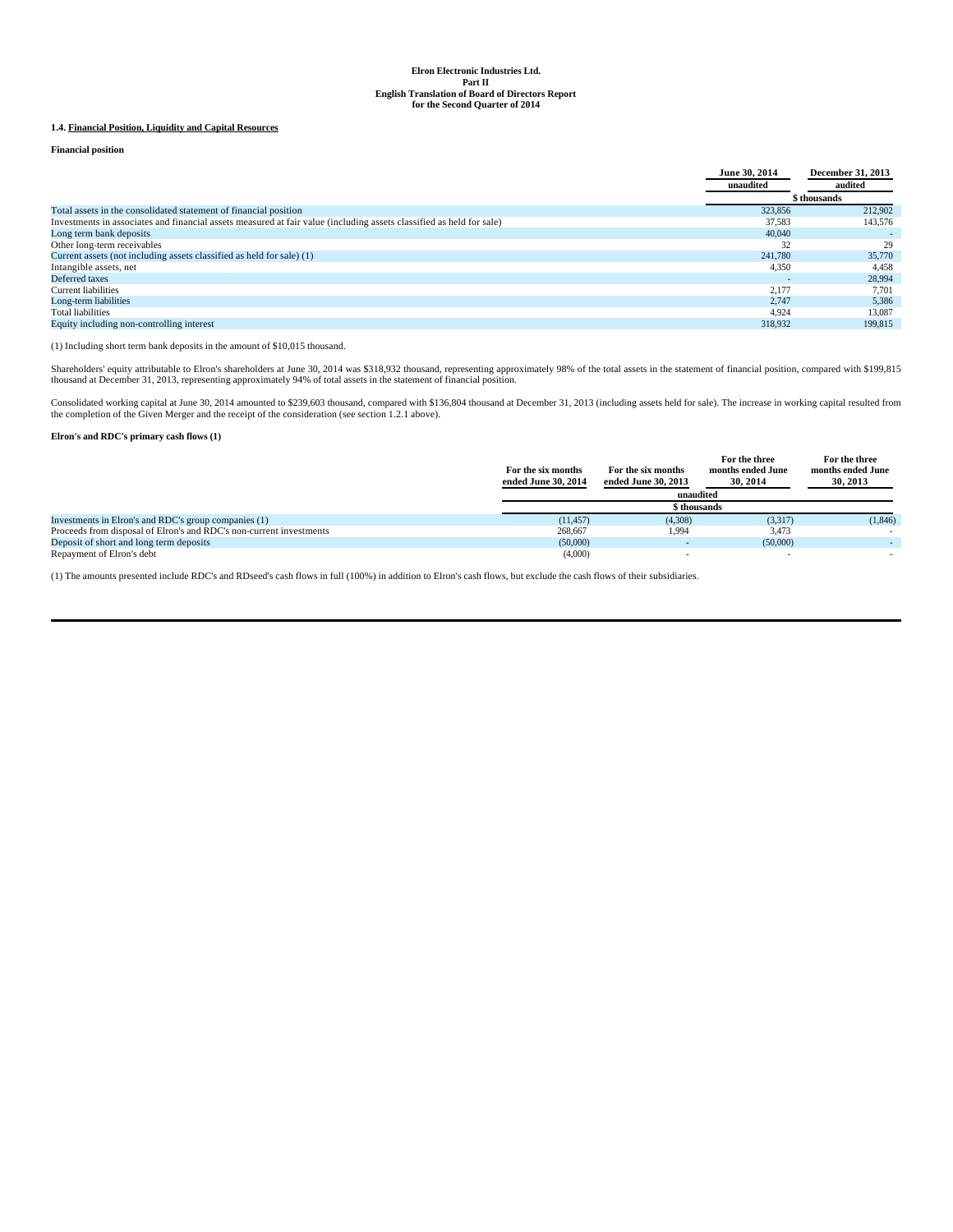**Elron Electronic Industries Ltd.**
**Part II**
**English Translation of Board of Directors Report**
**for the Second Quarter of 2014**

**1.4. Financial Position, Liquidity and Capital Resources**

**Financial position**

| | June 30, 2014 | December 31, 2013 |
|---|---|---|
| | unaudited | audited |
| | $ thousands | |
| Total assets in the consolidated statement of financial position | 323,856 | 212,902 |
| Investments in associates and financial assets measured at fair value (including assets classified as held for sale) | 37,583 | 143,576 |
| Long term bank deposits | 40,040 | - |
| Other long-term receivables | 32 | 29 |
| Current assets (not including assets classified as held for sale) (1) | 241,780 | 35,770 |
| Intangible assets, net | 4,350 | 4,458 |
| Deferred taxes | - | 28,994 |
| Current liabilities | 2,177 | 7,701 |
| Long-term liabilities | 2,747 | 5,386 |
| Total liabilities | 4,924 | 13,087 |
| Equity including non-controlling interest | 318,932 | 199,815 |

(1) Including short term bank deposits in the amount of $10,015 thousand.

Shareholders' equity attributable to Elron's shareholders at June 30, 2014 was $318,932 thousand, representing approximately 98% of the total assets in the statement of financial position, compared with $199,815 thousand at December 31, 2013, representing approximately 94% of total assets in the statement of financial position.

Consolidated working capital at June 30, 2014 amounted to $239,603 thousand, compared with $136,804 thousand at December 31, 2013 (including assets held for sale). The increase in working capital resulted from the completion of the Given Merger and the receipt of the consideration (see section 1.2.1 above).

**Elron's and RDC's primary cash flows (1)**

| | For the six months ended June 30, 2014 | For the six months ended June 30, 2013 | For the three months ended June 30, 2014 | For the three months ended June 30, 2013 |
|---|---|---|---|---|
| | unaudited | | | |
| | $ thousands | | | |
| Investments in Elron's and RDC's group companies (1) | (11,457) | (4,308) | (3,317) | (1,846) |
| Proceeds from disposal of Elron's and RDC's non-current investments | 268,667 | 1,994 | 3,473 | - |
| Deposit of short and long term deposits | (50,000) | - | (50,000) | - |
| Repayment of Elron's debt | (4,000) | - | - | - |

(1) The amounts presented include RDC's and RDseed's cash flows in full (100%) in addition to Elron's cash flows, but exclude the cash flows of their subsidiaries.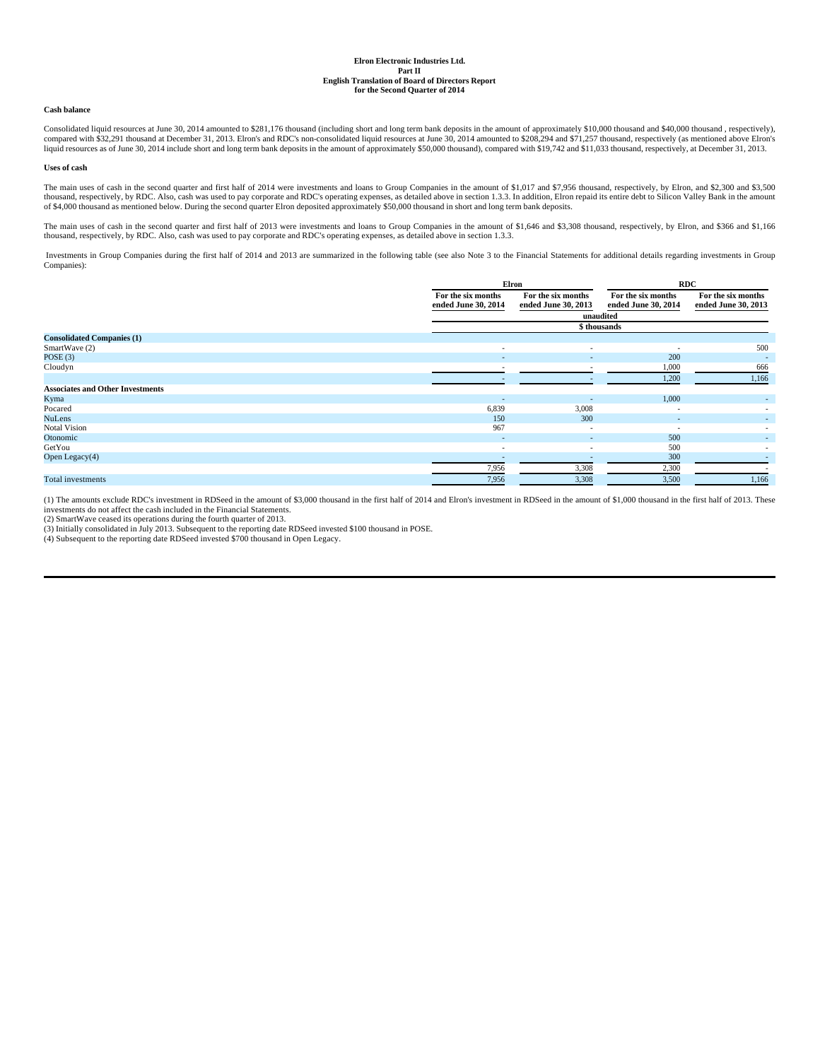Elron Electronic Industries Ltd.
Part II
English Translation of Board of Directors Report
for the Second Quarter of 2014

**Cash balance**

Consolidated liquid resources at June 30, 2014 amounted to $281,176 thousand (including short and long term bank deposits in the amount of approximately $10,000 thousand and $40,000 thousand , respectively), compared with $32,291 thousand at December 31, 2013. Elron's and RDC's non-consolidated liquid resources at June 30, 2014 amounted to $208,294 and $71,257 thousand, respectively (as mentioned above Elron's liquid resources as of June 30, 2014 include short and long term bank deposits in the amount of approximately $50,000 thousand), compared with $19,742 and $11,033 thousand, respectively, at December 31, 2013.

**Uses of cash**

The main uses of cash in the second quarter and first half of 2014 were investments and loans to Group Companies in the amount of $1,017 and $7,956 thousand, respectively, by Elron, and $2,300 and $3,500 thousand, respectively, by RDC. Also, cash was used to pay corporate and RDC's operating expenses, as detailed above in section 1.3.3. In addition, Elron repaid its entire debt to Silicon Valley Bank in the amount of $4,000 thousand as mentioned below. During the second quarter Elron deposited approximately $50,000 thousand in short and long term bank deposits.

The main uses of cash in the second quarter and first half of 2013 were investments and loans to Group Companies in the amount of $1,646 and $3,308 thousand, respectively, by Elron, and $366 and $1,166 thousand, respectively, by RDC. Also, cash was used to pay corporate and RDC's operating expenses, as detailed above in section 1.3.3.

Investments in Group Companies during the first half of 2014 and 2013 are summarized in the following table (see also Note 3 to the Financial Statements for additional details regarding investments in Group Companies):

| | Elron | | RDC | |
|---|---|---|---|---|
| | For the six months ended June 30, 2014 | For the six months ended June 30, 2013 | For the six months ended June 30, 2014 | For the six months ended June 30, 2013 |
| | unaudited | | | |
| | $ thousands | | | |
| **Consolidated Companies (1)** | | | | |
| SmartWave (2) | - | - | - | 500 |
| POSE (3) | - | - | 200 | - |
| Cloudyn | - | - | 1,000 | 666 |
| | - | - | 1,200 | 1,166 |
| **Associates and Other Investments** | | | | |
| Kyma | - | - | 1,000 | - |
| Pocared | 6,839 | 3,008 | - | - |
| NuLens | 150 | 300 | - | - |
| Notal Vision | 967 | - | - | - |
| Otonomic | - | - | 500 | - |
| GetYou | - | - | 500 | - |
| Open Legacy(4) | - | - | 300 | - |
| | 7,956 | 3,308 | 2,300 | - |
| Total investments | 7,956 | 3,308 | 3,500 | 1,166 |

(1) The amounts exclude RDC's investment in RDSeed in the amount of $3,000 thousand in the first half of 2014 and Elron's investment in RDSeed in the amount of $1,000 thousand in the first half of 2013. These investments do not affect the cash included in the Financial Statements.
(2) SmartWave ceased its operations during the fourth quarter of 2013.
(3) Initially consolidated in July 2013. Subsequent to the reporting date RDSeed invested $100 thousand in POSE.
(4) Subsequent to the reporting date RDSeed invested $700 thousand in Open Legacy.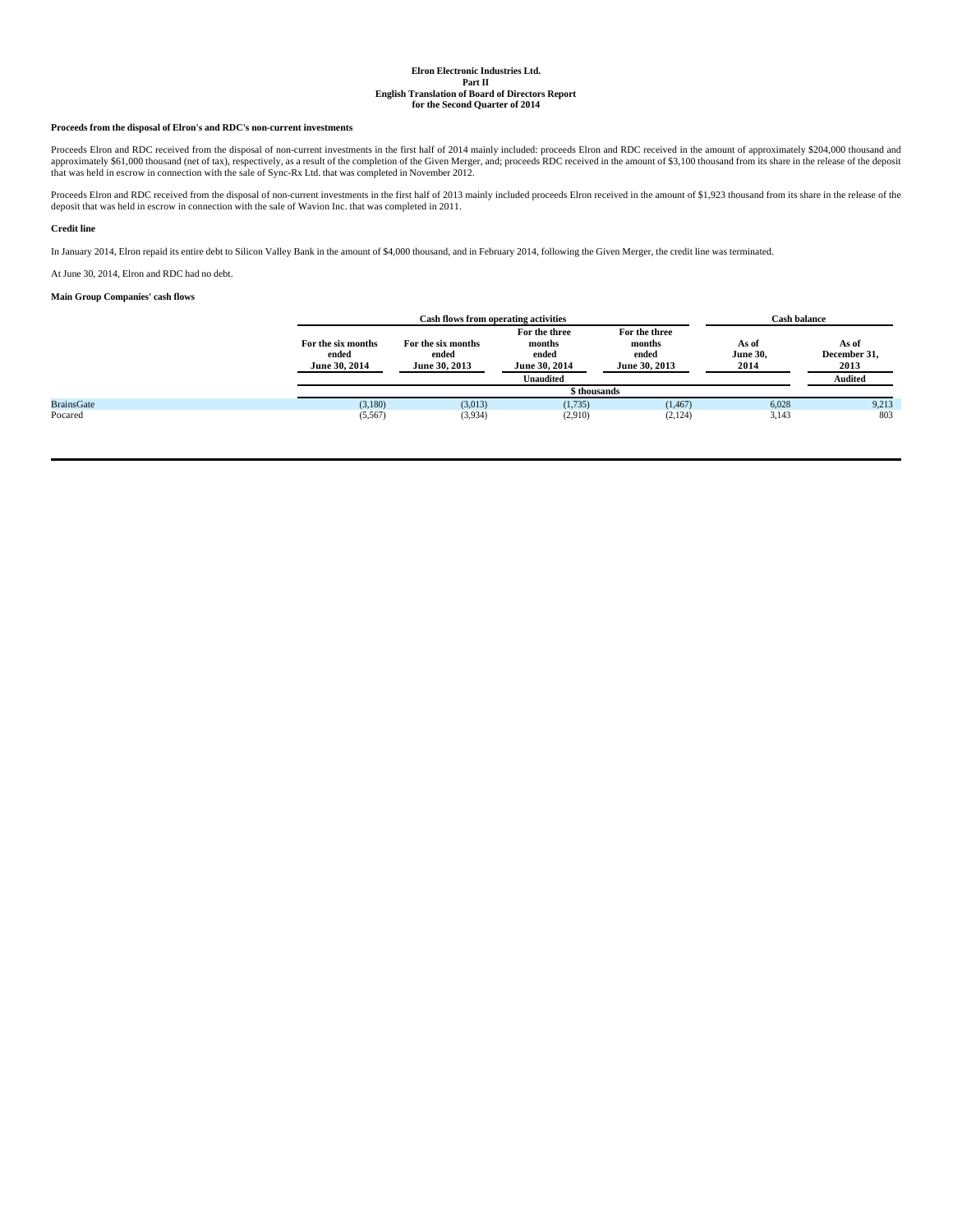### Proceeds from the disposal of Elron's and RDC's non-current investments

Proceeds Elron and RDC received from the disposal of non-current investments in the first half of 2014 mainly included: proceeds Elron and RDC received in the amount of approximately $204,000 thousand and approximately $61,000 thousand (net of tax), respectively, as a result of the completion of the Given Merger, and; proceeds RDC received in the amount of $3,100 thousand from its share in the release of the deposit that was held in escrow in connection with the sale of Sync-Rx Ltd. that was completed in November 2012.

Proceeds Elron and RDC received from the disposal of non-current investments in the first half of 2013 mainly included proceeds Elron received in the amount of $1,923 thousand from its share in the release of the deposit that was held in escrow in connection with the sale of Wavion Inc. that was completed in 2011.

### Credit line

In January 2014, Elron repaid its entire debt to Silicon Valley Bank in the amount of $4,000 thousand, and in February 2014, following the Given Merger, the credit line was terminated.

At June 30, 2014, Elron and RDC had no debt.

### Main Group Companies' cash flows

| | Cash flows from operating activities | | | | Cash balance | |
|---|---|---|---|---|---|---|
| | For the six months ended June 30, 2014 | For the six months ended June 30, 2013 | For the three months ended June 30, 2014 | For the three months ended June 30, 2013 | As of June 30, 2014 | As of December 31, 2013 |
| | Unaudited | | | | | Audited |
| | $ thousands | | | | | |
| BrainsGate | (3,180) | (3,013) | (1,735) | (1,467) | 6,028 | 9,213 |
| Pocared | (5,567) | (3,934) | (2,910) | (2,124) | 3,143 | 803 |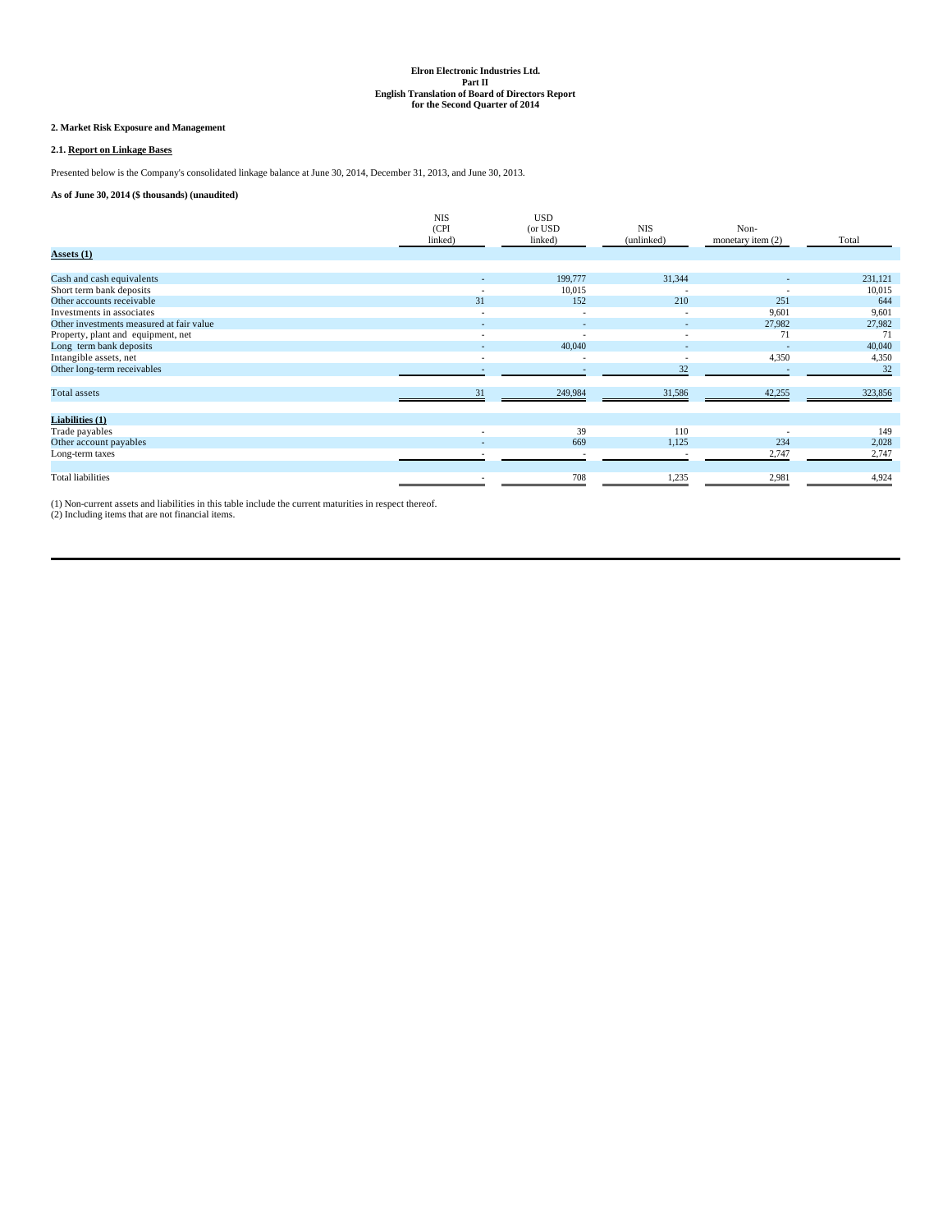**Elron Electronic Industries Ltd.**
**Part II**
**English Translation of Board of Directors Report**
**for the Second Quarter of 2014**

**2. Market Risk Exposure and Management**

**2.1. Report on Linkage Bases**

Presented below is the Company's consolidated linkage balance at June 30, 2014, December 31, 2013, and June 30, 2013.

**As of June 30, 2014 ($ thousands) (unaudited)**

| | NIS (CPI linked) | USD (or USD linked) | NIS (unlinked) | Non-monetary item (2) | Total |
|---|---|---|---|---|---|
| **Assets (1)** | | | | | |
| Cash and cash equivalents | - | 199,777 | 31,344 | - | 231,121 |
| Short term bank deposits | - | 10,015 | - | - | 10,015 |
| Other accounts receivable | 31 | 152 | 210 | 251 | 644 |
| Investments in associates | - | - | - | 9,601 | 9,601 |
| Other investments measured at fair value | - | - | - | 27,982 | 27,982 |
| Property, plant and equipment, net | - | - | - | 71 | 71 |
| Long term bank deposits | - | 40,040 | - | - | 40,040 |
| Intangible assets, net | - | - | - | 4,350 | 4,350 |
| Other long-term receivables | - | - | 32 | - | 32 |
| Total assets | 31 | 249,984 | 31,586 | 42,255 | 323,856 |
| **Liabilities (1)** | | | | | |
| Trade payables | - | 39 | 110 | - | 149 |
| Other account payables | - | 669 | 1,125 | 234 | 2,028 |
| Long-term taxes | - | - | - | 2,747 | 2,747 |
| Total liabilities | - | 708 | 1,235 | 2,981 | 4,924 |

(1) Non-current assets and liabilities in this table include the current maturities in respect thereof.
(2) Including items that are not financial items.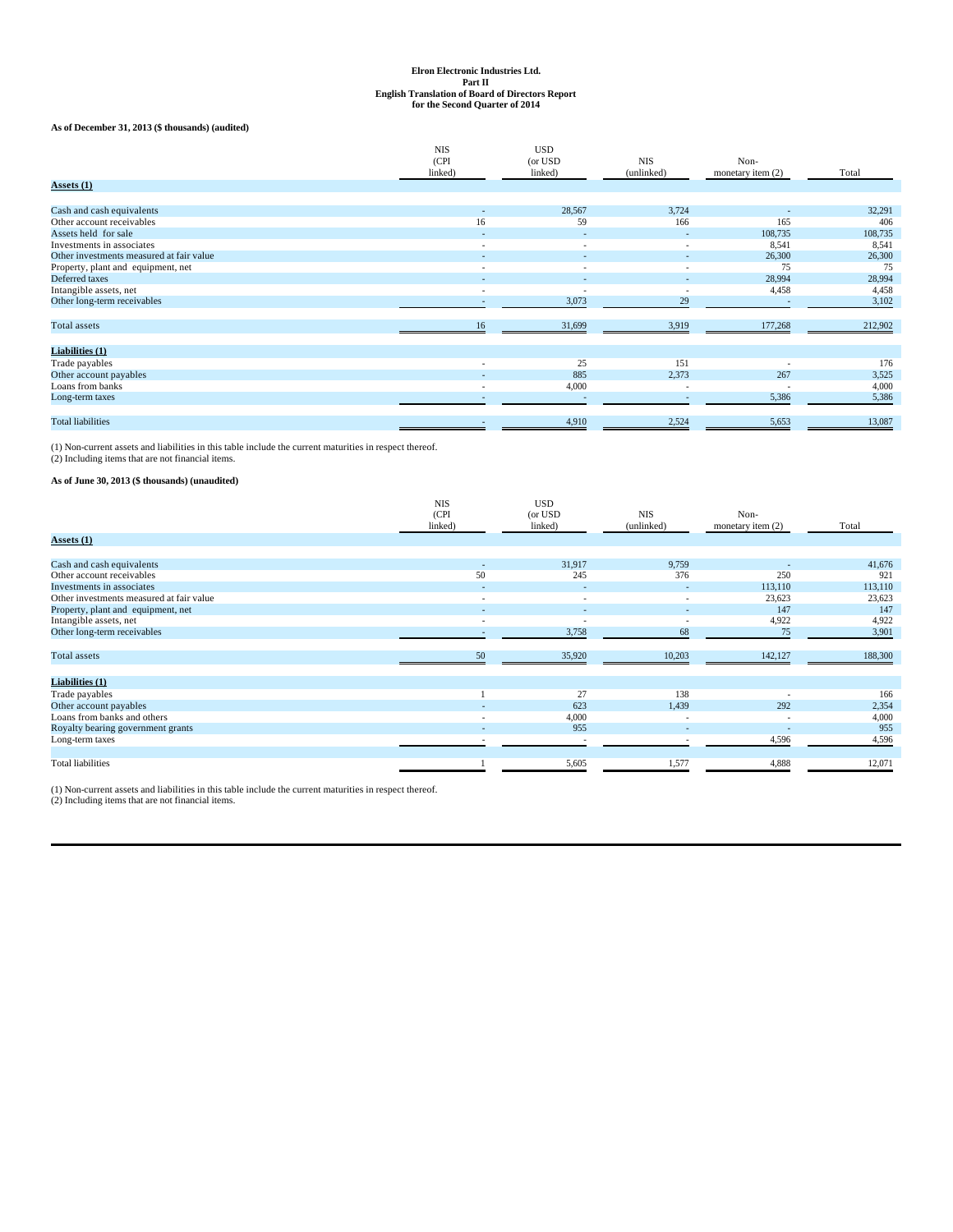**Elron Electronic Industries Ltd.**
**Part II**
**English Translation of Board of Directors Report**
**for the Second Quarter of 2014**

**As of December 31, 2013 ($ thousands) (audited)**

| | NIS (CPI linked) | USD (or USD linked) | NIS (unlinked) | Non-monetary item (2) | Total |
|---|---|---|---|---|---|
| **Assets (1)** | | | | | |
| Cash and cash equivalents | - | 28,567 | 3,724 | - | 32,291 |
| Other account receivables | 16 | 59 | 166 | 165 | 406 |
| Assets held for sale | - | - | - | 108,735 | 108,735 |
| Investments in associates | - | - | - | 8,541 | 8,541 |
| Other investments measured at fair value | - | - | - | 26,300 | 26,300 |
| Property, plant and equipment, net | - | - | - | 75 | 75 |
| Deferred taxes | - | - | - | 28,994 | 28,994 |
| Intangible assets, net | - | - | - | 4,458 | 4,458 |
| Other long-term receivables | - | 3,073 | 29 | - | 3,102 |
| Total assets | 16 | 31,699 | 3,919 | 177,268 | 212,902 |
| **Liabilities (1)** | | | | | |
| Trade payables | - | 25 | 151 | - | 176 |
| Other account payables | - | 885 | 2,373 | 267 | 3,525 |
| Loans from banks | - | 4,000 | - | - | 4,000 |
| Long-term taxes | - | - | - | 5,386 | 5,386 |
| Total liabilities | - | 4,910 | 2,524 | 5,653 | 13,087 |

(1) Non-current assets and liabilities in this table include the current maturities in respect thereof.
(2) Including items that are not financial items.

**As of June 30, 2013 ($ thousands) (unaudited)**

| | NIS (CPI linked) | USD (or USD linked) | NIS (unlinked) | Non-monetary item (2) | Total |
|---|---|---|---|---|---|
| **Assets (1)** | | | | | |
| Cash and cash equivalents | - | 31,917 | 9,759 | - | 41,676 |
| Other account receivables | 50 | 245 | 376 | 250 | 921 |
| Investments in associates | - | - | - | 113,110 | 113,110 |
| Other investments measured at fair value | - | - | - | 23,623 | 23,623 |
| Property, plant and equipment, net | - | - | - | 147 | 147 |
| Intangible assets, net | - | - | - | 4,922 | 4,922 |
| Other long-term receivables | - | 3,758 | 68 | 75 | 3,901 |
| Total assets | 50 | 35,920 | 10,203 | 142,127 | 188,300 |
| **Liabilities (1)** | | | | | |
| Trade payables | 1 | 27 | 138 | - | 166 |
| Other account payables | - | 623 | 1,439 | 292 | 2,354 |
| Loans from banks and others | - | 4,000 | - | - | 4,000 |
| Royalty bearing government grants | - | 955 | - | - | 955 |
| Long-term taxes | - | - | - | 4,596 | 4,596 |
| Total liabilities | 1 | 5,605 | 1,577 | 4,888 | 12,071 |

(1) Non-current assets and liabilities in this table include the current maturities in respect thereof.
(2) Including items that are not financial items.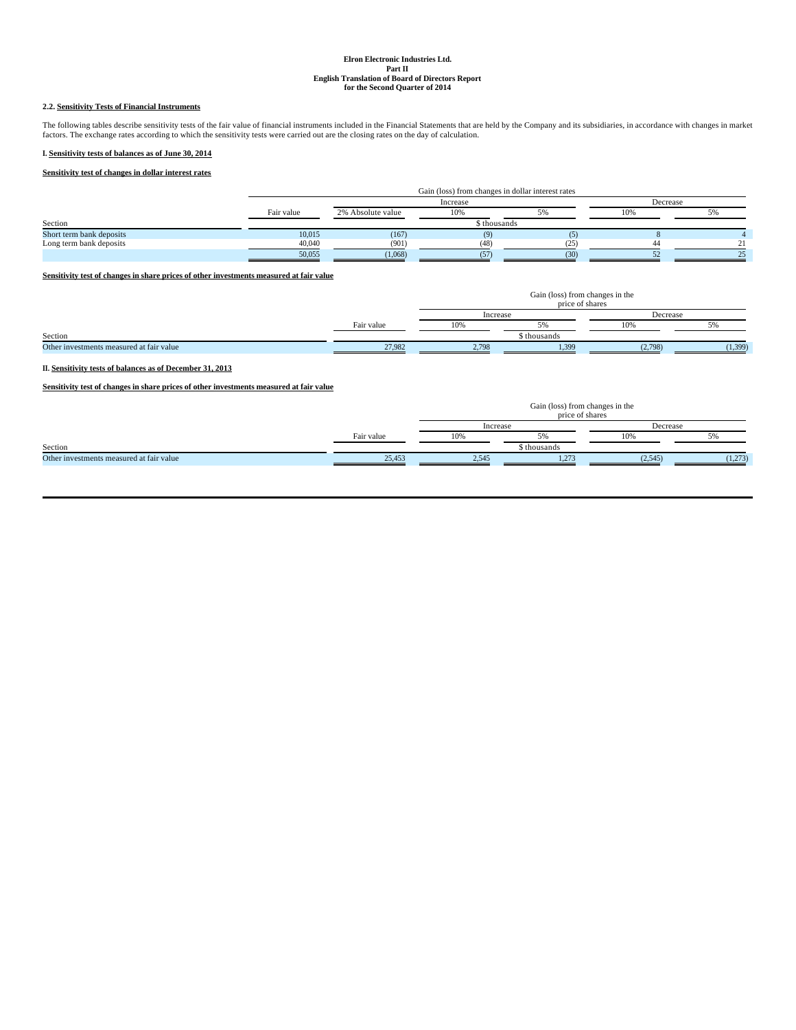**Elron Electronic Industries Ltd.**
**Part II**
**English Translation of Board of Directors Report**
**for the Second Quarter of 2014**

### 2.2. Sensitivity Tests of Financial Instruments

The following tables describe sensitivity tests of the fair value of financial instruments included in the Financial Statements that are held by the Company and its subsidiaries, in accordance with changes in market factors. The exchange rates according to which the sensitivity tests were carried out are the closing rates on the day of calculation.

#### I. Sensitivity tests of balances as of June 30, 2014

**Sensitivity test of changes in dollar interest rates**

| | | Gain (loss) from changes in dollar interest rates | | | | |
|---|---|---|---|---|---|---|
| | | Increase | | | Decrease | |
| | Fair value | 2% Absolute value | 10% | 5% | 10% | 5% |
| Section | $ thousands | | | | | |
| Short term bank deposits | 10,015 | (167) | (9) | (5) | 8 | 4 |
| Long term bank deposits | 40,040 | (901) | (48) | (25) | 44 | 21 |
| | 50,055 | (1,068) | (57) | (30) | 52 | 25 |

**Sensitivity test of changes in share prices of other investments measured at fair value**

| | | Gain (loss) from changes in the price of shares | | | |
|---|---|---|---|---|---|
| | | Increase | | Decrease | |
| | Fair value | 10% | 5% | 10% | 5% |
| Section | $ thousands | | | | |
| Other investments measured at fair value | 27,982 | 2,798 | 1,399 | (2,798) | (1,399) |

#### II. Sensitivity tests of balances as of December 31, 2013

**Sensitivity test of changes in share prices of other investments measured at fair value**

| | | Gain (loss) from changes in the price of shares | | | |
|---|---|---|---|---|---|
| | | Increase | | Decrease | |
| | Fair value | 10% | 5% | 10% | 5% |
| Section | $ thousands | | | | |
| Other investments measured at fair value | 25,453 | 2,545 | 1,273 | (2,545) | (1,273) |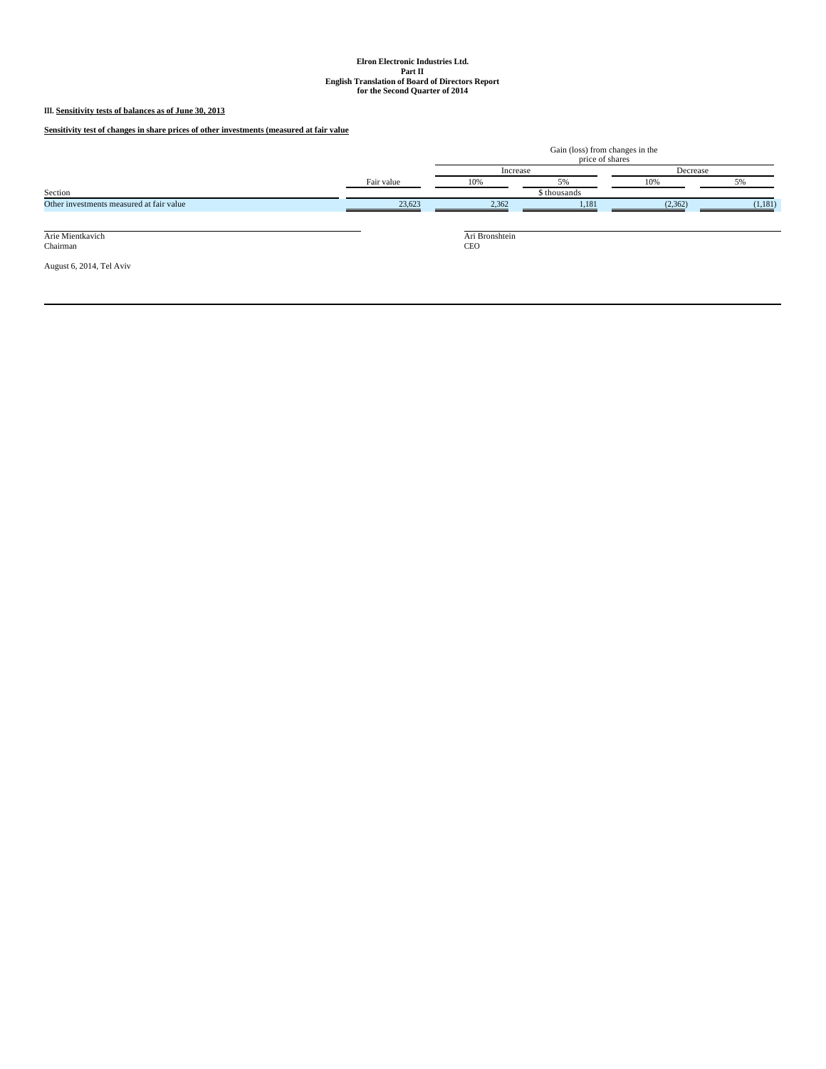Elron Electronic Industries Ltd.
Part II
English Translation of Board of Directors Report
for the Second Quarter of 2014

III. **Sensitivity tests of balances as of June 30, 2013**

**Sensitivity test of changes in share prices of other investments (measured at fair value**

| | | Gain (loss) from changes in the price of shares | | | |
|---|---|---|---|---|---|
| | | Increase | | Decrease | |
| | Fair value | 10% | 5% | 10% | 5% |
| Section | | | $ thousands | | |
| Other investments measured at fair value | 23,623 | 2,362 | 1,181 | (2,362) | (1,181) |

Arie Mientkavich
Chairman

Ari Bronshtein
CEO

August 6, 2014, Tel Aviv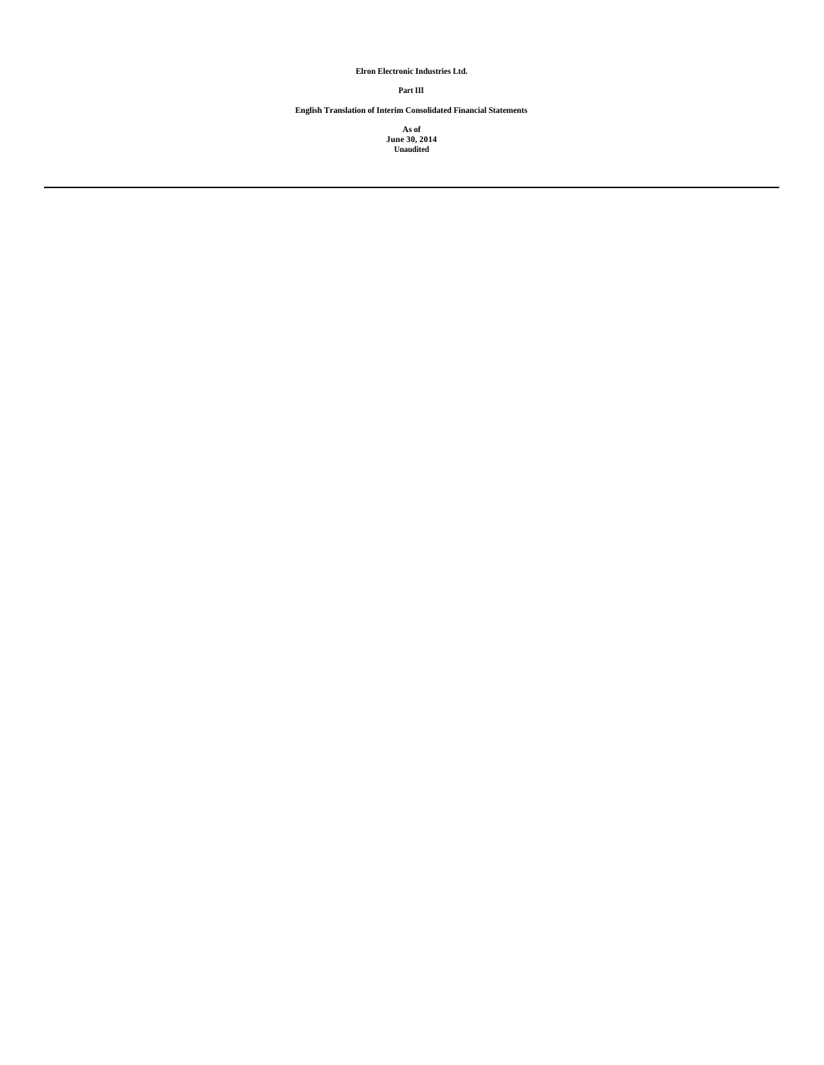**Elron Electronic Industries Ltd.**

**Part III**

**English Translation of Interim Consolidated Financial Statements**

**As of**
**June 30, 2014**
**Unaudited**

---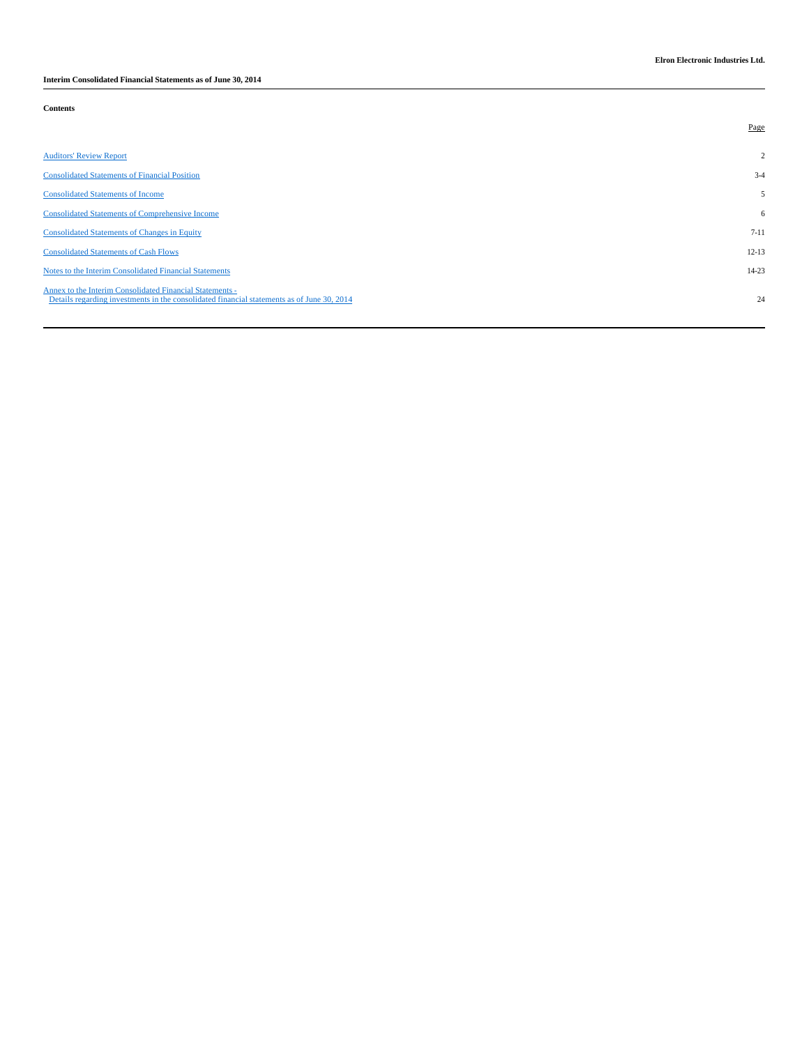**Elron Electronic Industries Ltd.**

**Interim Consolidated Financial Statements as of June 30, 2014**

**Contents**

| | Page |
|---|---|
| Auditors' Review Report | 2 |
| Consolidated Statements of Financial Position | 3-4 |
| Consolidated Statements of Income | 5 |
| Consolidated Statements of Comprehensive Income | 6 |
| Consolidated Statements of Changes in Equity | 7-11 |
| Consolidated Statements of Cash Flows | 12-13 |
| Notes to the Interim Consolidated Financial Statements | 14-23 |
| Annex to the Interim Consolidated Financial Statements - Details regarding investments in the consolidated financial statements as of June 30, 2014 | 24 |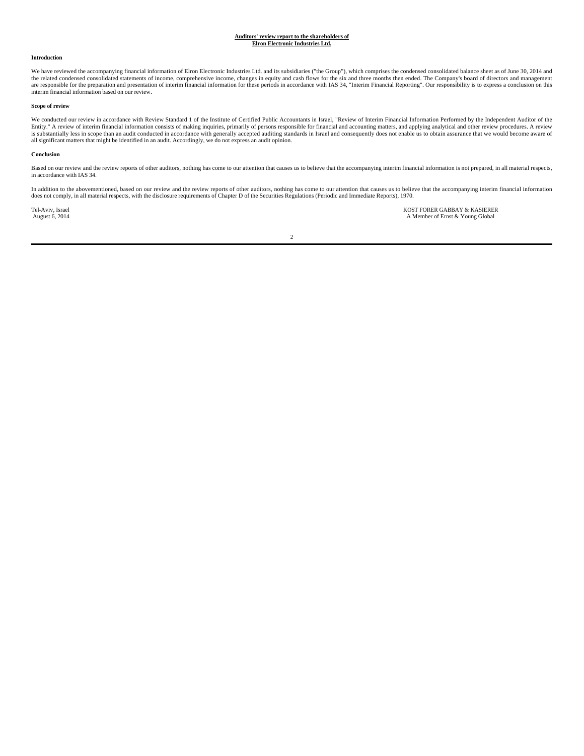# Auditors' review report to the shareholders of Elron Electronic Industries Ltd.

**Introduction**

We have reviewed the accompanying financial information of Elron Electronic Industries Ltd. and its subsidiaries ("the Group"), which comprises the condensed consolidated balance sheet as of June 30, 2014 and the related condensed consolidated statements of income, comprehensive income, changes in equity and cash flows for the six and three months then ended. The Company's board of directors and management are responsible for the preparation and presentation of interim financial information for these periods in accordance with IAS 34, "Interim Financial Reporting". Our responsibility is to express a conclusion on this interim financial information based on our review.

**Scope of review**

We conducted our review in accordance with Review Standard 1 of the Institute of Certified Public Accountants in Israel, "Review of Interim Financial Information Performed by the Independent Auditor of the Entity." A review of interim financial information consists of making inquiries, primarily of persons responsible for financial and accounting matters, and applying analytical and other review procedures. A review is substantially less in scope than an audit conducted in accordance with generally accepted auditing standards in Israel and consequently does not enable us to obtain assurance that we would become aware of all significant matters that might be identified in an audit. Accordingly, we do not express an audit opinion.

**Conclusion**

Based on our review and the review reports of other auditors, nothing has come to our attention that causes us to believe that the accompanying interim financial information is not prepared, in all material respects, in accordance with IAS 34.

In addition to the abovementioned, based on our review and the review reports of other auditors, nothing has come to our attention that causes us to believe that the accompanying interim financial information does not comply, in all material respects, with the disclosure requirements of Chapter D of the Securities Regulations (Periodic and Immediate Reports), 1970.

Tel-Aviv, Israel
August 6, 2014

KOST FORER GABBAY & KASIERER
A Member of Ernst & Young Global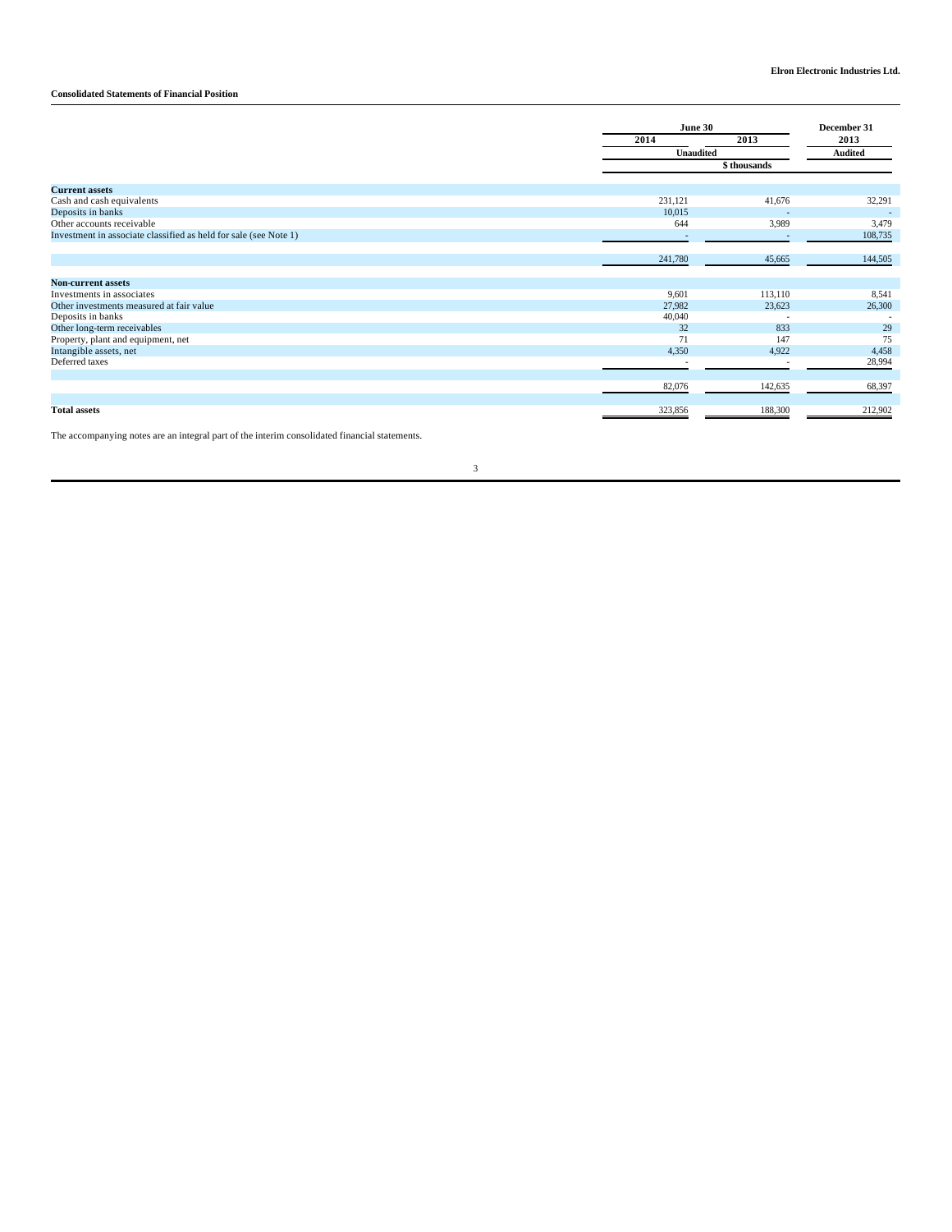Elron Electronic Industries Ltd.

**Consolidated Statements of Financial Position**

| | June 30 | | December 31 |
|---|---|---|---|
| | 2014 | 2013 | 2013 |
| | Unaudited | | Audited |
| | $ thousands | | |
| **Current assets** | | | |
| Cash and cash equivalents | 231,121 | 41,676 | 32,291 |
| Deposits in banks | 10,015 | - | - |
| Other accounts receivable | 644 | 3,989 | 3,479 |
| Investment in associate classified as held for sale (see Note 1) | - | - | 108,735 |
| | 241,780 | 45,665 | 144,505 |
| **Non-current assets** | | | |
| Investments in associates | 9,601 | 113,110 | 8,541 |
| Other investments measured at fair value | 27,982 | 23,623 | 26,300 |
| Deposits in banks | 40,040 | - | - |
| Other long-term receivables | 32 | 833 | 29 |
| Property, plant and equipment, net | 71 | 147 | 75 |
| Intangible assets, net | 4,350 | 4,922 | 4,458 |
| Deferred taxes | - | - | 28,994 |
| | 82,076 | 142,635 | 68,397 |
| **Total assets** | 323,856 | 188,300 | 212,902 |

The accompanying notes are an integral part of the interim consolidated financial statements.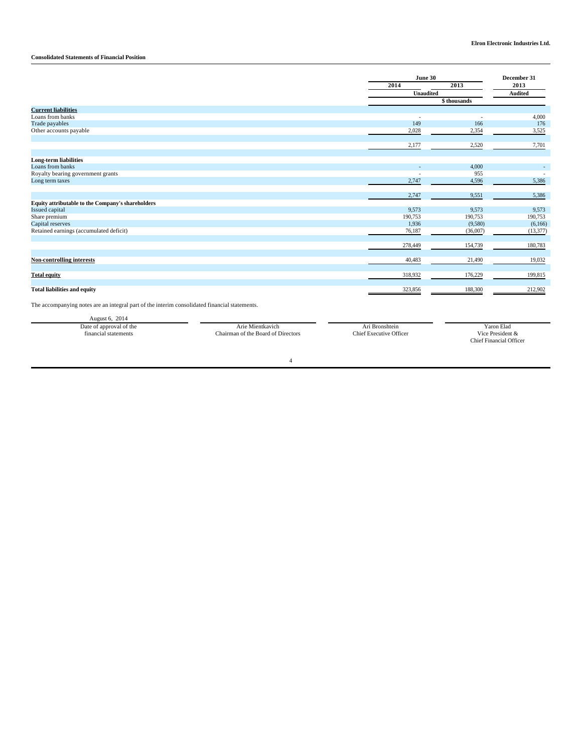Elron Electronic Industries Ltd.

**Consolidated Statements of Financial Position**

| | June 30 | | December 31 |
|---|---|---|---|
| | 2014 | 2013 | 2013 |
| | Unaudited | | Audited |
| | $ thousands | | |
| **Current liabilities** | | | |
| Loans from banks | - | - | 4,000 |
| Trade payables | 149 | 166 | 176 |
| Other accounts payable | 2,028 | 2,354 | 3,525 |
| | 2,177 | 2,520 | 7,701 |
| **Long-term liabilities** | | | |
| Loans from banks | - | 4,000 | - |
| Royalty bearing government grants | - | 955 | - |
| Long term taxes | 2,747 | 4,596 | 5,386 |
| | 2,747 | 9,551 | 5,386 |
| **Equity attributable to the Company's shareholders** | | | |
| Issued capital | 9,573 | 9,573 | 9,573 |
| Share premium | 190,753 | 190,753 | 190,753 |
| Capital reserves | 1,936 | (9,580) | (6,166) |
| Retained earnings (accumulated deficit) | 76,187 | (36,007) | (13,377) |
| | 278,449 | 154,739 | 180,783 |
| **Non-controlling interests** | 40,483 | 21,490 | 19,032 |
| **Total equity** | 318,932 | 176,229 | 199,815 |
| **Total liabilities and equity** | 323,856 | 188,300 | 212,902 |

The accompanying notes are an integral part of the interim consolidated financial statements.

| August 6, 2014 | | | |
|---|---|---|---|
| Date of approval of the financial statements | Arie Mientkavich<br>Chairman of the Board of Directors | Ari Bronshtein<br>Chief Executive Officer | Yaron Elad<br>Vice President & Chief Financial Officer |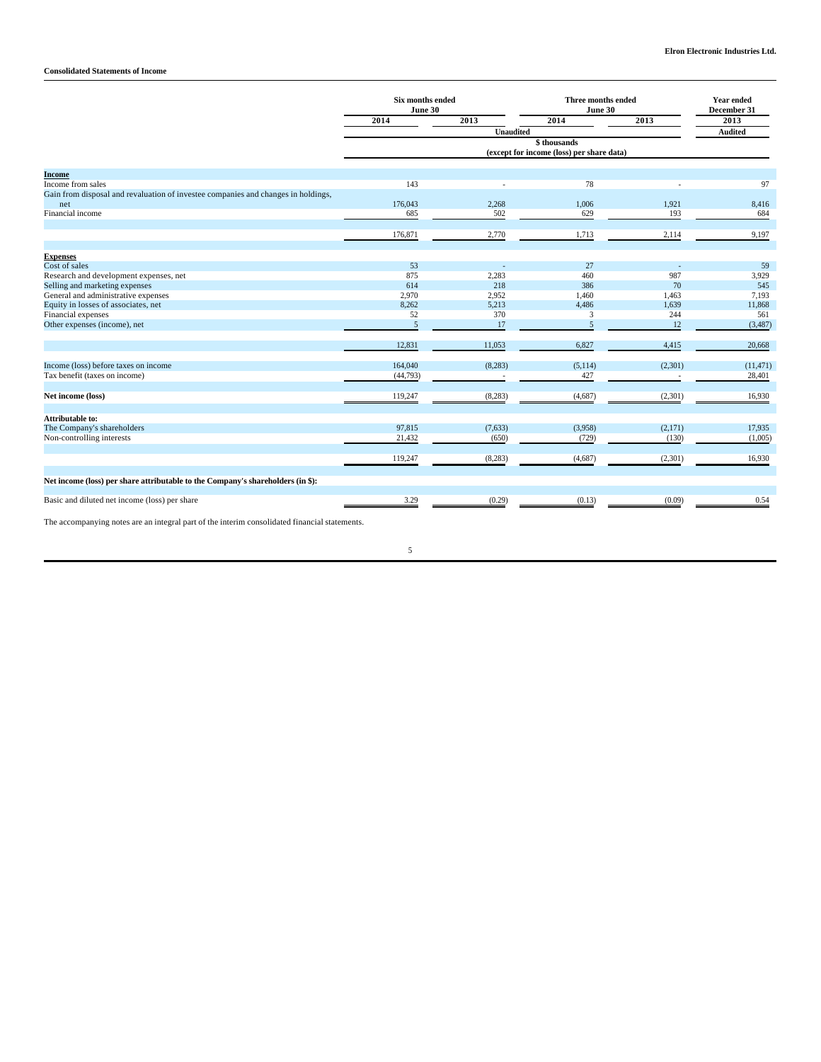**Elron Electronic Industries Ltd.**

**Consolidated Statements of Income**

| | Six months ended June 30 | | Three months ended June 30 | | Year ended December 31 |
|---|---|---|---|---|---|
| | 2014 | 2013 | 2014 | 2013 | 2013 |
| | Unaudited | | | | Audited |
| | $ thousands (except for income (loss) per share data) | | | | |
| **Income** | | | | | |
| Income from sales | 143 | - | 78 | - | 97 |
| Gain from disposal and revaluation of investee companies and changes in holdings, net | 176,043 | 2,268 | 1,006 | 1,921 | 8,416 |
| Financial income | 685 | 502 | 629 | 193 | 684 |
| | 176,871 | 2,770 | 1,713 | 2,114 | 9,197 |
| **Expenses** | | | | | |
| Cost of sales | 53 | - | 27 | - | 59 |
| Research and development expenses, net | 875 | 2,283 | 460 | 987 | 3,929 |
| Selling and marketing expenses | 614 | 218 | 386 | 70 | 545 |
| General and administrative expenses | 2,970 | 2,952 | 1,460 | 1,463 | 7,193 |
| Equity in losses of associates, net | 8,262 | 5,213 | 4,486 | 1,639 | 11,868 |
| Financial expenses | 52 | 370 | 3 | 244 | 561 |
| Other expenses (income), net | 5 | 17 | 5 | 12 | (3,487) |
| | 12,831 | 11,053 | 6,827 | 4,415 | 20,668 |
| Income (loss) before taxes on income | 164,040 | (8,283) | (5,114) | (2,301) | (11,471) |
| Tax benefit (taxes on income) | (44,793) | - | 427 | - | 28,401 |
| **Net income (loss)** | 119,247 | (8,283) | (4,687) | (2,301) | 16,930 |
| **Attributable to:** | | | | | |
| The Company's shareholders | 97,815 | (7,633) | (3,958) | (2,171) | 17,935 |
| Non-controlling interests | 21,432 | (650) | (729) | (130) | (1,005) |
| | 119,247 | (8,283) | (4,687) | (2,301) | 16,930 |
| **Net income (loss) per share attributable to the Company's shareholders (in $):** | | | | | |
| Basic and diluted net income (loss) per share | 3.29 | (0.29) | (0.13) | (0.09) | 0.54 |

The accompanying notes are an integral part of the interim consolidated financial statements.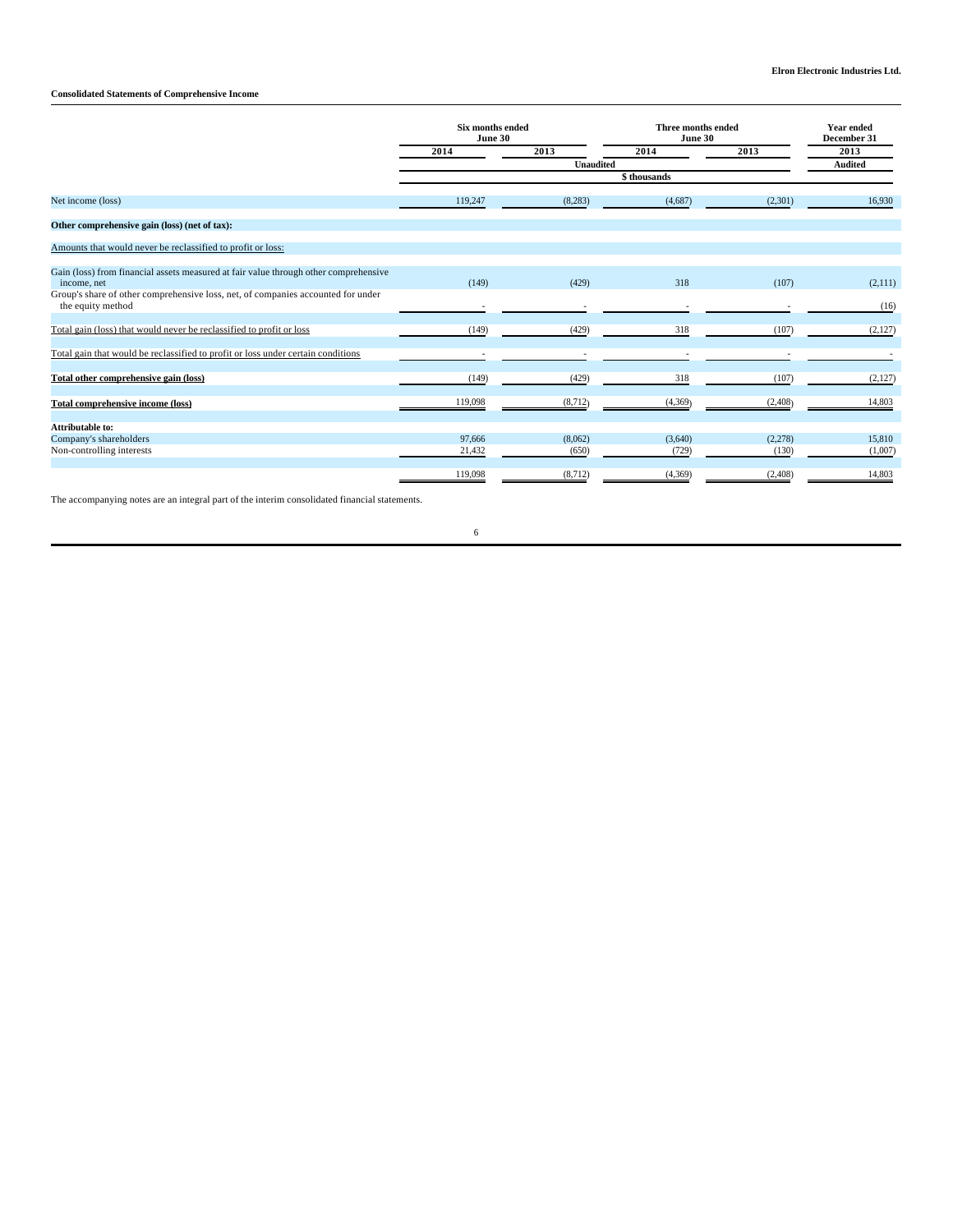Elron Electronic Industries Ltd.

**Consolidated Statements of Comprehensive Income**

| | Six months ended June 30 | | Three months ended June 30 | | Year ended December 31 |
|---|---|---|---|---|---|
| | 2014 | 2013 | 2014 | 2013 | 2013 |
| | Unaudited | | | | Audited |
| | $ thousands | | | | |
| Net income (loss) | 119,247 | (8,283) | (4,687) | (2,301) | 16,930 |
| **Other comprehensive gain (loss) (net of tax):** | | | | | |
| Amounts that would never be reclassified to profit or loss: | | | | | |
| Gain (loss) from financial assets measured at fair value through other comprehensive income, net | (149) | (429) | 318 | (107) | (2,111) |
| Group's share of other comprehensive loss, net, of companies accounted for under the equity method | - | - | - | - | (16) |
| Total gain (loss) that would never be reclassified to profit or loss | (149) | (429) | 318 | (107) | (2,127) |
| Total gain that would be reclassified to profit or loss under certain conditions | - | - | - | - | - |
| **Total other comprehensive gain (loss)** | (149) | (429) | 318 | (107) | (2,127) |
| **Total comprehensive income (loss)** | 119,098 | (8,712) | (4,369) | (2,408) | 14,803 |
| **Attributable to:** | | | | | |
| Company's shareholders | 97,666 | (8,062) | (3,640) | (2,278) | 15,810 |
| Non-controlling interests | 21,432 | (650) | (729) | (130) | (1,007) |
| | 119,098 | (8,712) | (4,369) | (2,408) | 14,803 |

The accompanying notes are an integral part of the interim consolidated financial statements.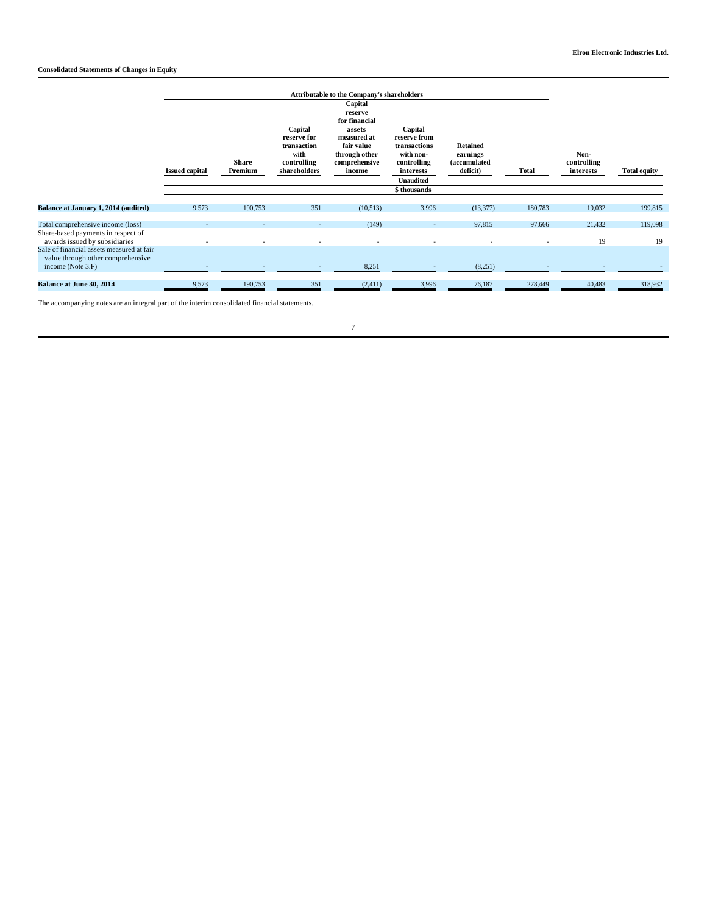**Elron Electronic Industries Ltd.**

**Consolidated Statements of Changes in Equity**

| | Attributable to the Company's shareholders | | | | | | | | |
|---|---|---|---|---|---|---|---|---|---|
| | Issued capital | Share Premium | Capital reserve for transaction with controlling shareholders | Capital reserve for financial assets measured at fair value through other comprehensive income | Capital reserve from transactions with non-controlling interests | Retained earnings (accumulated deficit) | Total | Non-controlling interests | Total equity |
| | Unaudited | | | | | | | | |
| | $ thousands | | | | | | | | |
| **Balance at January 1, 2014 (audited)** | 9,573 | 190,753 | 351 | (10,513) | 3,996 | (13,377) | 180,783 | 19,032 | 199,815 |
| Total comprehensive income (loss) | - | - | - | (149) | - | 97,815 | 97,666 | 21,432 | 119,098 |
| Share-based payments in respect of awards issued by subsidiaries | - | - | - | - | - | - | - | 19 | 19 |
| Sale of financial assets measured at fair value through other comprehensive income (Note 3.F) | - | - | - | 8,251 | - | (8,251) | - | - | - |
| **Balance at June 30, 2014** | 9,573 | 190,753 | 351 | (2,411) | 3,996 | 76,187 | 278,449 | 40,483 | 318,932 |

The accompanying notes are an integral part of the interim consolidated financial statements.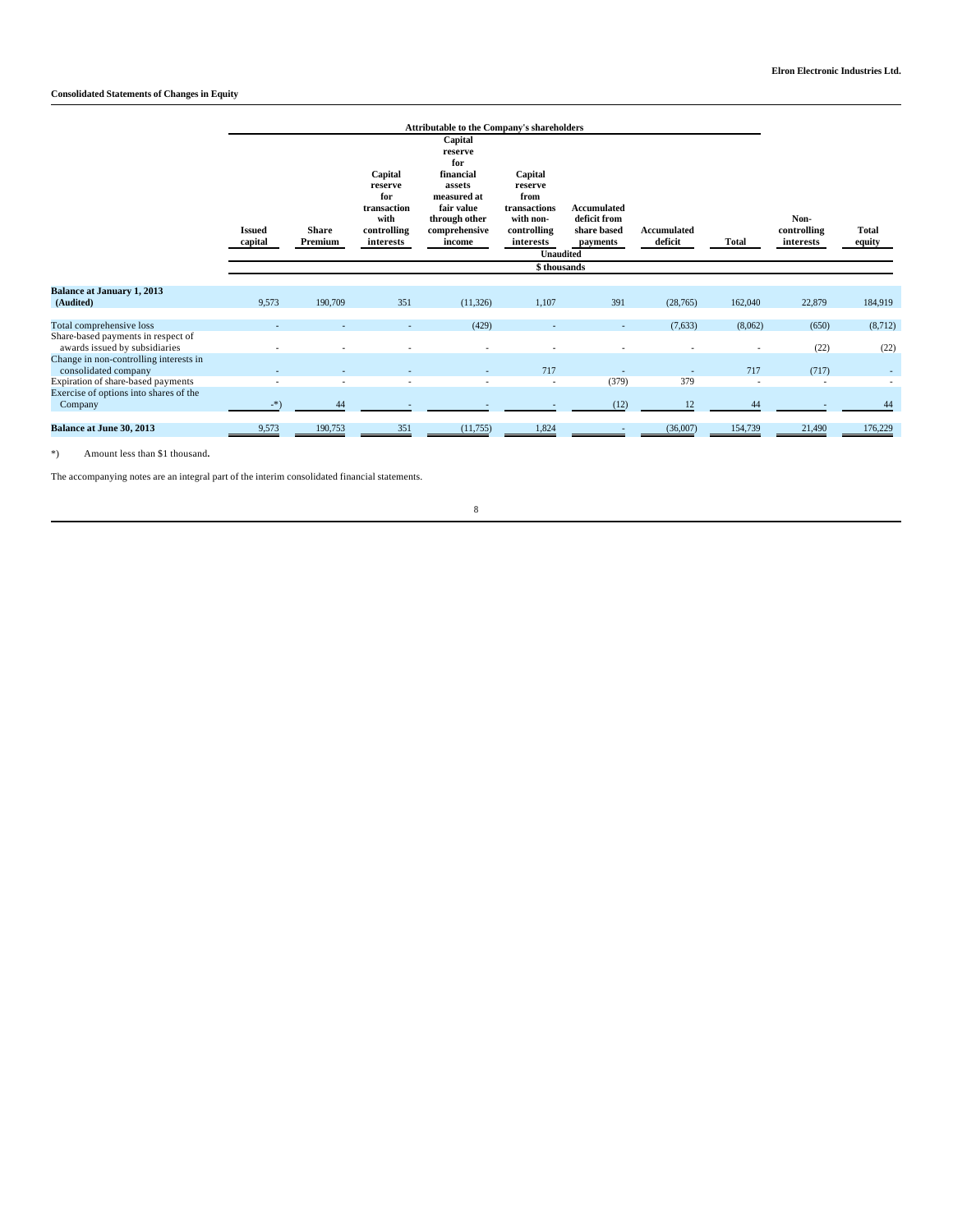**Elron Electronic Industries Ltd.**

**Consolidated Statements of Changes in Equity**

| | Attributable to the Company's shareholders | | | | | | | | | |
|---|---|---|---|---|---|---|---|---|---|---|
| | Issued capital | Share Premium | Capital reserve for transaction with controlling interests | Capital reserve for financial assets measured at fair value through other comprehensive income | Capital reserve from transactions with non-controlling interests | Accumulated deficit from share based payments | Accumulated deficit | Total | Non-controlling interests | Total equity |
| | Unaudited | | | | | | | | | |
| | $ thousands | | | | | | | | | |
| **Balance at January 1, 2013 (Audited)** | 9,573 | 190,709 | 351 | (11,326) | 1,107 | 391 | (28,765) | 162,040 | 22,879 | 184,919 |
| Total comprehensive loss | - | - | - | (429) | - | - | (7,633) | (8,062) | (650) | (8,712) |
| Share-based payments in respect of awards issued by subsidiaries | - | - | - | - | - | - | - | - | (22) | (22) |
| Change in non-controlling interests in consolidated company | - | - | - | - | 717 | - | - | 717 | (717) | - |
| Expiration of share-based payments | - | - | - | - | - | (379) | 379 | - | - | - |
| Exercise of options into shares of the Company | -*) | 44 | - | - | - | (12) | 12 | 44 | - | 44 |
| **Balance at June 30, 2013** | 9,573 | 190,753 | 351 | (11,755) | 1,824 | - | (36,007) | 154,739 | 21,490 | 176,229 |

*) Amount less than $1 thousand.

The accompanying notes are an integral part of the interim consolidated financial statements.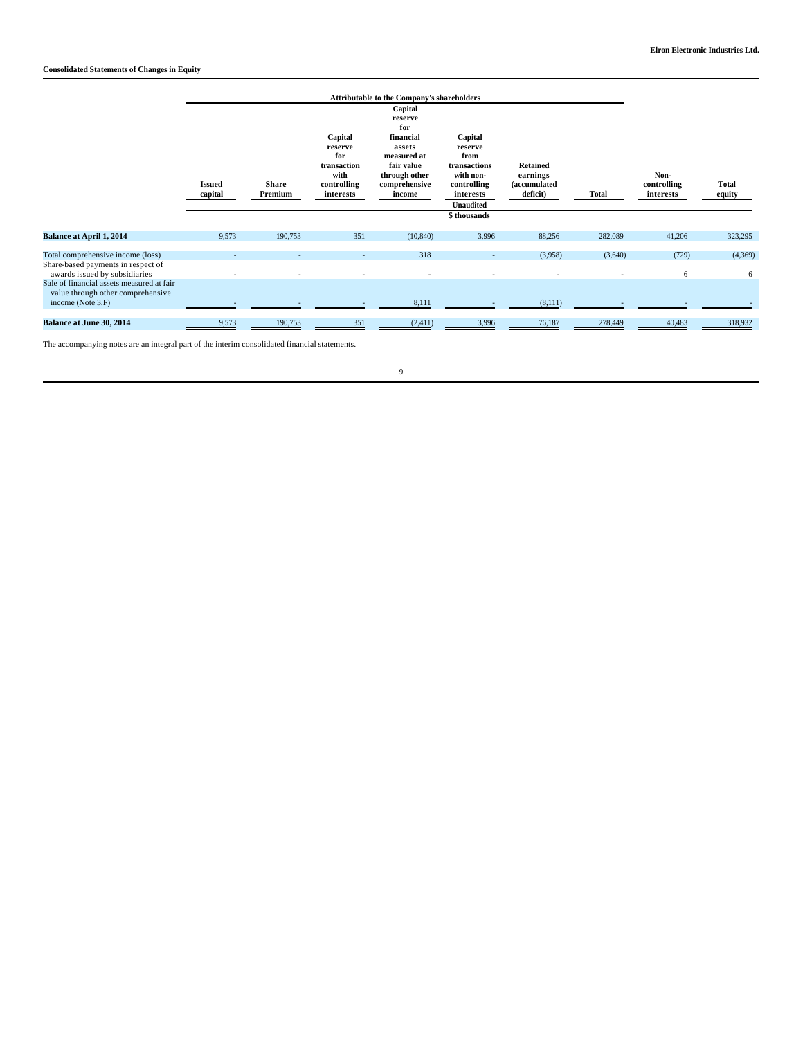**Consolidated Statements of Changes in Equity**

| | Attributable to the Company's shareholders | | | | | | | | |
|---|---|---|---|---|---|---|---|---|---|
| | Issued capital | Share Premium | Capital reserve for transaction with controlling interests | Capital reserve for financial assets measured at fair value through other comprehensive income | Capital reserve from transactions with non-controlling interests | Retained earnings (accumulated deficit) | Total | Non-controlling interests | Total equity |
| | Unaudited | | | | | | | | |
| | $ thousands | | | | | | | | |
| **Balance at April 1, 2014** | 9,573 | 190,753 | 351 | (10,840) | 3,996 | 88,256 | 282,089 | 41,206 | 323,295 |
| Total comprehensive income (loss) | - | - | - | 318 | - | (3,958) | (3,640) | (729) | (4,369) |
| Share-based payments in respect of awards issued by subsidiaries | - | - | - | - | - | - | - | 6 | 6 |
| Sale of financial assets measured at fair value through other comprehensive income (Note 3.F) | - | - | - | 8,111 | - | (8,111) | - | - | - |
| **Balance at June 30, 2014** | 9,573 | 190,753 | 351 | (2,411) | 3,996 | 76,187 | 278,449 | 40,483 | 318,932 |

The accompanying notes are an integral part of the interim consolidated financial statements.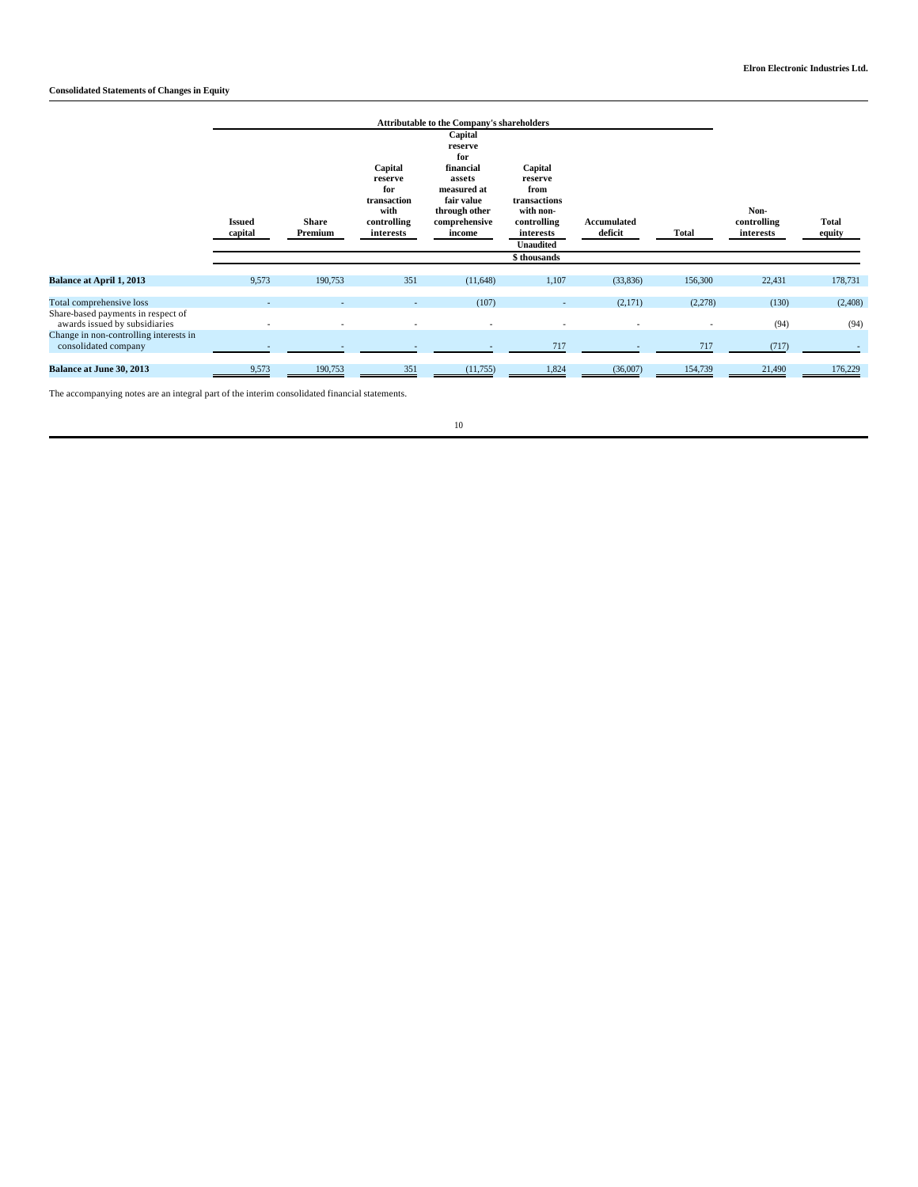**Consolidated Statements of Changes in Equity**

| | Attributable to the Company's shareholders | | | | | | | | |
|---|---|---|---|---|---|---|---|---|---|
| | Issued capital | Share Premium | Capital reserve for transaction with controlling interests | Capital reserve for financial assets measured at fair value through other comprehensive income | Capital reserve from transactions with non-controlling interests | Accumulated deficit | Total | Non-controlling interests | Total equity |
| | Unaudited | | | | | | | | |
| | $ thousands | | | | | | | | |
| **Balance at April 1, 2013** | 9,573 | 190,753 | 351 | (11,648) | 1,107 | (33,836) | 156,300 | 22,431 | 178,731 |
| Total comprehensive loss | - | - | - | (107) | - | (2,171) | (2,278) | (130) | (2,408) |
| Share-based payments in respect of awards issued by subsidiaries | - | - | - | - | - | - | - | (94) | (94) |
| Change in non-controlling interests in consolidated company | - | - | - | - | 717 | - | 717 | (717) | - |
| **Balance at June 30, 2013** | 9,573 | 190,753 | 351 | (11,755) | 1,824 | (36,007) | 154,739 | 21,490 | 176,229 |

The accompanying notes are an integral part of the interim consolidated financial statements.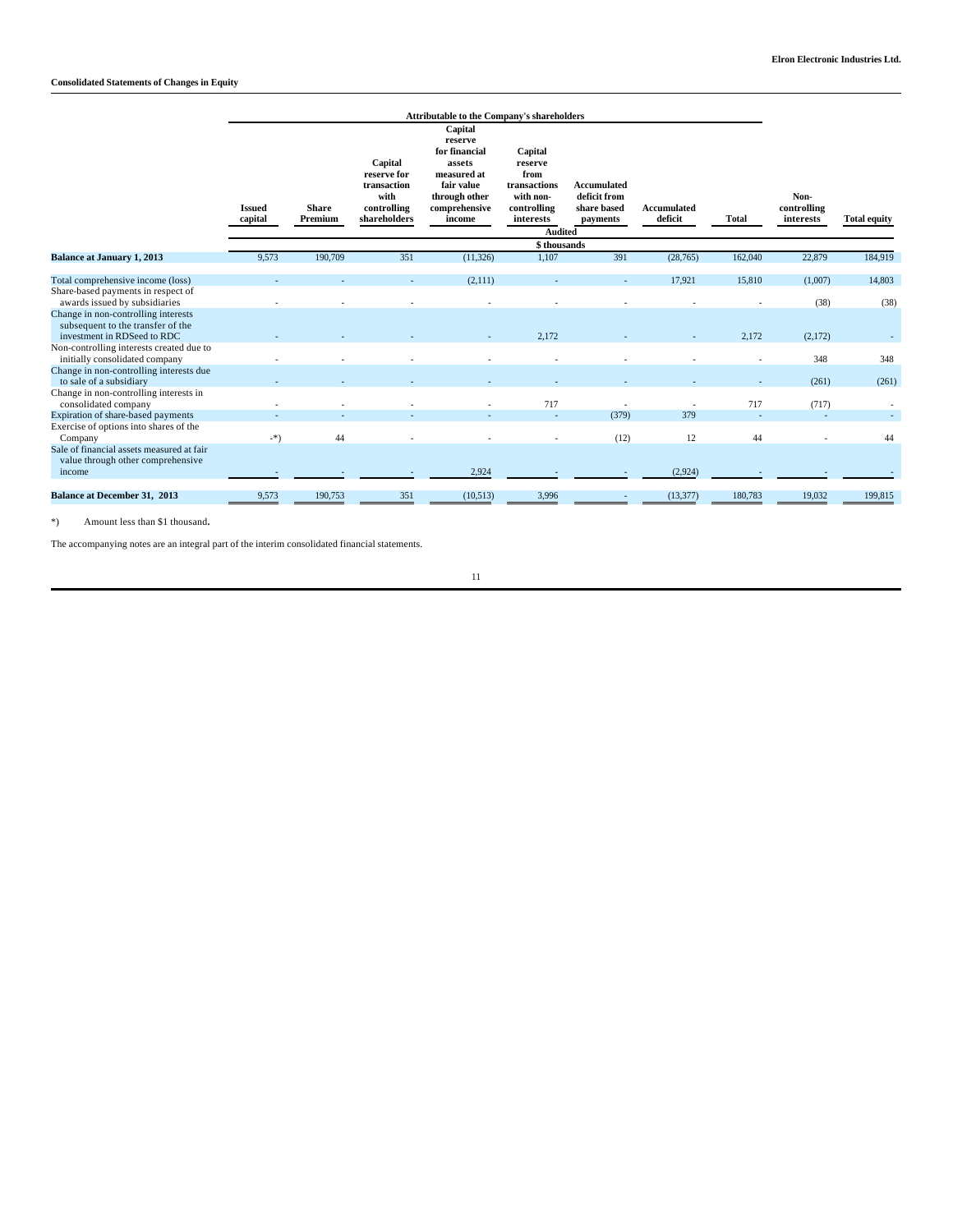**Consolidated Statements of Changes in Equity**

| | Attributable to the Company's shareholders | | | | | | | | | |
|---|---|---|---|---|---|---|---|---|---|---|
| | Issued capital | Share Premium | Capital reserve for transaction with controlling shareholders | Capital reserve for financial assets measured at fair value through other comprehensive income | Capital reserve from transactions with non-controlling interests | Accumulated deficit from share based payments | Accumulated deficit | Total | Non-controlling interests | Total equity |
| | Audited | | | | | | | | | |
| | $ thousands | | | | | | | | | |
| **Balance at January 1, 2013** | 9,573 | 190,709 | 351 | (11,326) | 1,107 | 391 | (28,765) | 162,040 | 22,879 | 184,919 |
| Total comprehensive income (loss) | - | - | - | (2,111) | - | - | 17,921 | 15,810 | (1,007) | 14,803 |
| Share-based payments in respect of awards issued by subsidiaries | - | - | - | - | - | - | - | - | (38) | (38) |
| Change in non-controlling interests subsequent to the transfer of the investment in RDSeed to RDC | - | - | - | - | 2,172 | - | - | 2,172 | (2,172) | - |
| Non-controlling interests created due to initially consolidated company | - | - | - | - | - | - | - | - | 348 | 348 |
| Change in non-controlling interests due to sale of a subsidiary | - | - | - | - | - | - | - | - | (261) | (261) |
| Change in non-controlling interests in consolidated company | - | - | - | - | 717 | - | - | 717 | (717) | - |
| Expiration of share-based payments | - | - | - | - | - | (379) | 379 | - | - | - |
| Exercise of options into shares of the Company | -*) | 44 | - | - | - | (12) | 12 | 44 | - | 44 |
| Sale of financial assets measured at fair value through other comprehensive income | - | - | - | 2,924 | - | - | (2,924) | - | - | - |
| **Balance at December 31, 2013** | 9,573 | 190,753 | 351 | (10,513) | 3,996 | - | (13,377) | 180,783 | 19,032 | 199,815 |

*) Amount less than $1 thousand.

The accompanying notes are an integral part of the interim consolidated financial statements.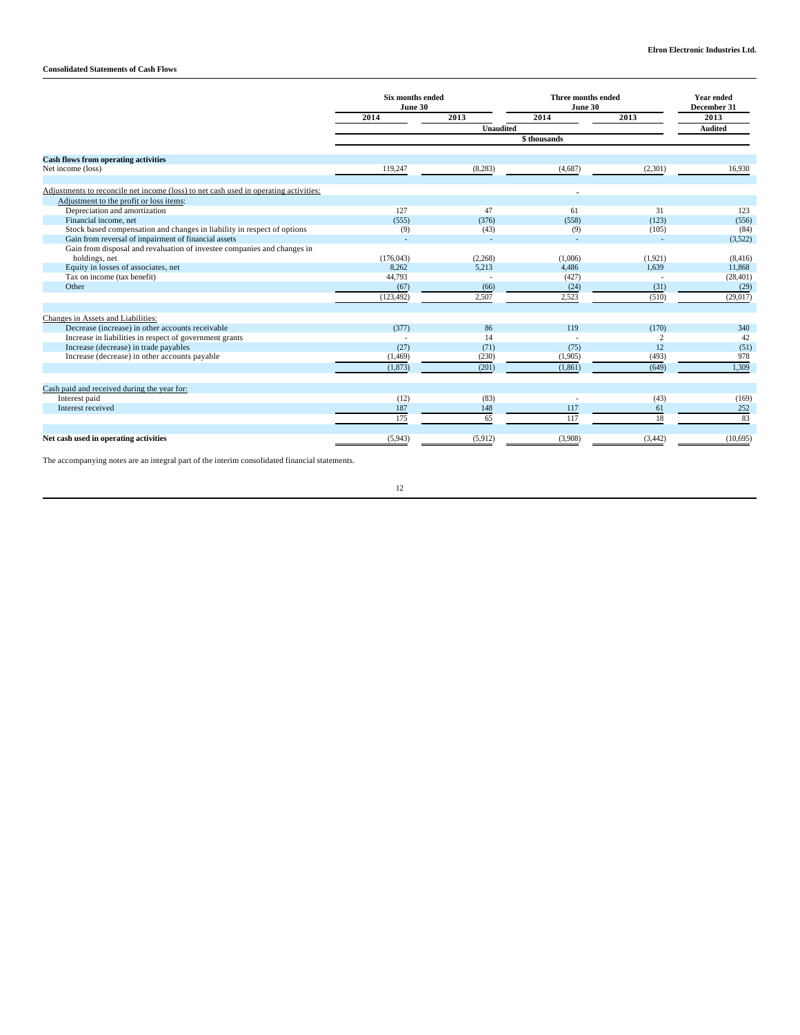**Elron Electronic Industries Ltd.**

**Consolidated Statements of Cash Flows**

| | Six months ended June 30 | | Three months ended June 30 | | Year ended December 31 |
|---|---|---|---|---|---|
| | 2014 | 2013 | 2014 | 2013 | 2013 |
| | Unaudited | | | | Audited |
| | $ thousands | | | | |
| **Cash flows from operating activities** | | | | | |
| Net income (loss) | 119,247 | (8,283) | (4,687) | (2,301) | 16,930 |
| Adjustments to reconcile net income (loss) to net cash used in operating activities: | | | | | |
| Adjustment to the profit or loss items: | | | | | |
| Depreciation and amortization | 127 | 47 | 61 | 31 | 123 |
| Financial income, net | (555) | (376) | (558) | (123) | (556) |
| Stock based compensation and changes in liability in respect of options | (9) | (43) | (9) | (105) | (84) |
| Gain from reversal of impairment of financial assets | - | - | - | - | (3,522) |
| Gain from disposal and revaluation of investee companies and changes in holdings, net | (176,043) | (2,268) | (1,006) | (1,921) | (8,416) |
| Equity in losses of associates, net | 8,262 | 5,213 | 4,486 | 1,639 | 11,868 |
| Tax on income (tax benefit) | 44,793 | - | (427) | - | (28,401) |
| Other | (67) | (66) | (24) | (31) | (29) |
| | (123,492) | 2,507 | 2,523 | (510) | (29,017) |
| Changes in Assets and Liabilities: | | | | | |
| Decrease (increase) in other accounts receivable | (377) | 86 | 119 | (170) | 340 |
| Increase in liabilities in respect of government grants | - | 14 | - | 2 | 42 |
| Increase (decrease) in trade payables | (27) | (71) | (75) | 12 | (51) |
| Increase (decrease) in other accounts payable | (1,469) | (230) | (1,905) | (493) | 978 |
| | (1,873) | (201) | (1,861) | (649) | 1,309 |
| Cash paid and received during the year for: | | | | | |
| Interest paid | (12) | (83) | - | (43) | (169) |
| Interest received | 187 | 148 | 117 | 61 | 252 |
| | 175 | 65 | 117 | 18 | 83 |
| **Net cash used in operating activities** | (5,943) | (5,912) | (3,908) | (3,442) | (10,695) |

The accompanying notes are an integral part of the interim consolidated financial statements.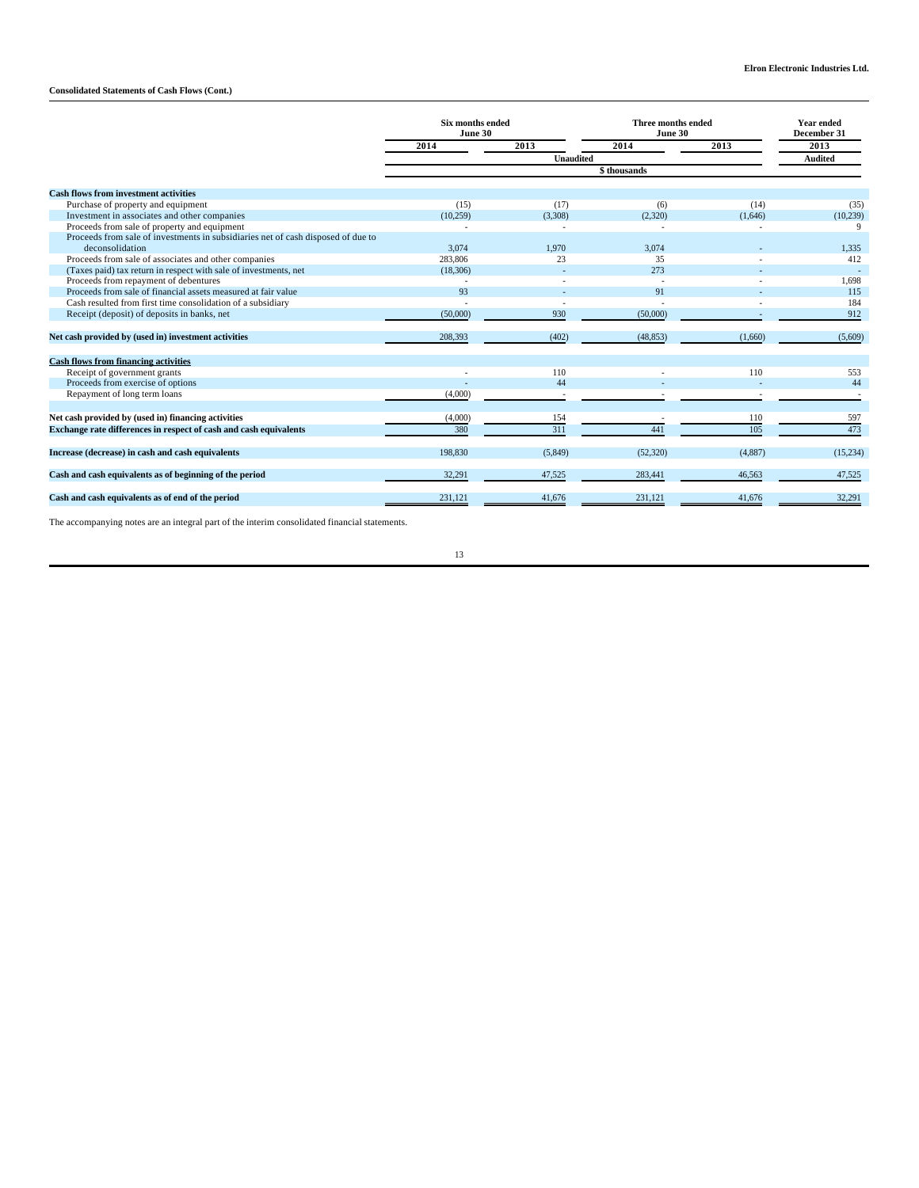**Elron Electronic Industries Ltd.**

**Consolidated Statements of Cash Flows (Cont.)**

| | Six months ended June 30 | | Three months ended June 30 | | Year ended December 31 |
|---|---|---|---|---|---|
| | 2014 | 2013 | 2014 | 2013 | 2013 |
| | Unaudited | | | | Audited |
| | $ thousands | | | | |
| **Cash flows from investment activities** | | | | | |
| Purchase of property and equipment | (15) | (17) | (6) | (14) | (35) |
| Investment in associates and other companies | (10,259) | (3,308) | (2,320) | (1,646) | (10,239) |
| Proceeds from sale of property and equipment | - | - | - | - | 9 |
| Proceeds from sale of investments in subsidiaries net of cash disposed of due to deconsolidation | 3,074 | 1,970 | 3,074 | - | 1,335 |
| Proceeds from sale of associates and other companies | 283,806 | 23 | 35 | - | 412 |
| (Taxes paid) tax return in respect with sale of investments, net | (18,306) | - | 273 | - | - |
| Proceeds from repayment of debentures | - | - | - | - | 1,698 |
| Proceeds from sale of financial assets measured at fair value | 93 | - | 91 | - | 115 |
| Cash resulted from first time consolidation of a subsidiary | - | - | - | - | 184 |
| Receipt (deposit) of deposits in banks, net | (50,000) | 930 | (50,000) | - | 912 |
| **Net cash provided by (used in) investment activities** | 208,393 | (402) | (48,853) | (1,660) | (5,609) |
| **Cash flows from financing activities** | | | | | |
| Receipt of government grants | - | 110 | - | 110 | 553 |
| Proceeds from exercise of options | - | 44 | - | - | 44 |
| Repayment of long term loans | (4,000) | - | - | - | - |
| **Net cash provided by (used in) financing activities** | (4,000) | 154 | - | 110 | 597 |
| **Exchange rate differences in respect of cash and cash equivalents** | 380 | 311 | 441 | 105 | 473 |
| **Increase (decrease) in cash and cash equivalents** | 198,830 | (5,849) | (52,320) | (4,887) | (15,234) |
| **Cash and cash equivalents as of beginning of the period** | 32,291 | 47,525 | 283,441 | 46,563 | 47,525 |
| **Cash and cash equivalents as of end of the period** | 231,121 | 41,676 | 231,121 | 41,676 | 32,291 |

The accompanying notes are an integral part of the interim consolidated financial statements.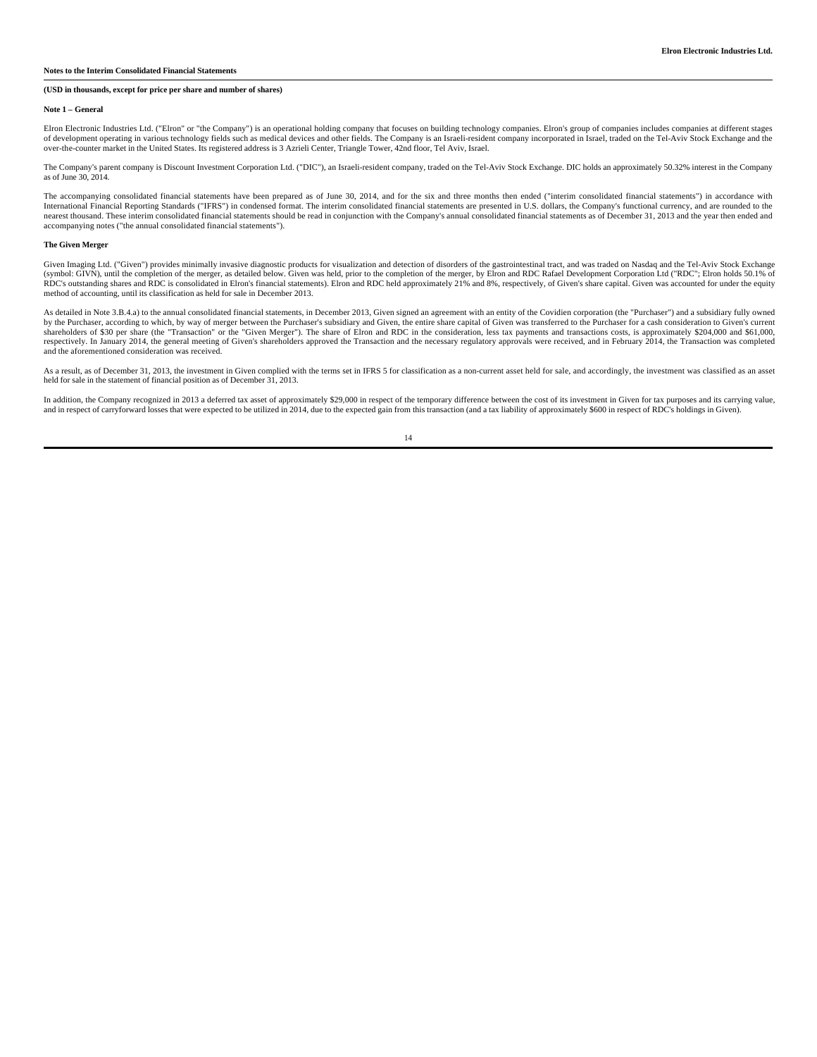**Notes to the Interim Consolidated Financial Statements**

**(USD in thousands, except for price per share and number of shares)**

**Note 1 – General**

Elron Electronic Industries Ltd. ("Elron" or "the Company") is an operational holding company that focuses on building technology companies. Elron's group of companies includes companies at different stages of development operating in various technology fields such as medical devices and other fields. The Company is an Israeli-resident company incorporated in Israel, traded on the Tel-Aviv Stock Exchange and the over-the-counter market in the United States. Its registered address is 3 Azrieli Center, Triangle Tower, 42nd floor, Tel Aviv, Israel.

The Company's parent company is Discount Investment Corporation Ltd. ("DIC"), an Israeli-resident company, traded on the Tel-Aviv Stock Exchange. DIC holds an approximately 50.32% interest in the Company as of June 30, 2014.

The accompanying consolidated financial statements have been prepared as of June 30, 2014, and for the six and three months then ended ("interim consolidated financial statements") in accordance with International Financial Reporting Standards ("IFRS") in condensed format. The interim consolidated financial statements are presented in U.S. dollars, the Company's functional currency, and are rounded to the nearest thousand. These interim consolidated financial statements should be read in conjunction with the Company's annual consolidated financial statements as of December 31, 2013 and the year then ended and accompanying notes ("the annual consolidated financial statements").

**The Given Merger**

Given Imaging Ltd. ("Given") provides minimally invasive diagnostic products for visualization and detection of disorders of the gastrointestinal tract, and was traded on Nasdaq and the Tel-Aviv Stock Exchange (symbol: GIVN), until the completion of the merger, as detailed below. Given was held, prior to the completion of the merger, by Elron and RDC Rafael Development Corporation Ltd ("RDC"; Elron holds 50.1% of RDC's outstanding shares and RDC is consolidated in Elron's financial statements). Elron and RDC held approximately 21% and 8%, respectively, of Given's share capital. Given was accounted for under the equity method of accounting, until its classification as held for sale in December 2013.

As detailed in Note 3.B.4.a) to the annual consolidated financial statements, in December 2013, Given signed an agreement with an entity of the Covidien corporation (the "Purchaser") and a subsidiary fully owned by the Purchaser, according to which, by way of merger between the Purchaser's subsidiary and Given, the entire share capital of Given was transferred to the Purchaser for a cash consideration to Given's current shareholders of $30 per share (the "Transaction" or the "Given Merger"). The share of Elron and RDC in the consideration, less tax payments and transactions costs, is approximately $204,000 and $61,000, respectively. In January 2014, the general meeting of Given's shareholders approved the Transaction and the necessary regulatory approvals were received, and in February 2014, the Transaction was completed and the aforementioned consideration was received.

As a result, as of December 31, 2013, the investment in Given complied with the terms set in IFRS 5 for classification as a non-current asset held for sale, and accordingly, the investment was classified as an asset held for sale in the statement of financial position as of December 31, 2013.

In addition, the Company recognized in 2013 a deferred tax asset of approximately $29,000 in respect of the temporary difference between the cost of its investment in Given for tax purposes and its carrying value, and in respect of carryforward losses that were expected to be utilized in 2014, due to the expected gain from this transaction (and a tax liability of approximately $600 in respect of RDC's holdings in Given).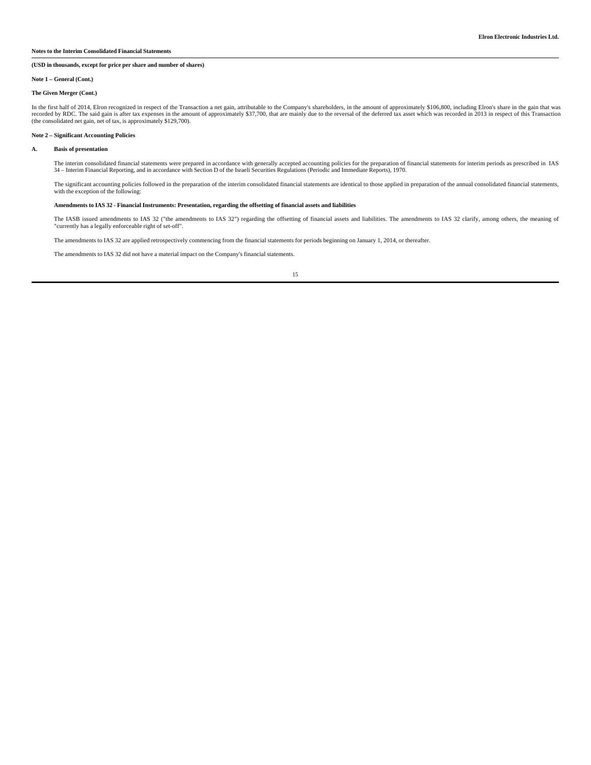**Notes to the Interim Consolidated Financial Statements**

**(USD in thousands, except for price per share and number of shares)**

**Note 1 – General (Cont.)**

**The Given Merger (Cont.)**

In the first half of 2014, Elron recognized in respect of the Transaction a net gain, attributable to the Company's shareholders, in the amount of approximately $106,800, including Elron's share in the gain that was recorded by RDC. The said gain is after tax expenses in the amount of approximately $37,700, that are mainly due to the reversal of the deferred tax asset which was recorded in 2013 in respect of this Transaction (the consolidated net gain, net of tax, is approximately $129,700).

**Note 2 – Significant Accounting Policies**

**A. Basis of presentation**

The interim consolidated financial statements were prepared in accordance with generally accepted accounting policies for the preparation of financial statements for interim periods as prescribed in IAS 34 – Interim Financial Reporting, and in accordance with Section D of the Israeli Securities Regulations (Periodic and Immediate Reports), 1970.

The significant accounting policies followed in the preparation of the interim consolidated financial statements are identical to those applied in preparation of the annual consolidated financial statements, with the exception of the following:

**Amendments to IAS 32 - Financial Instruments: Presentation, regarding the offsetting of financial assets and liabilities**

The IASB issued amendments to IAS 32 ("the amendments to IAS 32") regarding the offsetting of financial assets and liabilities. The amendments to IAS 32 clarify, among others, the meaning of "currently has a legally enforceable right of set-off".

The amendments to IAS 32 are applied retrospectively commencing from the financial statements for periods beginning on January 1, 2014, or thereafter.

The amendments to IAS 32 did not have a material impact on the Company's financial statements.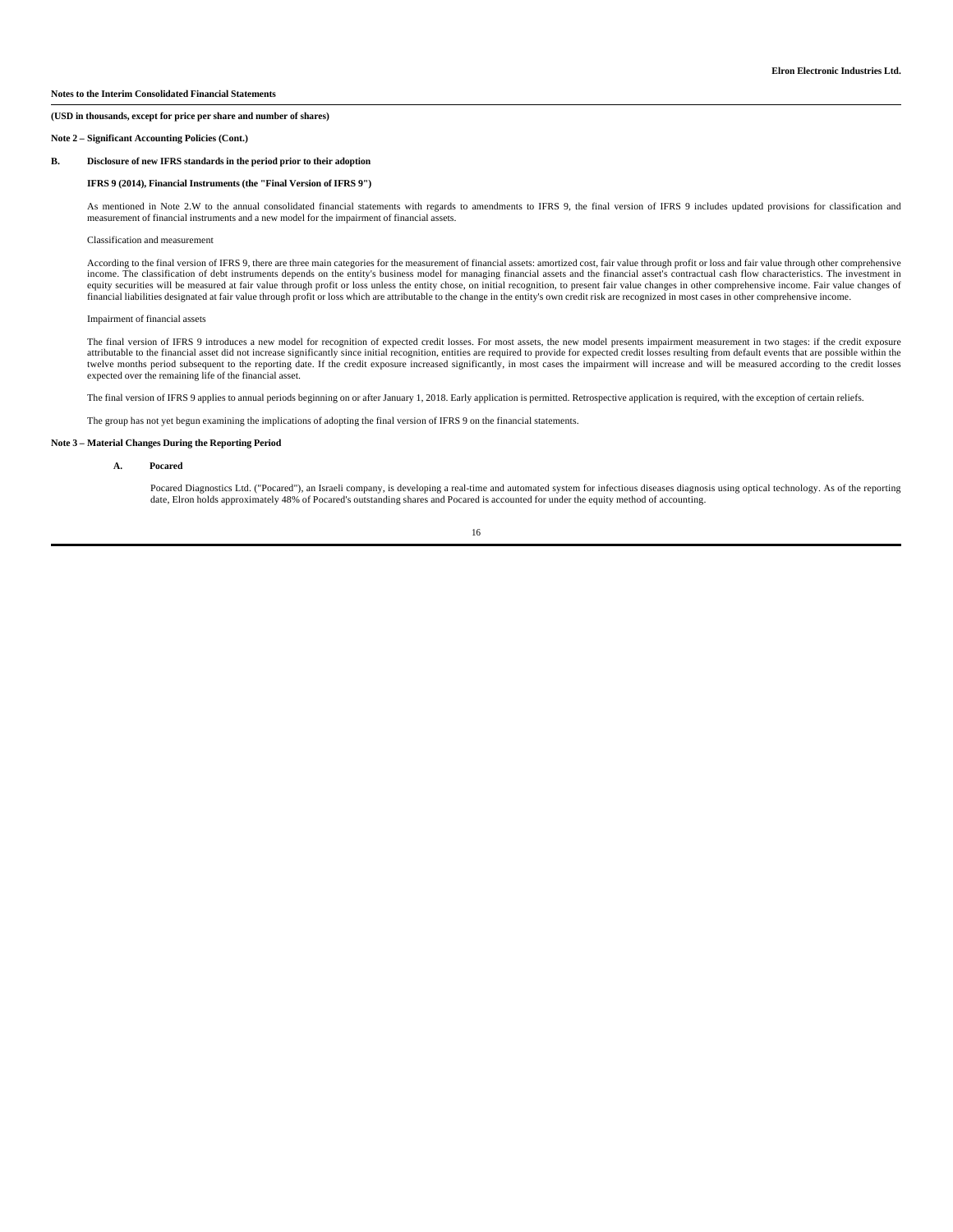**Notes to the Interim Consolidated Financial Statements**

**(USD in thousands, except for price per share and number of shares)**

**Note 2 – Significant Accounting Policies (Cont.)**

**B. Disclosure of new IFRS standards in the period prior to their adoption**

**IFRS 9 (2014), Financial Instruments (the "Final Version of IFRS 9")**

As mentioned in Note 2.W to the annual consolidated financial statements with regards to amendments to IFRS 9, the final version of IFRS 9 includes updated provisions for classification and measurement of financial instruments and a new model for the impairment of financial assets.

Classification and measurement

According to the final version of IFRS 9, there are three main categories for the measurement of financial assets: amortized cost, fair value through profit or loss and fair value through other comprehensive income. The classification of debt instruments depends on the entity's business model for managing financial assets and the financial asset's contractual cash flow characteristics. The investment in equity securities will be measured at fair value through profit or loss unless the entity chose, on initial recognition, to present fair value changes in other comprehensive income. Fair value changes of financial liabilities designated at fair value through profit or loss which are attributable to the change in the entity's own credit risk are recognized in most cases in other comprehensive income.

Impairment of financial assets

The final version of IFRS 9 introduces a new model for recognition of expected credit losses. For most assets, the new model presents impairment measurement in two stages: if the credit exposure attributable to the financial asset did not increase significantly since initial recognition, entities are required to provide for expected credit losses resulting from default events that are possible within the twelve months period subsequent to the reporting date. If the credit exposure increased significantly, in most cases the impairment will increase and will be measured according to the credit losses expected over the remaining life of the financial asset.

The final version of IFRS 9 applies to annual periods beginning on or after January 1, 2018. Early application is permitted. Retrospective application is required, with the exception of certain reliefs.

The group has not yet begun examining the implications of adopting the final version of IFRS 9 on the financial statements.

**Note 3 – Material Changes During the Reporting Period**

**A. Pocared**

Pocared Diagnostics Ltd. ("Pocared"), an Israeli company, is developing a real-time and automated system for infectious diseases diagnosis using optical technology. As of the reporting date, Elron holds approximately 48% of Pocared's outstanding shares and Pocared is accounted for under the equity method of accounting.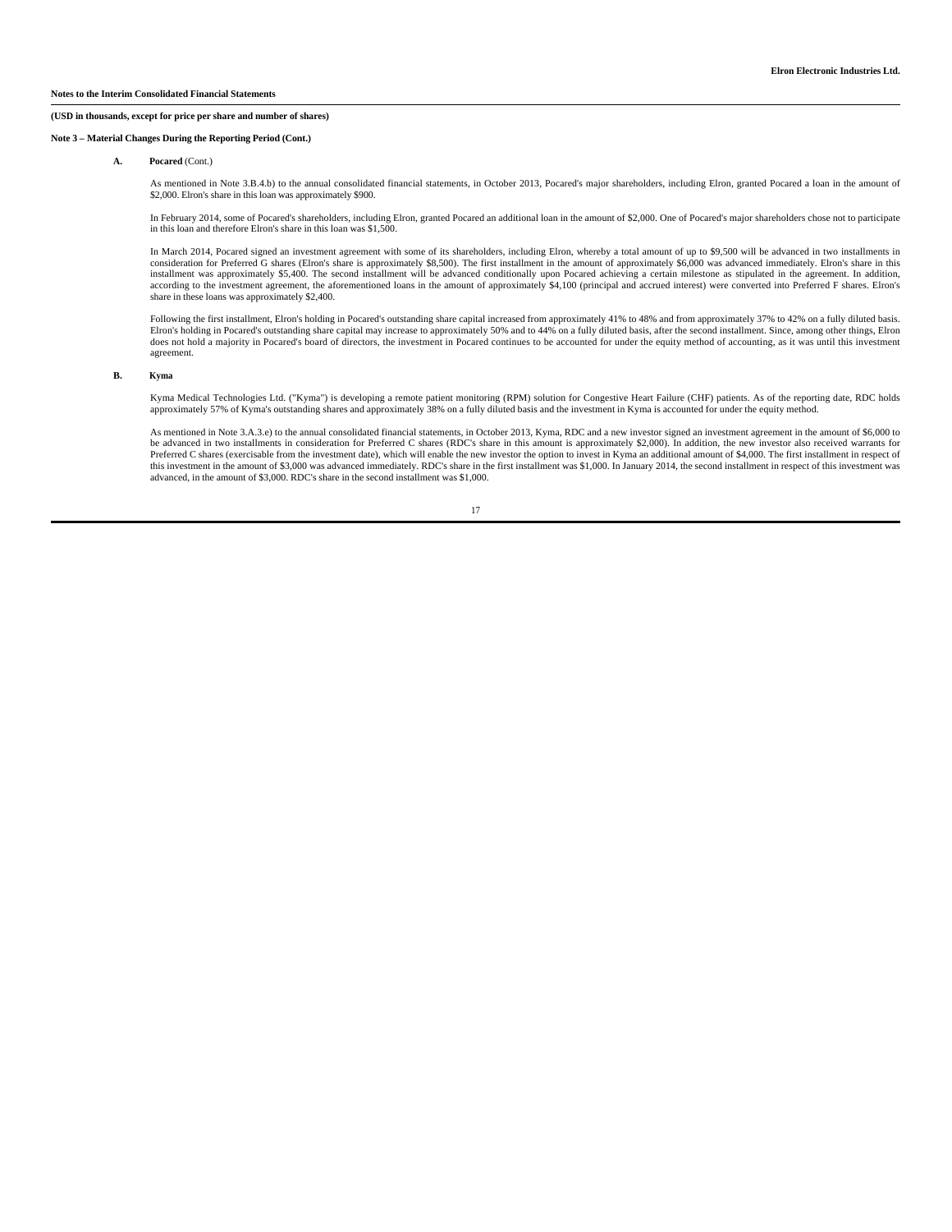**Notes to the Interim Consolidated Financial Statements**

**(USD in thousands, except for price per share and number of shares)**

**Note 3 – Material Changes During the Reporting Period (Cont.)**

**A. Pocared** (Cont.)

As mentioned in Note 3.B.4.b) to the annual consolidated financial statements, in October 2013, Pocared's major shareholders, including Elron, granted Pocared a loan in the amount of $2,000. Elron's share in this loan was approximately $900.

In February 2014, some of Pocared's shareholders, including Elron, granted Pocared an additional loan in the amount of $2,000. One of Pocared's major shareholders chose not to participate in this loan and therefore Elron's share in this loan was $1,500.

In March 2014, Pocared signed an investment agreement with some of its shareholders, including Elron, whereby a total amount of up to $9,500 will be advanced in two installments in consideration for Preferred G shares (Elron's share is approximately $8,500). The first installment in the amount of approximately $6,000 was advanced immediately. Elron's share in this installment was approximately $5,400. The second installment will be advanced conditionally upon Pocared achieving a certain milestone as stipulated in the agreement. In addition, according to the investment agreement, the aforementioned loans in the amount of approximately $4,100 (principal and accrued interest) were converted into Preferred F shares. Elron's share in these loans was approximately $2,400.

Following the first installment, Elron's holding in Pocared's outstanding share capital increased from approximately 41% to 48% and from approximately 37% to 42% on a fully diluted basis. Elron's holding in Pocared's outstanding share capital may increase to approximately 50% and to 44% on a fully diluted basis, after the second installment. Since, among other things, Elron does not hold a majority in Pocared's board of directors, the investment in Pocared continues to be accounted for under the equity method of accounting, as it was until this investment agreement.

**B. Kyma**

Kyma Medical Technologies Ltd. ("Kyma") is developing a remote patient monitoring (RPM) solution for Congestive Heart Failure (CHF) patients. As of the reporting date, RDC holds approximately 57% of Kyma's outstanding shares and approximately 38% on a fully diluted basis and the investment in Kyma is accounted for under the equity method.

As mentioned in Note 3.A.3.e) to the annual consolidated financial statements, in October 2013, Kyma, RDC and a new investor signed an investment agreement in the amount of $6,000 to be advanced in two installments in consideration for Preferred C shares (RDC's share in this amount is approximately $2,000). In addition, the new investor also received warrants for Preferred C shares (exercisable from the investment date), which will enable the new investor the option to invest in Kyma an additional amount of $4,000. The first installment in respect of this investment in the amount of $3,000 was advanced immediately. RDC's share in the first installment was $1,000. In January 2014, the second installment in respect of this investment was advanced, in the amount of $3,000. RDC's share in the second installment was $1,000.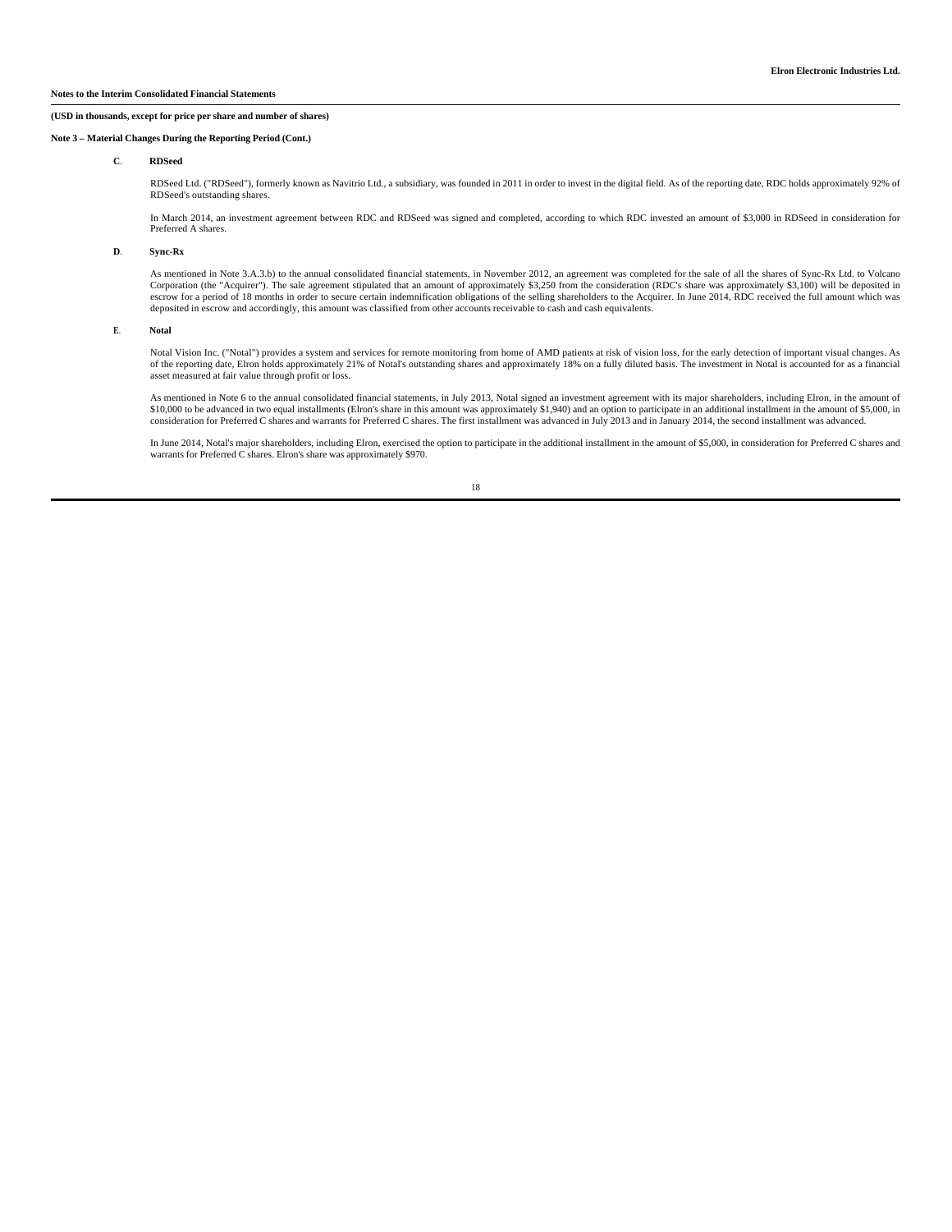**Notes to the Interim Consolidated Financial Statements**

**(USD in thousands, except for price per share and number of shares)**

**Note 3 – Material Changes During the Reporting Period (Cont.)**

**C. RDSeed**

RDSeed Ltd. ("RDSeed"), formerly known as Navitrio Ltd., a subsidiary, was founded in 2011 in order to invest in the digital field. As of the reporting date, RDC holds approximately 92% of RDSeed's outstanding shares.

In March 2014, an investment agreement between RDC and RDSeed was signed and completed, according to which RDC invested an amount of $3,000 in RDSeed in consideration for Preferred A shares.

**D. Sync-Rx**

As mentioned in Note 3.A.3.b) to the annual consolidated financial statements, in November 2012, an agreement was completed for the sale of all the shares of Sync-Rx Ltd. to Volcano Corporation (the "Acquirer"). The sale agreement stipulated that an amount of approximately $3,250 from the consideration (RDC's share was approximately $3,100) will be deposited in escrow for a period of 18 months in order to secure certain indemnification obligations of the selling shareholders to the Acquirer. In June 2014, RDC received the full amount which was deposited in escrow and accordingly, this amount was classified from other accounts receivable to cash and cash equivalents.

**E. Notal**

Notal Vision Inc. ("Notal") provides a system and services for remote monitoring from home of AMD patients at risk of vision loss, for the early detection of important visual changes. As of the reporting date, Elron holds approximately 21% of Notal's outstanding shares and approximately 18% on a fully diluted basis. The investment in Notal is accounted for as a financial asset measured at fair value through profit or loss.

As mentioned in Note 6 to the annual consolidated financial statements, in July 2013, Notal signed an investment agreement with its major shareholders, including Elron, in the amount of $10,000 to be advanced in two equal installments (Elron's share in this amount was approximately $1,940) and an option to participate in an additional installment in the amount of $5,000, in consideration for Preferred C shares and warrants for Preferred C shares. The first installment was advanced in July 2013 and in January 2014, the second installment was advanced.

In June 2014, Notal's major shareholders, including Elron, exercised the option to participate in the additional installment in the amount of $5,000, in consideration for Preferred C shares and warrants for Preferred C shares. Elron's share was approximately $970.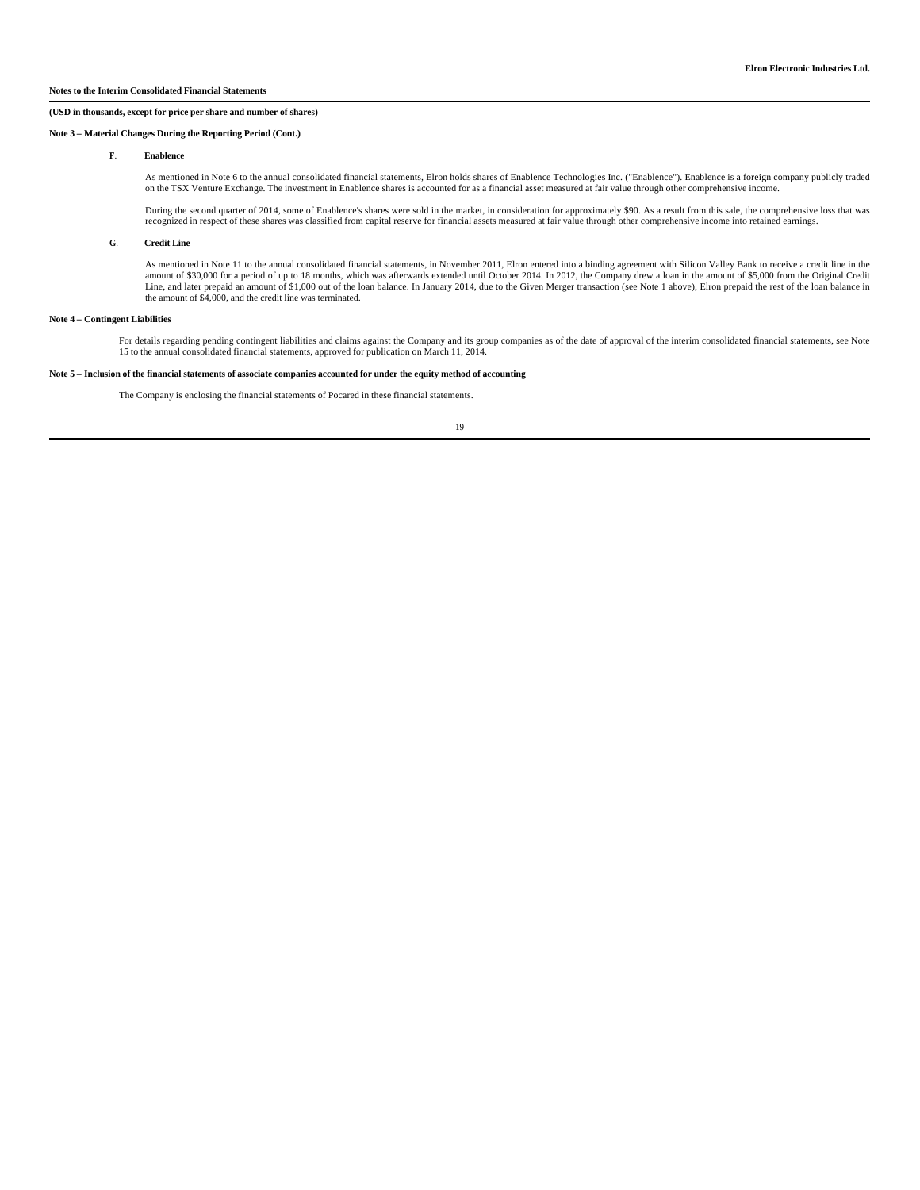**Notes to the Interim Consolidated Financial Statements**

**(USD in thousands, except for price per share and number of shares)**

**Note 3 – Material Changes During the Reporting Period (Cont.)**

**F. Enablence**

As mentioned in Note 6 to the annual consolidated financial statements, Elron holds shares of Enablence Technologies Inc. ("Enablence"). Enablence is a foreign company publicly traded on the TSX Venture Exchange. The investment in Enablence shares is accounted for as a financial asset measured at fair value through other comprehensive income.

During the second quarter of 2014, some of Enablence's shares were sold in the market, in consideration for approximately $90. As a result from this sale, the comprehensive loss that was recognized in respect of these shares was classified from capital reserve for financial assets measured at fair value through other comprehensive income into retained earnings.

**G. Credit Line**

As mentioned in Note 11 to the annual consolidated financial statements, in November 2011, Elron entered into a binding agreement with Silicon Valley Bank to receive a credit line in the amount of $30,000 for a period of up to 18 months, which was afterwards extended until October 2014. In 2012, the Company drew a loan in the amount of $5,000 from the Original Credit Line, and later prepaid an amount of $1,000 out of the loan balance. In January 2014, due to the Given Merger transaction (see Note 1 above), Elron prepaid the rest of the loan balance in the amount of $4,000, and the credit line was terminated.

**Note 4 – Contingent Liabilities**

For details regarding pending contingent liabilities and claims against the Company and its group companies as of the date of approval of the interim consolidated financial statements, see Note 15 to the annual consolidated financial statements, approved for publication on March 11, 2014.

**Note 5 – Inclusion of the financial statements of associate companies accounted for under the equity method of accounting**

The Company is enclosing the financial statements of Pocared in these financial statements.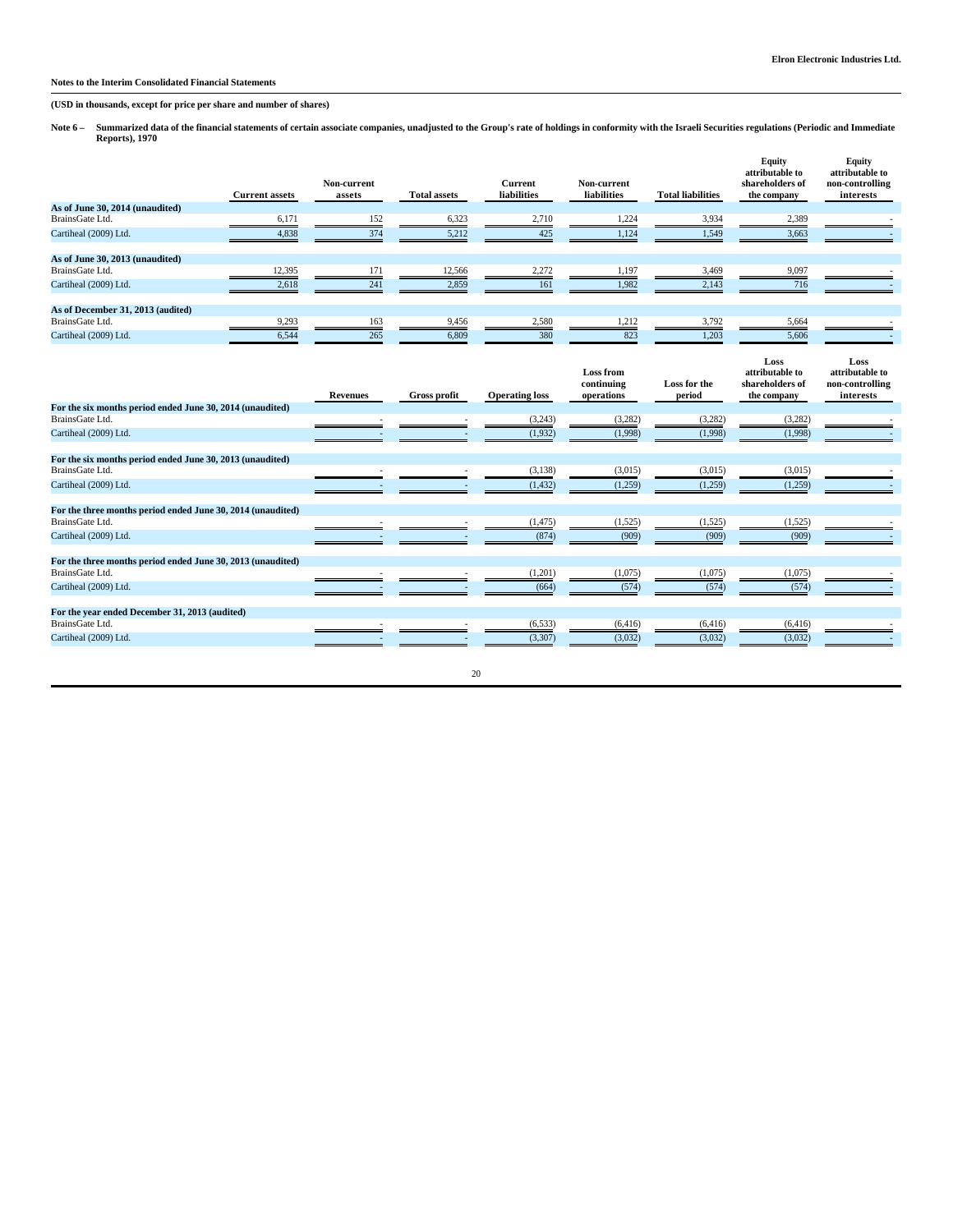**Notes to the Interim Consolidated Financial Statements**

**(USD in thousands, except for price per share and number of shares)**

**Note 6 – Summarized data of the financial statements of certain associate companies, unadjusted to the Group's rate of holdings in conformity with the Israeli Securities regulations (Periodic and Immediate Reports), 1970**

| | Current assets | Non-current assets | Total assets | Current liabilities | Non-current liabilities | Total liabilities | Equity attributable to shareholders of the company | Equity attributable to non-controlling interests |
|---|---|---|---|---|---|---|---|---|
| **As of June 30, 2014 (unaudited)** | | | | | | | | |
| BrainsGate Ltd. | 6,171 | 152 | 6,323 | 2,710 | 1,224 | 3,934 | 2,389 | - |
| Cartiheal (2009) Ltd. | 4,838 | 374 | 5,212 | 425 | 1,124 | 1,549 | 3,663 | - |
| **As of June 30, 2013 (unaudited)** | | | | | | | | |
| BrainsGate Ltd. | 12,395 | 171 | 12,566 | 2,272 | 1,197 | 3,469 | 9,097 | - |
| Cartiheal (2009) Ltd. | 2,618 | 241 | 2,859 | 161 | 1,982 | 2,143 | 716 | - |
| **As of December 31, 2013 (audited)** | | | | | | | | |
| BrainsGate Ltd. | 9,293 | 163 | 9,456 | 2,580 | 1,212 | 3,792 | 5,664 | - |
| Cartiheal (2009) Ltd. | 6,544 | 265 | 6,809 | 380 | 823 | 1,203 | 5,606 | - |

| | Revenues | Gross profit | Operating loss | Loss from continuing operations | Loss for the period | Loss attributable to shareholders of the company | Loss attributable to non-controlling interests |
|---|---|---|---|---|---|---|---|
| **For the six months period ended June 30, 2014 (unaudited)** | | | | | | | |
| BrainsGate Ltd. | - | - | (3,243) | (3,282) | (3,282) | (3,282) | - |
| Cartiheal (2009) Ltd. | - | - | (1,932) | (1,998) | (1,998) | (1,998) | - |
| **For the six months period ended June 30, 2013 (unaudited)** | | | | | | | |
| BrainsGate Ltd. | - | - | (3,138) | (3,015) | (3,015) | (3,015) | - |
| Cartiheal (2009) Ltd. | - | - | (1,432) | (1,259) | (1,259) | (1,259) | - |
| **For the three months period ended June 30, 2014 (unaudited)** | | | | | | | |
| BrainsGate Ltd. | - | - | (1,475) | (1,525) | (1,525) | (1,525) | - |
| Cartiheal (2009) Ltd. | - | - | (874) | (909) | (909) | (909) | - |
| **For the three months period ended June 30, 2013 (unaudited)** | | | | | | | |
| BrainsGate Ltd. | - | - | (1,201) | (1,075) | (1,075) | (1,075) | - |
| Cartiheal (2009) Ltd. | - | - | (664) | (574) | (574) | (574) | - |
| **For the year ended December 31, 2013 (audited)** | | | | | | | |
| BrainsGate Ltd. | - | - | (6,533) | (6,416) | (6,416) | (6,416) | - |
| Cartiheal (2009) Ltd. | - | - | (3,307) | (3,032) | (3,032) | (3,032) | - |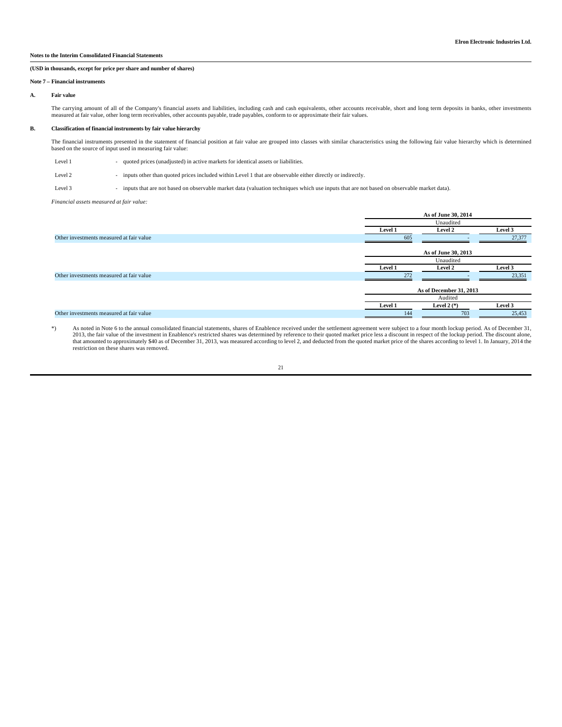**Notes to the Interim Consolidated Financial Statements**

**(USD in thousands, except for price per share and number of shares)**

**Note 7 – Financial instruments**

**A. Fair value**

The carrying amount of all of the Company's financial assets and liabilities, including cash and cash equivalents, other accounts receivable, short and long term deposits in banks, other investments measured at fair value, other long term receivables, other accounts payable, trade payables, conform to or approximate their fair values.

**B. Classification of financial instruments by fair value hierarchy**

The financial instruments presented in the statement of financial position at fair value are grouped into classes with similar characteristics using the following fair value hierarchy which is determined based on the source of input used in measuring fair value:

Level 1 - quoted prices (unadjusted) in active markets for identical assets or liabilities.

Level 2 - inputs other than quoted prices included within Level 1 that are observable either directly or indirectly.

Level 3 - inputs that are not based on observable market data (valuation techniques which use inputs that are not based on observable market data).

*Financial assets measured at fair value:*

| | As of June 30, 2014 | | |
|---|---|---|---|
| | Unaudited | | |
| | Level 1 | Level 2 | Level 3 |
| Other investments measured at fair value | 605 | - | 27,377 |

| | As of June 30, 2013 | | |
|---|---|---|---|
| | Unaudited | | |
| | Level 1 | Level 2 | Level 3 |
| Other investments measured at fair value | 272 | - | 23,351 |

| | As of December 31, 2013 | | |
|---|---|---|---|
| | Audited | | |
| | Level 1 | Level 2 (*) | Level 3 |
| Other investments measured at fair value | 144 | 703 | 25,453 |

*) As noted in Note 6 to the annual consolidated financial statements, shares of Enablence received under the settlement agreement were subject to a four month lockup period. As of December 31, 2013, the fair value of the investment in Enablence's restricted shares was determined by reference to their quoted market price less a discount in respect of the lockup period. The discount alone, that amounted to approximately $40 as of December 31, 2013, was measured according to level 2, and deducted from the quoted market price of the shares according to level 1. In January, 2014 the restriction on these shares was removed.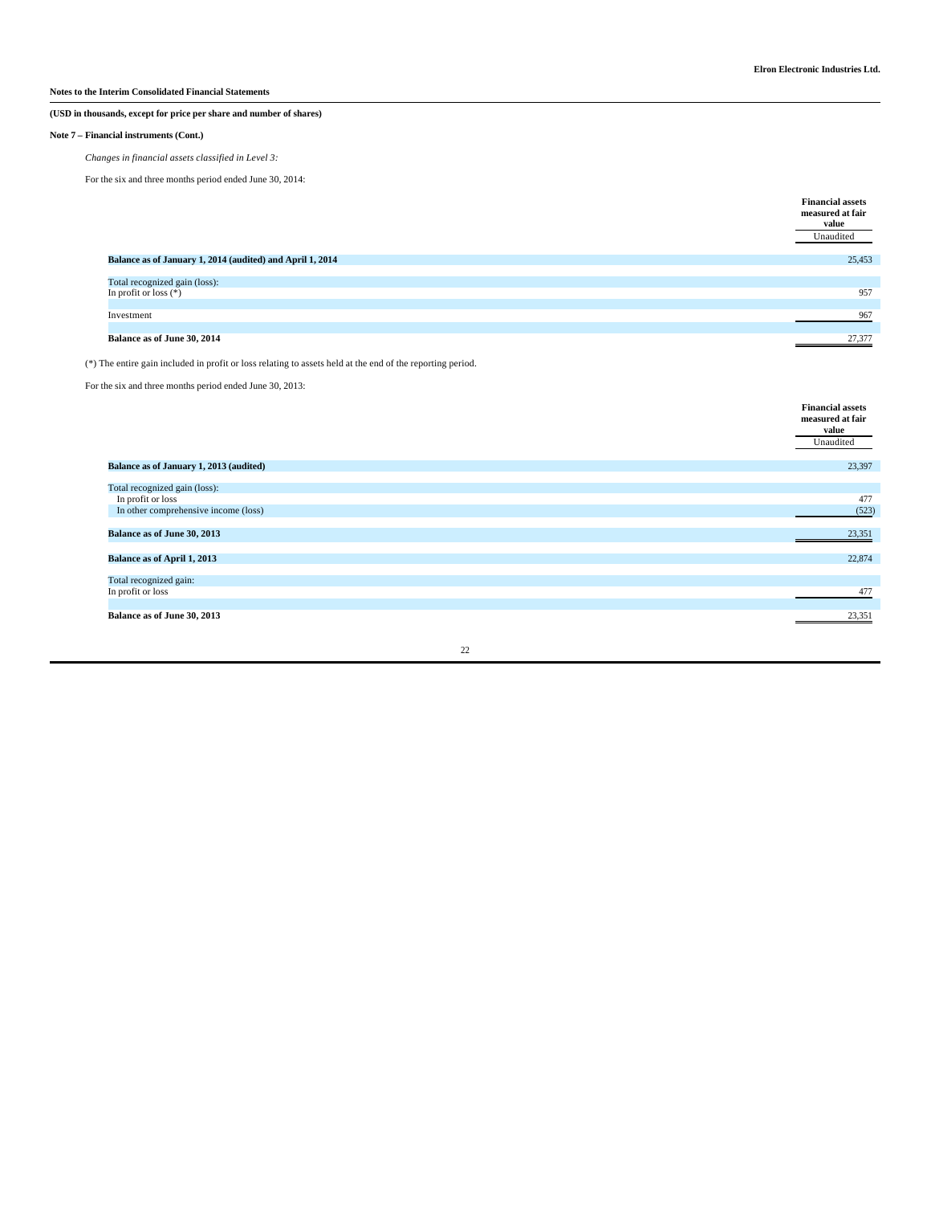**Notes to the Interim Consolidated Financial Statements**

**(USD in thousands, except for price per share and number of shares)**

**Note 7 – Financial instruments (Cont.)**

*Changes in financial assets classified in Level 3:*

For the six and three months period ended June 30, 2014:

| | **Financial assets measured at fair value** |
|---|---|
| | Unaudited |
| **Balance as of January 1, 2014 (audited) and April 1, 2014** | 25,453 |
| Total recognized gain (loss): | |
| In profit or loss (*) | 957 |
| Investment | 967 |
| **Balance as of June 30, 2014** | 27,377 |

(*) The entire gain included in profit or loss relating to assets held at the end of the reporting period.

For the six and three months period ended June 30, 2013:

| | **Financial assets measured at fair value** |
|---|---|
| | Unaudited |
| **Balance as of January 1, 2013 (audited)** | 23,397 |
| Total recognized gain (loss): | |
| In profit or loss | 477 |
| In other comprehensive income (loss) | (523) |
| **Balance as of June 30, 2013** | 23,351 |
| **Balance as of April 1, 2013** | 22,874 |
| Total recognized gain: | |
| In profit or loss | 477 |
| **Balance as of June 30, 2013** | 23,351 |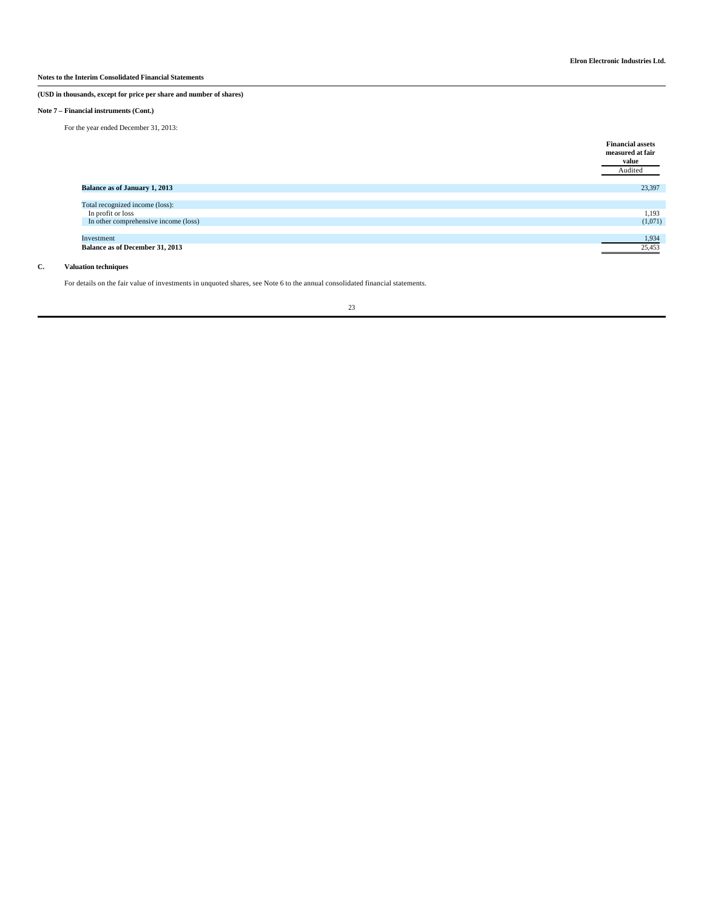**Notes to the Interim Consolidated Financial Statements**

**(USD in thousands, except for price per share and number of shares)**

**Note 7 – Financial instruments (Cont.)**

For the year ended December 31, 2013:

| | **Financial assets measured at fair value** |
|---|---|
| | Audited |
| **Balance as of January 1, 2013** | 23,397 |
| Total recognized income (loss): | |
| In profit or loss | 1,193 |
| In other comprehensive income (loss) | (1,071) |
| Investment | 1,934 |
| **Balance as of December 31, 2013** | 25,453 |

**C. Valuation techniques**

For details on the fair value of investments in unquoted shares, see Note 6 to the annual consolidated financial statements.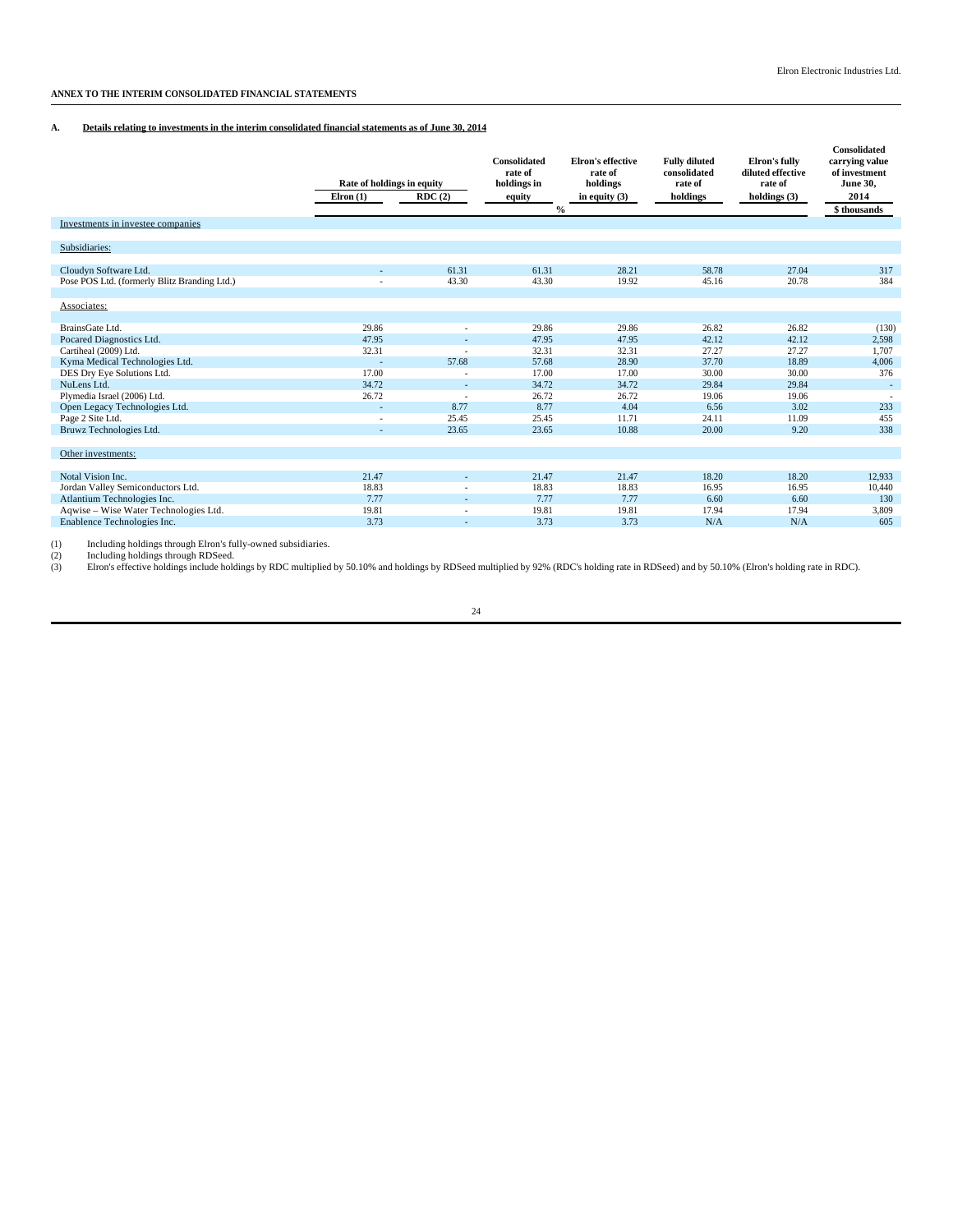**ANNEX TO THE INTERIM CONSOLIDATED FINANCIAL STATEMENTS**

**A. Details relating to investments in the interim consolidated financial statements as of June 30, 2014**

| | Rate of holdings in equity | | Consolidated rate of holdings in equity | Elron's effective rate of holdings in equity (3) | Fully diluted consolidated rate of holdings | Elron's fully diluted effective rate of holdings (3) | Consolidated carrying value of investment June 30, 2014 |
|---|---|---|---|---|---|---|---|
| | Elron (1) | RDC (2) | | | | | |
| | % | | | | | | $ thousands |
| Investments in investee companies | | | | | | | |
| Subsidiaries: | | | | | | | |
| Cloudyn Software Ltd. | - | 61.31 | 61.31 | 28.21 | 58.78 | 27.04 | 317 |
| Pose POS Ltd. (formerly Blitz Branding Ltd.) | - | 43.30 | 43.30 | 19.92 | 45.16 | 20.78 | 384 |
| Associates: | | | | | | | |
| BrainsGate Ltd. | 29.86 | - | 29.86 | 29.86 | 26.82 | 26.82 | (130) |
| Pocared Diagnostics Ltd. | 47.95 | - | 47.95 | 47.95 | 42.12 | 42.12 | 2,598 |
| Cartiheal (2009) Ltd. | 32.31 | - | 32.31 | 32.31 | 27.27 | 27.27 | 1,707 |
| Kyma Medical Technologies Ltd. | - | 57.68 | 57.68 | 28.90 | 37.70 | 18.89 | 4,006 |
| DES Dry Eye Solutions Ltd. | 17.00 | - | 17.00 | 17.00 | 30.00 | 30.00 | 376 |
| NuLens Ltd. | 34.72 | - | 34.72 | 34.72 | 29.84 | 29.84 | - |
| Plymedia Israel (2006) Ltd. | 26.72 | - | 26.72 | 26.72 | 19.06 | 19.06 | - |
| Open Legacy Technologies Ltd. | - | 8.77 | 8.77 | 4.04 | 6.56 | 3.02 | 233 |
| Page 2 Site Ltd. | - | 25.45 | 25.45 | 11.71 | 24.11 | 11.09 | 455 |
| Bruwz Technologies Ltd. | - | 23.65 | 23.65 | 10.88 | 20.00 | 9.20 | 338 |
| Other investments: | | | | | | | |
| Notal Vision Inc. | 21.47 | - | 21.47 | 21.47 | 18.20 | 18.20 | 12,933 |
| Jordan Valley Semiconductors Ltd. | 18.83 | - | 18.83 | 18.83 | 16.95 | 16.95 | 10,440 |
| Atlantium Technologies Inc. | 7.77 | - | 7.77 | 7.77 | 6.60 | 6.60 | 130 |
| Aqwise – Wise Water Technologies Ltd. | 19.81 | - | 19.81 | 19.81 | 17.94 | 17.94 | 3,809 |
| Enablence Technologies Inc. | 3.73 | - | 3.73 | 3.73 | N/A | N/A | 605 |

(1) Including holdings through Elron's fully-owned subsidiaries.
(2) Including holdings through RDSeed.
(3) Elron's effective holdings include holdings by RDC multiplied by 50.10% and holdings by RDSeed multiplied by 92% (RDC's holding rate in RDSeed) and by 50.10% (Elron's holding rate in RDC).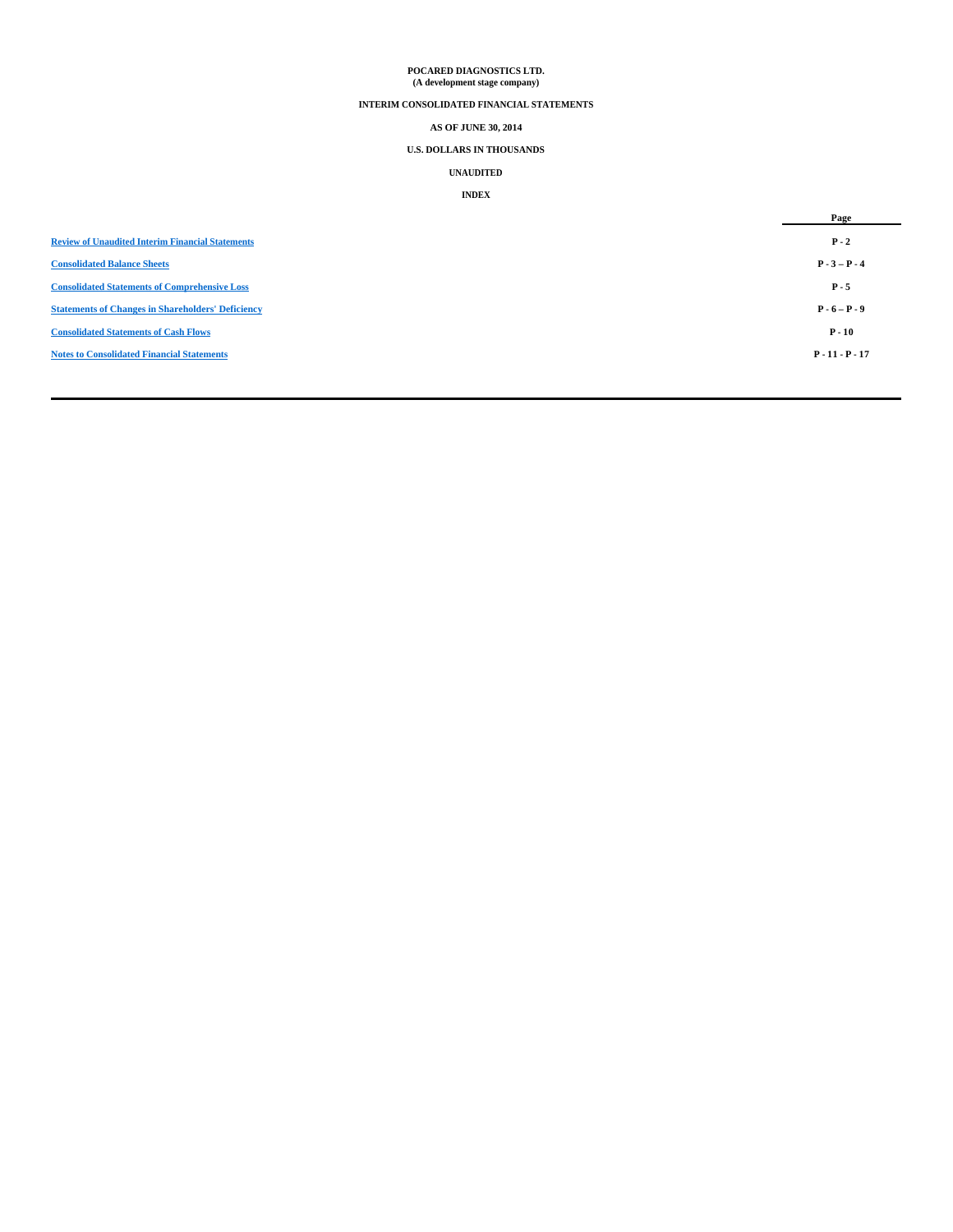**POCARED DIAGNOSTICS LTD.**
**(A development stage company)**

**INTERIM CONSOLIDATED FINANCIAL STATEMENTS**

**AS OF JUNE 30, 2014**

**U.S. DOLLARS IN THOUSANDS**

**UNAUDITED**

**INDEX**

| | Page |
|---|---|
| Review of Unaudited Interim Financial Statements | P - 2 |
| Consolidated Balance Sheets | P - 3 – P - 4 |
| Consolidated Statements of Comprehensive Loss | P - 5 |
| Statements of Changes in Shareholders' Deficiency | P - 6 – P - 9 |
| Consolidated Statements of Cash Flows | P - 10 |
| Notes to Consolidated Financial Statements | P - 11 - P - 17 |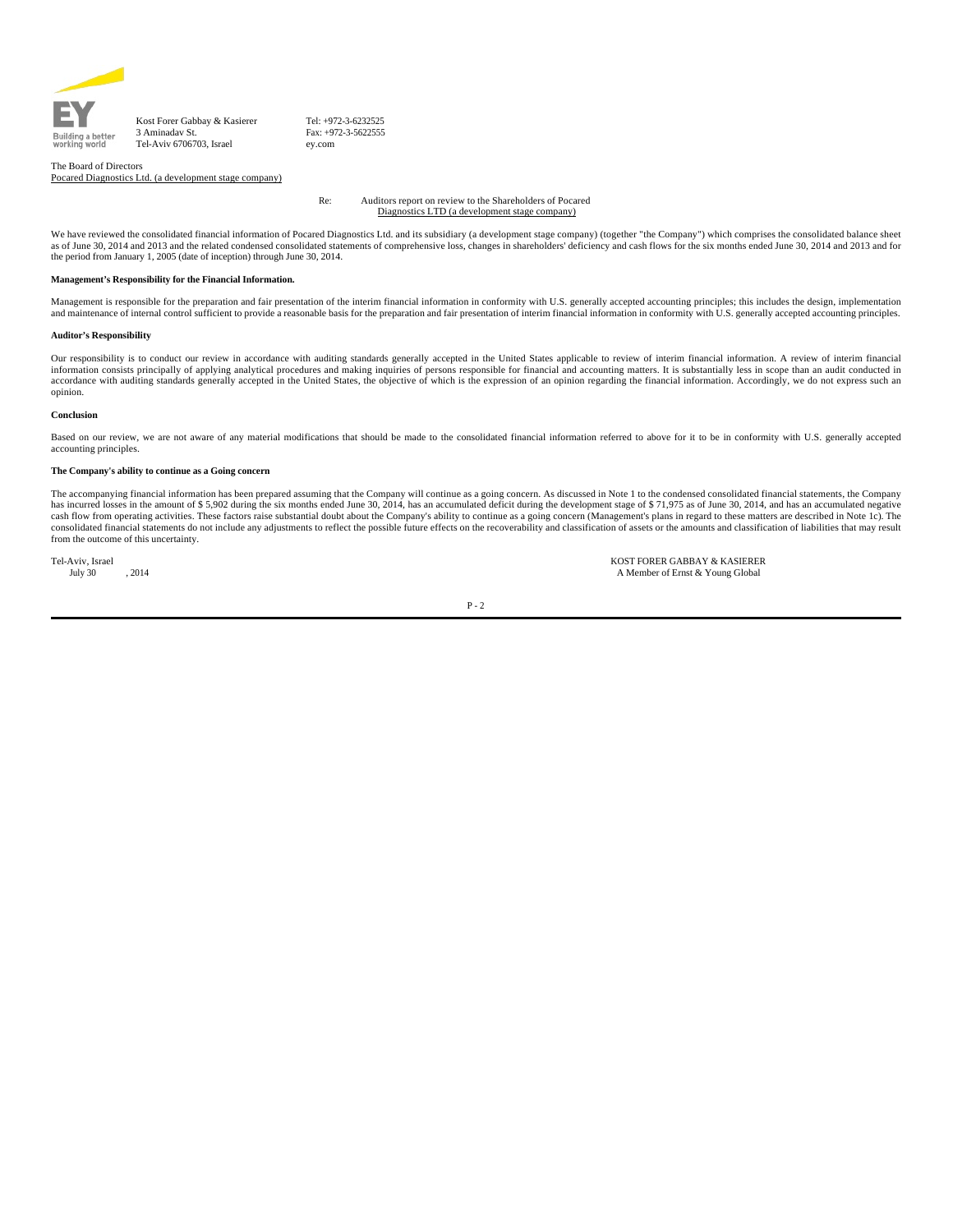EY

Building a better working world

Kost Forer Gabbay & Kasierer
3 Aminadav St.
Tel-Aviv 6706703, Israel

Tel: +972-3-6232525
Fax: +972-3-5622555
ey.com

The Board of Directors
Pocared Diagnostics Ltd. (a development stage company)

Re: Auditors report on review to the Shareholders of Pocared Diagnostics LTD (a development stage company)

We have reviewed the consolidated financial information of Pocared Diagnostics Ltd. and its subsidiary (a development stage company) (together "the Company") which comprises the consolidated balance sheet as of June 30, 2014 and 2013 and the related condensed consolidated statements of comprehensive loss, changes in shareholders' deficiency and cash flows for the six months ended June 30, 2014 and 2013 and for the period from January 1, 2005 (date of inception) through June 30, 2014.

**Management's Responsibility for the Financial Information.**

Management is responsible for the preparation and fair presentation of the interim financial information in conformity with U.S. generally accepted accounting principles; this includes the design, implementation and maintenance of internal control sufficient to provide a reasonable basis for the preparation and fair presentation of interim financial information in conformity with U.S. generally accepted accounting principles.

**Auditor's Responsibility**

Our responsibility is to conduct our review in accordance with auditing standards generally accepted in the United States applicable to review of interim financial information. A review of interim financial information consists principally of applying analytical procedures and making inquiries of persons responsible for financial and accounting matters. It is substantially less in scope than an audit conducted in accordance with auditing standards generally accepted in the United States, the objective of which is the expression of an opinion regarding the financial information. Accordingly, we do not express such an opinion.

**Conclusion**

Based on our review, we are not aware of any material modifications that should be made to the consolidated financial information referred to above for it to be in conformity with U.S. generally accepted accounting principles.

**The Company's ability to continue as a Going concern**

The accompanying financial information has been prepared assuming that the Company will continue as a going concern. As discussed in Note 1 to the condensed consolidated financial statements, the Company has incurred losses in the amount of $ 5,902 during the six months ended June 30, 2014, has an accumulated deficit during the development stage of $ 71,975 as of June 30, 2014, and has an accumulated negative cash flow from operating activities. These factors raise substantial doubt about the Company's ability to continue as a going concern (Management's plans in regard to these matters are described in Note 1c). The consolidated financial statements do not include any adjustments to reflect the possible future effects on the recoverability and classification of assets or the amounts and classification of liabilities that may result from the outcome of this uncertainty.

Tel-Aviv, Israel
July 30, 2014

KOST FORER GABBAY & KASIERER
A Member of Ernst & Young Global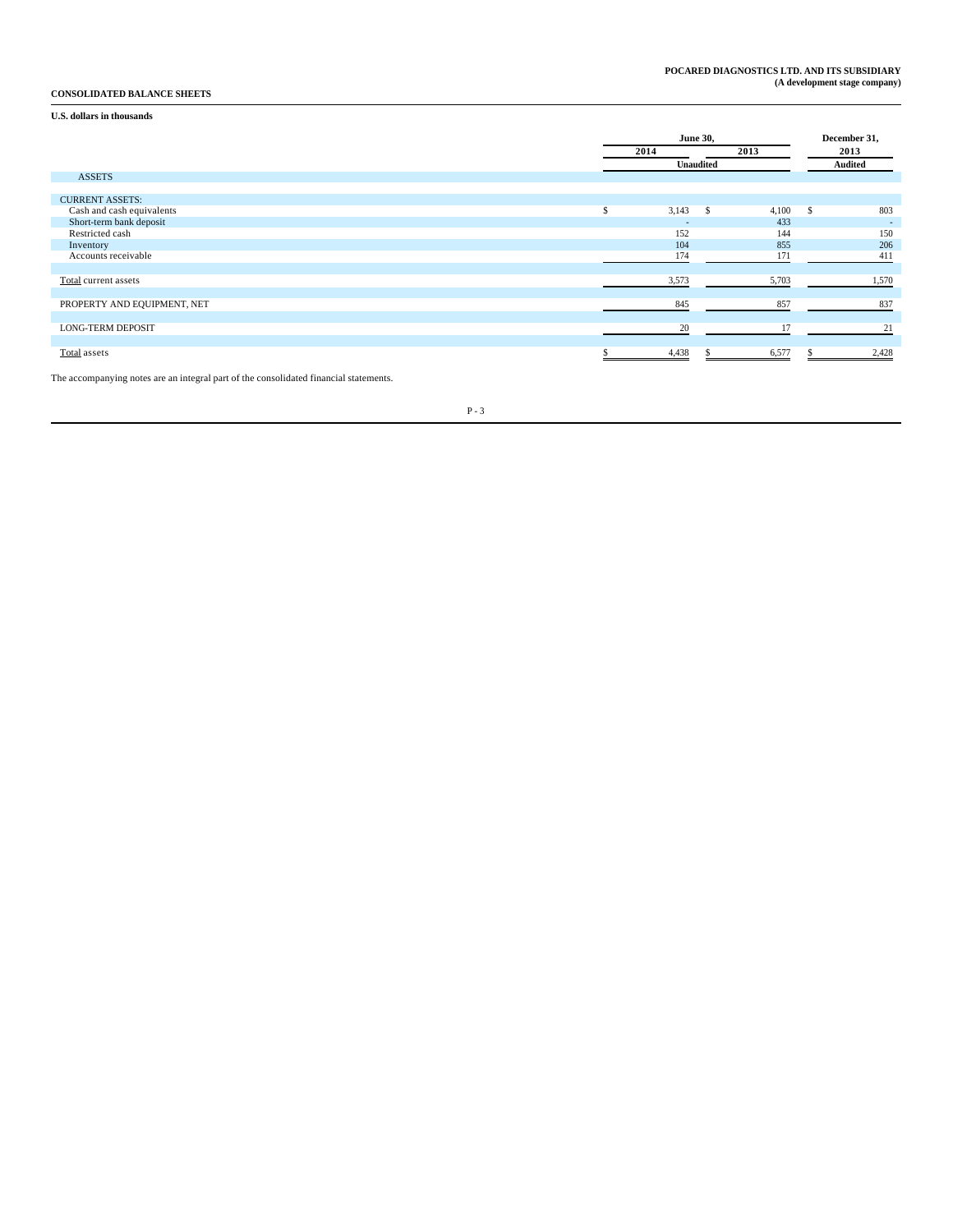**POCARED DIAGNOSTICS LTD. AND ITS SUBSIDIARY**
**(A development stage company)**

**CONSOLIDATED BALANCE SHEETS**

**U.S. dollars in thousands**

| | June 30, 2014 | June 30, 2013 | December 31, 2013 |
|---|---|---|---|
| | Unaudited | Unaudited | Audited |
| ASSETS | | | |
| CURRENT ASSETS: | | | |
| Cash and cash equivalents | $ 3,143 | $ 4,100 | $ 803 |
| Short-term bank deposit | - | 433 | - |
| Restricted cash | 152 | 144 | 150 |
| Inventory | 104 | 855 | 206 |
| Accounts receivable | 174 | 171 | 411 |
| Total current assets | 3,573 | 5,703 | 1,570 |
| PROPERTY AND EQUIPMENT, NET | 845 | 857 | 837 |
| LONG-TERM DEPOSIT | 20 | 17 | 21 |
| Total assets | $ 4,438 | $ 6,577 | $ 2,428 |

The accompanying notes are an integral part of the consolidated financial statements.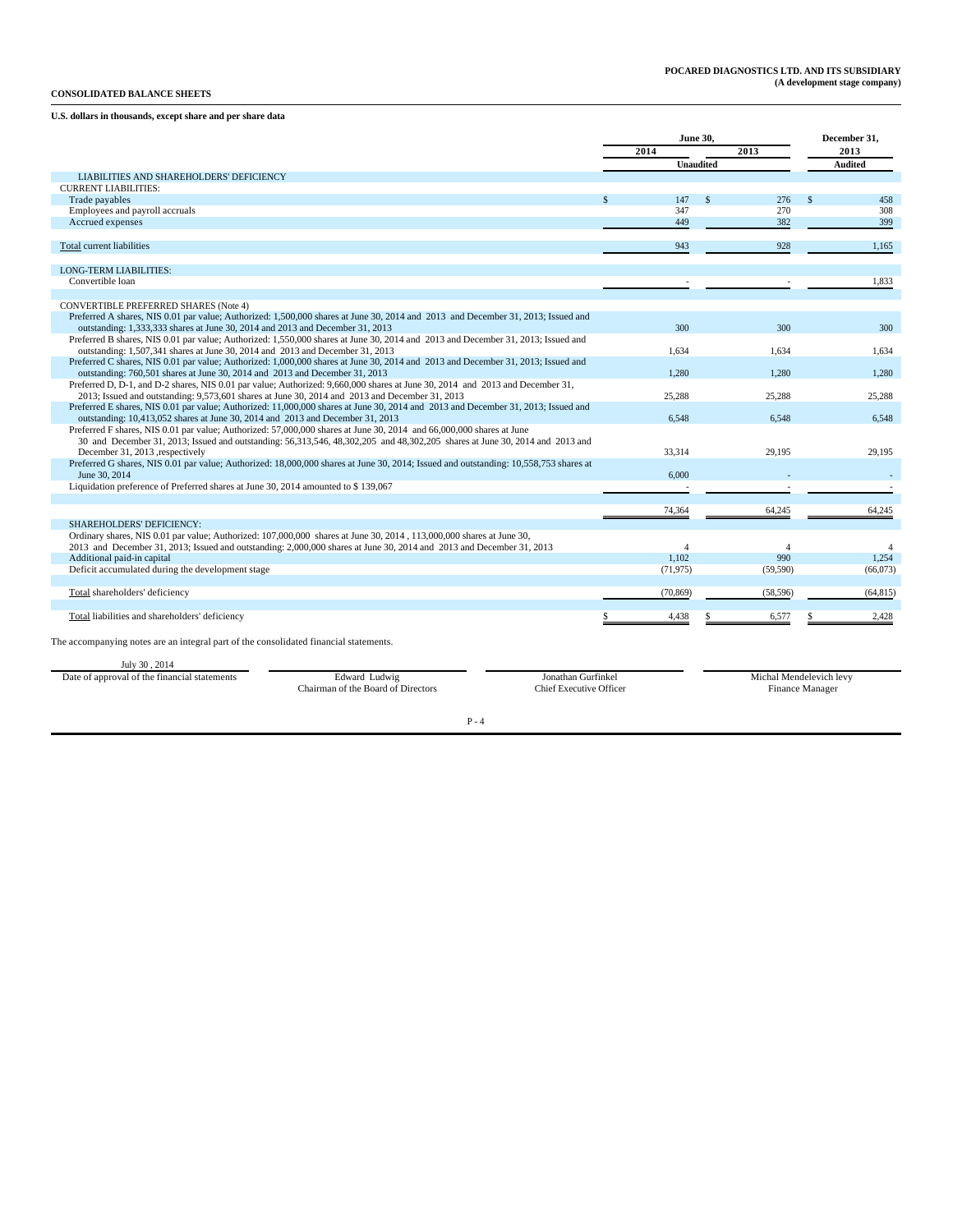**POCARED DIAGNOSTICS LTD. AND ITS SUBSIDIARY**
**(A development stage company)**

**CONSOLIDATED BALANCE SHEETS**

**U.S. dollars in thousands, except share and per share data**

| | June 30, 2014 | June 30, 2013 | December 31, 2013 |
|---|---|---|---|
| | Unaudited | | Audited |
| LIABILITIES AND SHAREHOLDERS' DEFICIENCY | | | |
| CURRENT LIABILITIES: | | | |
| Trade payables | $ 147 | $ 276 | $ 458 |
| Employees and payroll accruals | 347 | 270 | 308 |
| Accrued expenses | 449 | 382 | 399 |
| Total current liabilities | 943 | 928 | 1,165 |
| LONG-TERM LIABILITIES: | | | |
| Convertible loan | - | - | 1,833 |
| CONVERTIBLE PREFERRED SHARES (Note 4) | | | |
| Preferred A shares, NIS 0.01 par value; Authorized: 1,500,000 shares at June 30, 2014 and 2013 and December 31, 2013; Issued and outstanding: 1,333,333 shares at June 30, 2014 and 2013 and December 31, 2013 | 300 | 300 | 300 |
| Preferred B shares, NIS 0.01 par value; Authorized: 1,550,000 shares at June 30, 2014 and 2013 and December 31, 2013; Issued and outstanding: 1,507,341 shares at June 30, 2014 and 2013 and December 31, 2013 | 1,634 | 1,634 | 1,634 |
| Preferred C shares, NIS 0.01 par value; Authorized: 1,000,000 shares at June 30, 2014 and 2013 and December 31, 2013; Issued and outstanding: 760,501 shares at June 30, 2014 and 2013 and December 31, 2013 | 1,280 | 1,280 | 1,280 |
| Preferred D, D-1, and D-2 shares, NIS 0.01 par value; Authorized: 9,660,000 shares at June 30, 2014 and 2013 and December 31, 2013; Issued and outstanding: 9,573,601 shares at June 30, 2014 and 2013 and December 31, 2013 | 25,288 | 25,288 | 25,288 |
| Preferred E shares, NIS 0.01 par value; Authorized: 11,000,000 shares at June 30, 2014 and 2013 and December 31, 2013; Issued and outstanding: 10,413,052 shares at June 30, 2014 and 2013 and December 31, 2013 | 6,548 | 6,548 | 6,548 |
| Preferred F shares, NIS 0.01 par value; Authorized: 57,000,000 shares at June 30, 2014 and 66,000,000 shares at June 30 and December 31, 2013; Issued and outstanding: 56,313,546, 48,302,205 and 48,302,205 shares at June 30, 2014 and 2013 and December 31, 2013 ,respectively | 33,314 | 29,195 | 29,195 |
| Preferred G shares, NIS 0.01 par value; Authorized: 18,000,000 shares at June 30, 2014; Issued and outstanding: 10,558,753 shares at June 30, 2014 | 6,000 | - | - |
| Liquidation preference of Preferred shares at June 30, 2014 amounted to $ 139,067 | - | - | - |
| | 74,364 | 64,245 | 64,245 |
| SHAREHOLDERS' DEFICIENCY: | | | |
| Ordinary shares, NIS 0.01 par value; Authorized: 107,000,000 shares at June 30, 2014 , 113,000,000 shares at June 30, 2013 and December 31, 2013; Issued and outstanding: 2,000,000 shares at June 30, 2014 and 2013 and December 31, 2013 | 4 | 4 | 4 |
| Additional paid-in capital | 1,102 | 990 | 1,254 |
| Deficit accumulated during the development stage | (71,975) | (59,590) | (66,073) |
| Total shareholders' deficiency | (70,869) | (58,596) | (64,815) |
| Total liabilities and shareholders' deficiency | $ 4,438 | $ 6,577 | $ 2,428 |

The accompanying notes are an integral part of the consolidated financial statements.

| July 30 , 2014 | | | |
|---|---|---|---|
| Date of approval of the financial statements | Edward Ludwig<br>Chairman of the Board of Directors | Jonathan Gurfinkel<br>Chief Executive Officer | Michal Mendelevich levy<br>Finance Manager |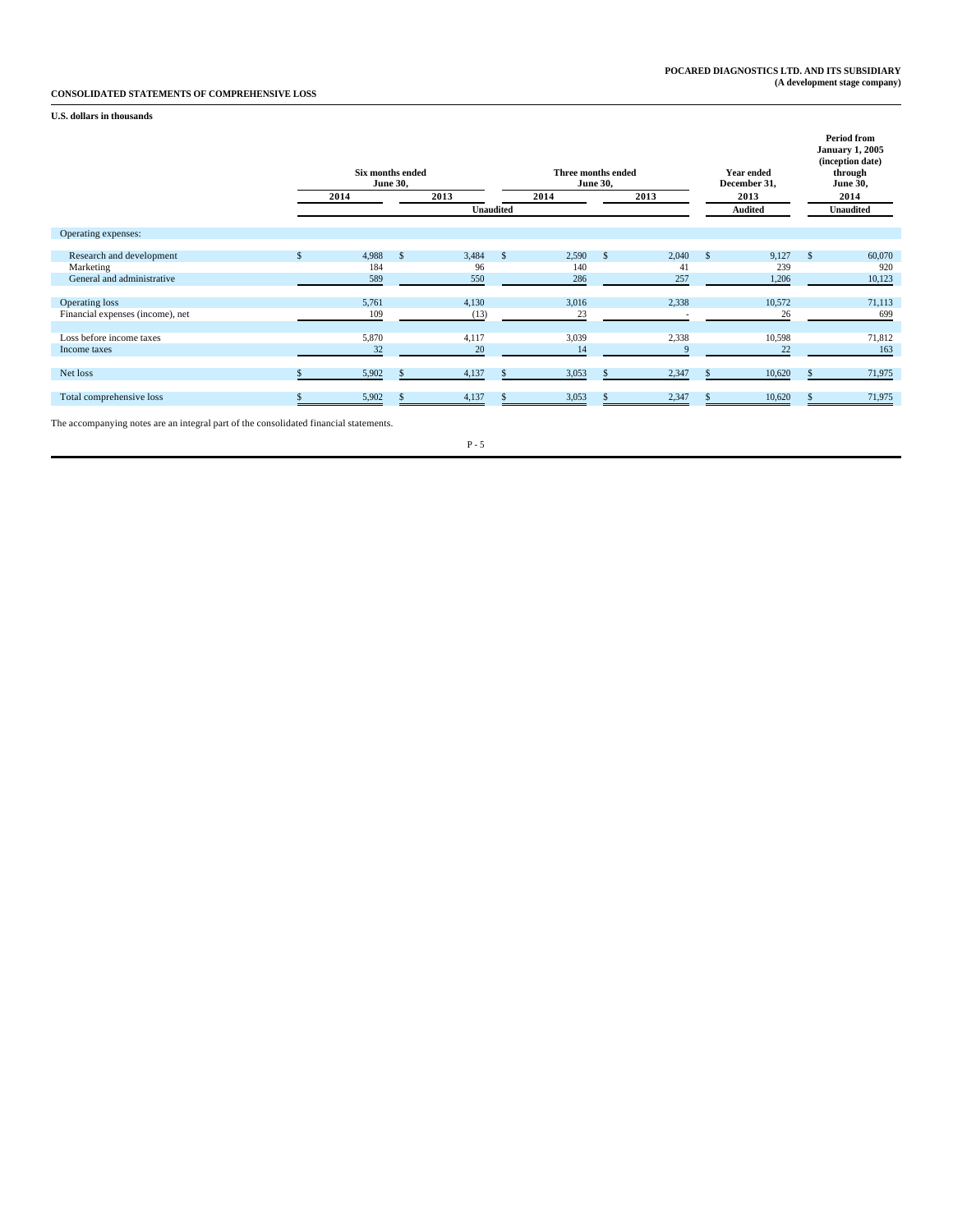**POCARED DIAGNOSTICS LTD. AND ITS SUBSIDIARY**
**(A development stage company)**

**CONSOLIDATED STATEMENTS OF COMPREHENSIVE LOSS**

**U.S. dollars in thousands**

| | Six months ended June 30, | | Three months ended June 30, | | Year ended December 31, | Period from January 1, 2005 (inception date) through June 30, |
|---|---|---|---|---|---|---|
| | 2014 | 2013 | 2014 | 2013 | 2013 | 2014 |
| | Unaudited | | | | Audited | Unaudited |
| Operating expenses: | | | | | | |
| Research and development | $ 4,988 | $ 3,484 | $ 2,590 | $ 2,040 | $ 9,127 | $ 60,070 |
| Marketing | 184 | 96 | 140 | 41 | 239 | 920 |
| General and administrative | 589 | 550 | 286 | 257 | 1,206 | 10,123 |
| Operating loss | 5,761 | 4,130 | 3,016 | 2,338 | 10,572 | 71,113 |
| Financial expenses (income), net | 109 | (13) | 23 | - | 26 | 699 |
| Loss before income taxes | 5,870 | 4,117 | 3,039 | 2,338 | 10,598 | 71,812 |
| Income taxes | 32 | 20 | 14 | 9 | 22 | 163 |
| Net loss | $ 5,902 | $ 4,137 | $ 3,053 | $ 2,347 | $ 10,620 | $ 71,975 |
| Total comprehensive loss | $ 5,902 | $ 4,137 | $ 3,053 | $ 2,347 | $ 10,620 | $ 71,975 |

The accompanying notes are an integral part of the consolidated financial statements.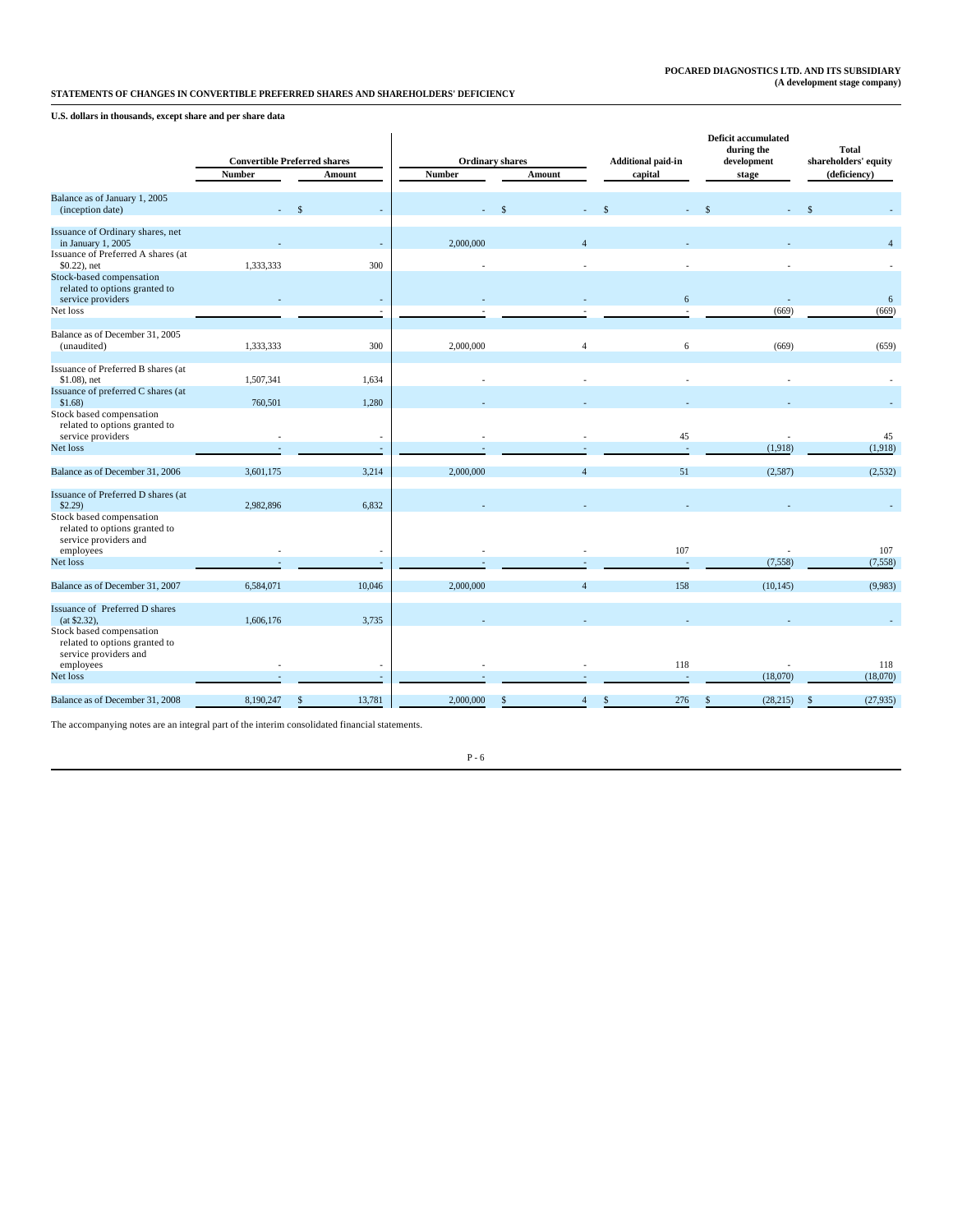**POCARED DIAGNOSTICS LTD. AND ITS SUBSIDIARY**
**(A development stage company)**

**STATEMENTS OF CHANGES IN CONVERTIBLE PREFERRED SHARES AND SHAREHOLDERS' DEFICIENCY**

**U.S. dollars in thousands, except share and per share data**

| | Convertible Preferred shares | | Ordinary shares | | Additional paid-in capital | Deficit accumulated during the development stage | Total shareholders' equity (deficiency) |
|---|---|---|---|---|---|---|---|
| | Number | Amount | Number | Amount | | | |
| Balance as of January 1, 2005 (inception date) | - | $ - | - | $ - | $ - | $ - | $ - |
| Issuance of Ordinary shares, net in January 1, 2005 | - | - | 2,000,000 | 4 | - | - | 4 |
| Issuance of Preferred A shares (at $0.22), net | 1,333,333 | 300 | - | - | - | - | - |
| Stock-based compensation related to options granted to service providers | - | - | - | - | 6 | - | 6 |
| Net loss | - | - | - | - | - | (669) | (669) |
| Balance as of December 31, 2005 (unaudited) | 1,333,333 | 300 | 2,000,000 | 4 | 6 | (669) | (659) |
| Issuance of Preferred B shares (at $1.08), net | 1,507,341 | 1,634 | - | - | - | - | - |
| Issuance of preferred C shares (at $1.68) | 760,501 | 1,280 | - | - | - | - | - |
| Stock based compensation related to options granted to service providers | - | - | - | - | 45 | - | 45 |
| Net loss | - | - | - | - | - | (1,918) | (1,918) |
| Balance as of December 31, 2006 | 3,601,175 | 3,214 | 2,000,000 | 4 | 51 | (2,587) | (2,532) |
| Issuance of Preferred D shares (at $2.29) | 2,982,896 | 6,832 | - | - | - | - | - |
| Stock based compensation related to options granted to service providers and employees | - | - | - | - | 107 | - | 107 |
| Net loss | - | - | - | - | - | (7,558) | (7,558) |
| Balance as of December 31, 2007 | 6,584,071 | 10,046 | 2,000,000 | 4 | 158 | (10,145) | (9,983) |
| Issuance of Preferred D shares (at $2.32), | 1,606,176 | 3,735 | - | - | - | - | - |
| Stock based compensation related to options granted to service providers and employees | - | - | - | - | 118 | - | 118 |
| Net loss | - | - | - | - | - | (18,070) | (18,070) |
| Balance as of December 31, 2008 | 8,190,247 | $ 13,781 | 2,000,000 | $ 4 | $ 276 | $ (28,215) | $ (27,935) |

The accompanying notes are an integral part of the interim consolidated financial statements.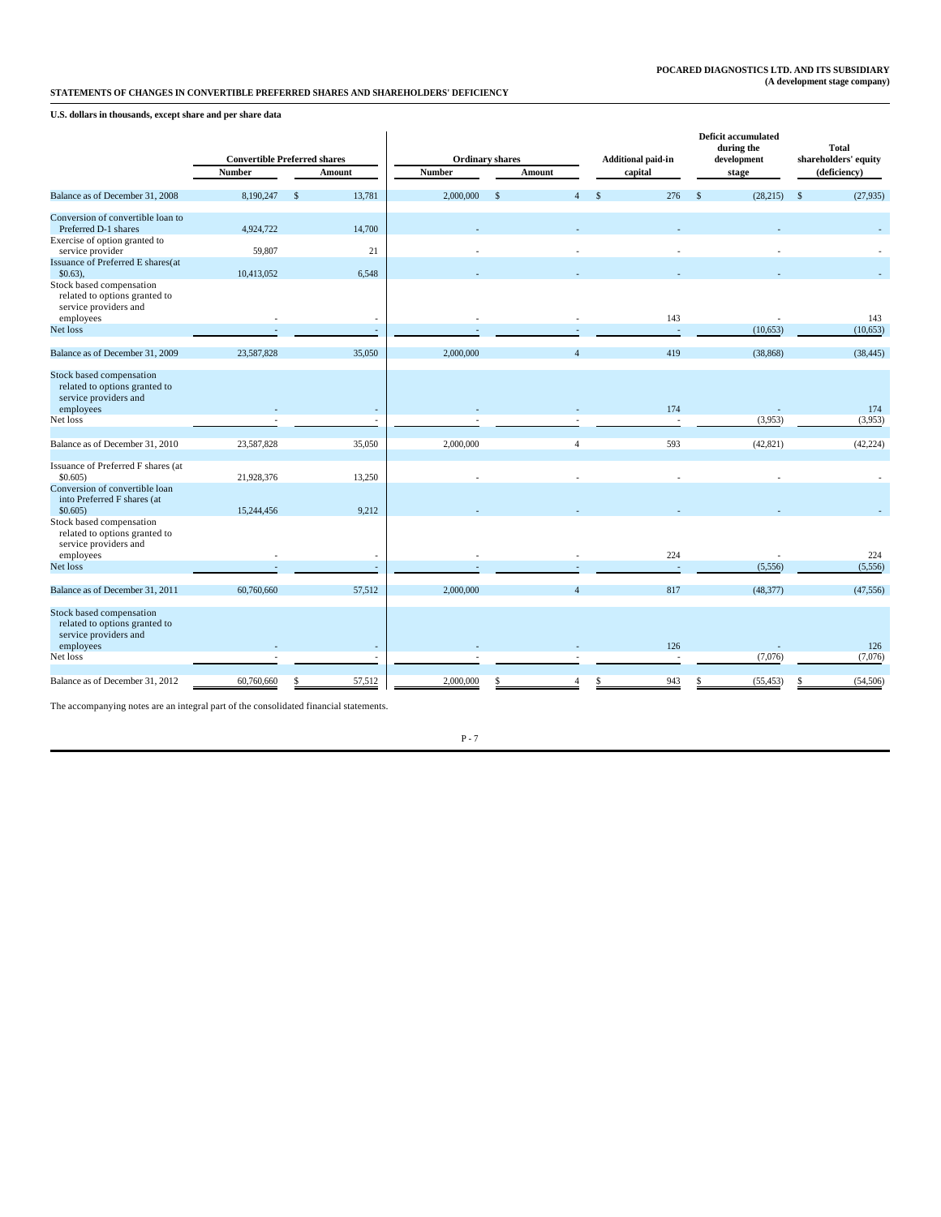**POCARED DIAGNOSTICS LTD. AND ITS SUBSIDIARY**
**(A development stage company)**

**STATEMENTS OF CHANGES IN CONVERTIBLE PREFERRED SHARES AND SHAREHOLDERS' DEFICIENCY**

**U.S. dollars in thousands, except share and per share data**

| | Convertible Preferred shares | | Ordinary shares | | Additional paid-in capital | Deficit accumulated during the development stage | Total shareholders' equity (deficiency) |
|---|---|---|---|---|---|---|---|
| | Number | Amount | Number | Amount | | | |
| Balance as of December 31, 2008 | 8,190,247 | $ 13,781 | 2,000,000 | $ 4 | $ 276 | $ (28,215) | $ (27,935) |
| Conversion of convertible loan to Preferred D-1 shares | 4,924,722 | 14,700 | - | - | - | - | - |
| Exercise of option granted to service provider | 59,807 | 21 | - | - | - | - | - |
| Issuance of Preferred E shares(at $0.63), | 10,413,052 | 6,548 | - | - | - | - | - |
| Stock based compensation related to options granted to service providers and employees | - | - | - | - | 143 | - | 143 |
| Net loss | - | - | - | - | - | (10,653) | (10,653) |
| Balance as of December 31, 2009 | 23,587,828 | 35,050 | 2,000,000 | 4 | 419 | (38,868) | (38,445) |
| Stock based compensation related to options granted to service providers and employees | - | - | - | - | 174 | - | 174 |
| Net loss | - | - | - | - | - | (3,953) | (3,953) |
| Balance as of December 31, 2010 | 23,587,828 | 35,050 | 2,000,000 | 4 | 593 | (42,821) | (42,224) |
| Issuance of Preferred F shares (at $0.605) | 21,928,376 | 13,250 | - | - | - | - | - |
| Conversion of convertible loan into Preferred F shares (at $0.605) | 15,244,456 | 9,212 | - | - | - | - | - |
| Stock based compensation related to options granted to service providers and employees | - | - | - | - | 224 | - | 224 |
| Net loss | - | - | - | - | - | (5,556) | (5,556) |
| Balance as of December 31, 2011 | 60,760,660 | 57,512 | 2,000,000 | 4 | 817 | (48,377) | (47,556) |
| Stock based compensation related to options granted to service providers and employees | - | - | - | - | 126 | - | 126 |
| Net loss | - | - | - | - | - | (7,076) | (7,076) |
| Balance as of December 31, 2012 | 60,760,660 | $ 57,512 | 2,000,000 | $ 4 | $ 943 | $ (55,453) | $ (54,506) |

The accompanying notes are an integral part of the consolidated financial statements.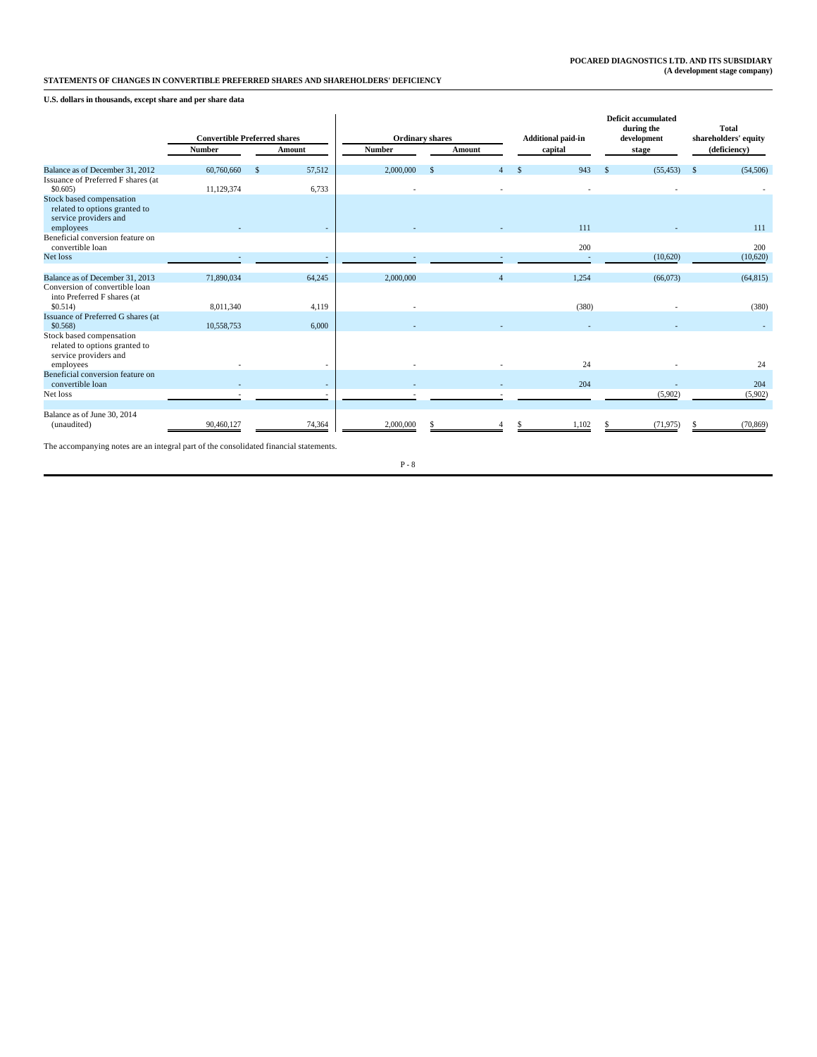POCARED DIAGNOSTICS LTD. AND ITS SUBSIDIARY
(A development stage company)

**STATEMENTS OF CHANGES IN CONVERTIBLE PREFERRED SHARES AND SHAREHOLDERS' DEFICIENCY**

**U.S. dollars in thousands, except share and per share data**

| | Convertible Preferred shares | | Ordinary shares | | Additional paid-in capital | Deficit accumulated during the development stage | Total shareholders' equity (deficiency) |
|---|---|---|---|---|---|---|---|
| | Number | Amount | Number | Amount | | | |
| Balance as of December 31, 2012 | 60,760,660 | $ 57,512 | 2,000,000 | $ 4 | $ 943 | $ (55,453) | $ (54,506) |
| Issuance of Preferred F shares (at $0.605) | 11,129,374 | 6,733 | - | - | - | - | - |
| Stock based compensation related to options granted to service providers and employees | - | - | - | - | 111 | - | 111 |
| Beneficial conversion feature on convertible loan | | | | | 200 | | 200 |
| Net loss | - | - | - | - | - | (10,620) | (10,620) |
| Balance as of December 31, 2013 | 71,890,034 | 64,245 | 2,000,000 | 4 | 1,254 | (66,073) | (64,815) |
| Conversion of convertible loan into Preferred F shares (at $0.514) | 8,011,340 | 4,119 | - | | (380) | - | (380) |
| Issuance of Preferred G shares (at $0.568) | 10,558,753 | 6,000 | - | - | - | - | - |
| Stock based compensation related to options granted to service providers and employees | - | - | - | - | 24 | - | 24 |
| Beneficial conversion feature on convertible loan | - | - | - | - | 204 | - | 204 |
| Net loss | - | - | - | - | | (5,902) | (5,902) |
| Balance as of June 30, 2014 (unaudited) | 90,460,127 | 74,364 | 2,000,000 | $ 4 | $ 1,102 | $ (71,975) | $ (70,869) |

The accompanying notes are an integral part of the consolidated financial statements.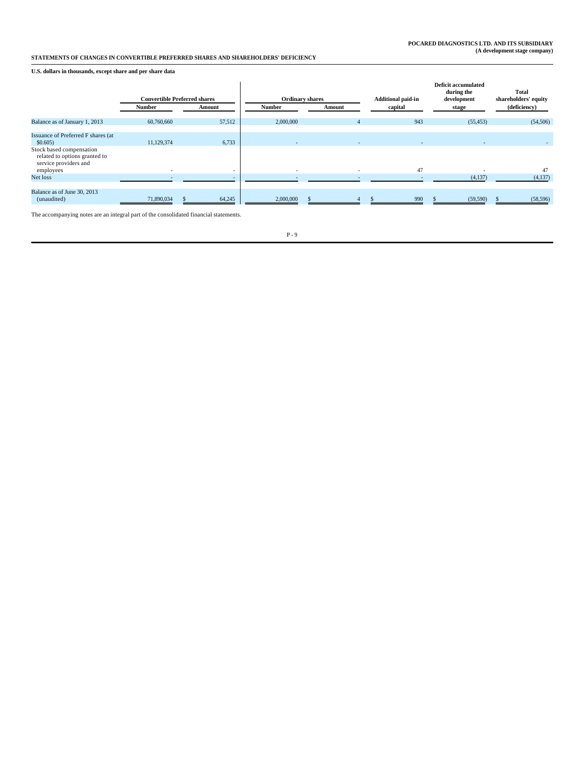**POCARED DIAGNOSTICS LTD. AND ITS SUBSIDIARY**
**(A development stage company)**

**STATEMENTS OF CHANGES IN CONVERTIBLE PREFERRED SHARES AND SHAREHOLDERS' DEFICIENCY**

**U.S. dollars in thousands, except share and per share data**

| | Convertible Preferred shares | | Ordinary shares | | Additional paid-in capital | Deficit accumulated during the development stage | Total shareholders' equity (deficiency) |
|---|---|---|---|---|---|---|---|
| | Number | Amount | Number | Amount | | | |
| Balance as of January 1, 2013 | 60,760,660 | 57,512 | 2,000,000 | 4 | 943 | (55,453) | (54,506) |
| Issuance of Preferred F shares (at $0.605) | 11,129,374 | 6,733 | - | - | - | - | - |
| Stock based compensation related to options granted to service providers and employees | - | - | - | - | 47 | - | 47 |
| Net loss | - | - | - | - | - | (4,137) | (4,137) |
| Balance as of June 30, 2013 (unaudited) | 71,890,034 | $ 64,245 | 2,000,000 | $ 4 | $ 990 | $ (59,590) | $ (58,596) |

The accompanying notes are an integral part of the consolidated financial statements.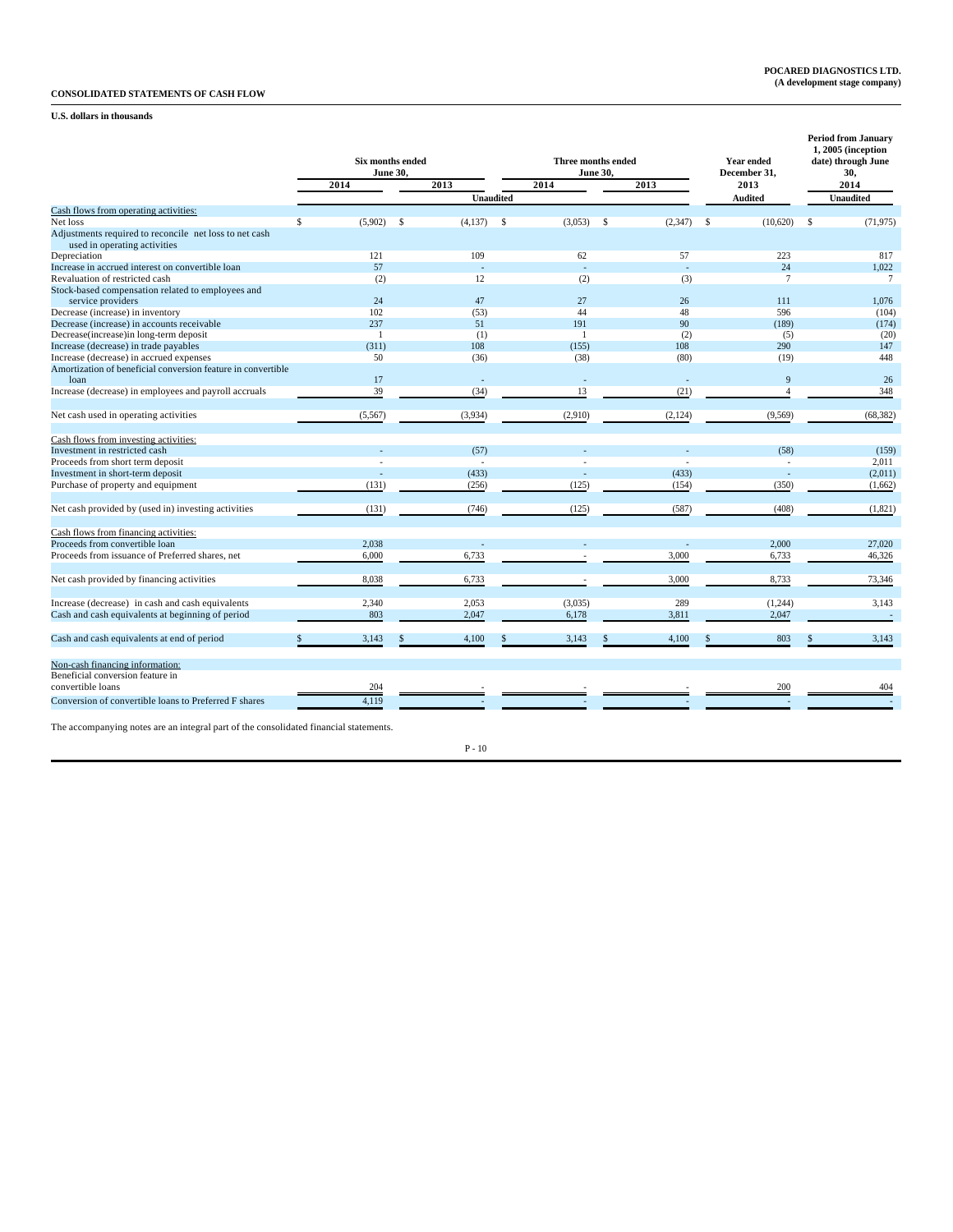**POCARED DIAGNOSTICS LTD.**
**(A development stage company)**

**CONSOLIDATED STATEMENTS OF CASH FLOW**

**U.S. dollars in thousands**

| | Six months ended June 30, | | Three months ended June 30, | | Year ended December 31, | Period from January 1, 2005 (inception date) through June 30, |
|---|---|---|---|---|---|---|
| | 2014 | 2013 | 2014 | 2013 | 2013 | 2014 |
| | Unaudited | | | | Audited | Unaudited |
| Cash flows from operating activities: | | | | | | |
| Net loss | $ (5,902) | $ (4,137) | $ (3,053) | $ (2,347) | $ (10,620) | $ (71,975) |
| Adjustments required to reconcile net loss to net cash used in operating activities | | | | | | |
| Depreciation | 121 | 109 | 62 | 57 | 223 | 817 |
| Increase in accrued interest on convertible loan | 57 | - | - | - | 24 | 1,022 |
| Revaluation of restricted cash | (2) | 12 | (2) | (3) | 7 | 7 |
| Stock-based compensation related to employees and service providers | 24 | 47 | 27 | 26 | 111 | 1,076 |
| Decrease (increase) in inventory | 102 | (53) | 44 | 48 | 596 | (104) |
| Decrease (increase) in accounts receivable | 237 | 51 | 191 | 90 | (189) | (174) |
| Decrease(increase)in long-term deposit | 1 | (1) | 1 | (2) | (5) | (20) |
| Increase (decrease) in trade payables | (311) | 108 | (155) | 108 | 290 | 147 |
| Increase (decrease) in accrued expenses | 50 | (36) | (38) | (80) | (19) | 448 |
| Amortization of beneficial conversion feature in convertible loan | 17 | - | - | - | 9 | 26 |
| Increase (decrease) in employees and payroll accruals | 39 | (34) | 13 | (21) | 4 | 348 |
| Net cash used in operating activities | (5,567) | (3,934) | (2,910) | (2,124) | (9,569) | (68,382) |
| Cash flows from investing activities: | | | | | | |
| Investment in restricted cash | - | (57) | - | - | (58) | (159) |
| Proceeds from short term deposit | - | - | - | - | - | 2,011 |
| Investment in short-term deposit | - | (433) | - | (433) | - | (2,011) |
| Purchase of property and equipment | (131) | (256) | (125) | (154) | (350) | (1,662) |
| Net cash provided by (used in) investing activities | (131) | (746) | (125) | (587) | (408) | (1,821) |
| Cash flows from financing activities: | | | | | | |
| Proceeds from convertible loan | 2,038 | - | - | - | 2,000 | 27,020 |
| Proceeds from issuance of Preferred shares, net | 6,000 | 6,733 | - | 3,000 | 6,733 | 46,326 |
| Net cash provided by financing activities | 8,038 | 6,733 | - | 3,000 | 8,733 | 73,346 |
| Increase (decrease) in cash and cash equivalents | 2,340 | 2,053 | (3,035) | 289 | (1,244) | 3,143 |
| Cash and cash equivalents at beginning of period | 803 | 2,047 | 6,178 | 3,811 | 2,047 | - |
| Cash and cash equivalents at end of period | $ 3,143 | $ 4,100 | $ 3,143 | $ 4,100 | $ 803 | $ 3,143 |
| Non-cash financing information: | | | | | | |
| Beneficial conversion feature in convertible loans | 204 | - | - | - | 200 | 404 |
| Conversion of convertible loans to Preferred F shares | 4,119 | - | - | - | - | - |

The accompanying notes are an integral part of the consolidated financial statements.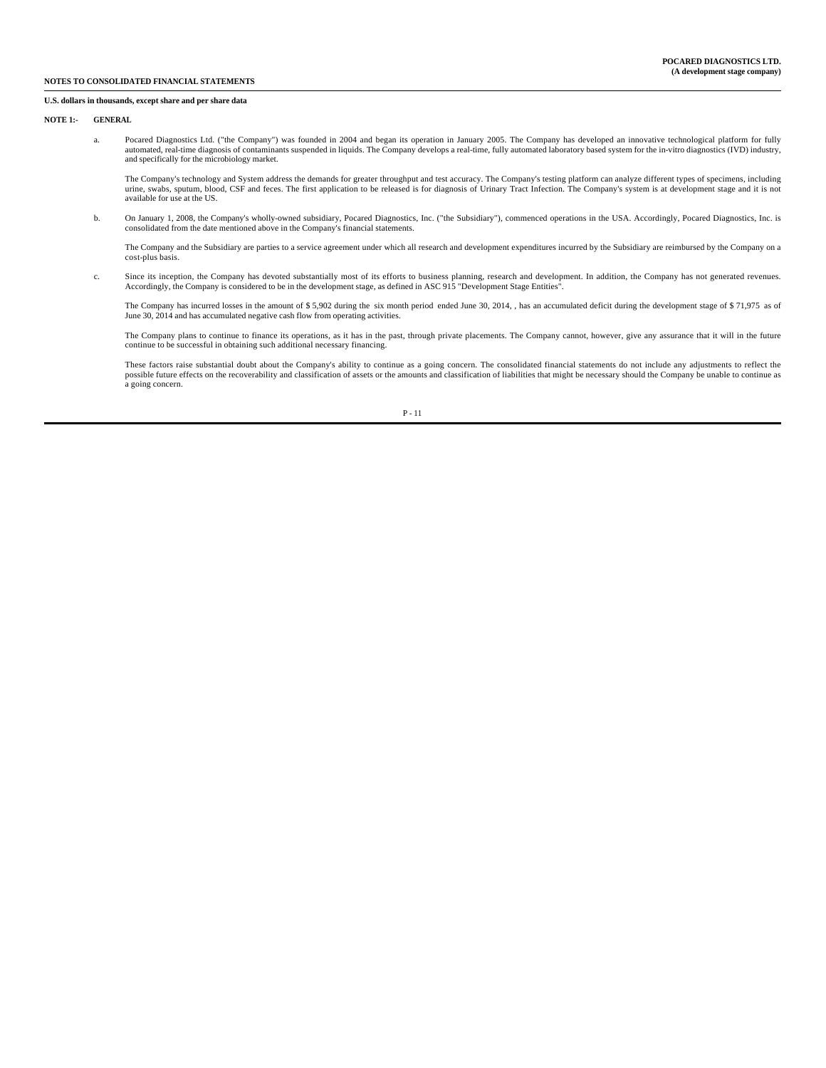**NOTES TO CONSOLIDATED FINANCIAL STATEMENTS**

**U.S. dollars in thousands, except share and per share data**

**NOTE 1:- GENERAL**

a. Pocared Diagnostics Ltd. ("the Company") was founded in 2004 and began its operation in January 2005. The Company has developed an innovative technological platform for fully automated, real-time diagnosis of contaminants suspended in liquids. The Company develops a real-time, fully automated laboratory based system for the in-vitro diagnostics (IVD) industry, and specifically for the microbiology market.

The Company's technology and System address the demands for greater throughput and test accuracy. The Company's testing platform can analyze different types of specimens, including urine, swabs, sputum, blood, CSF and feces. The first application to be released is for diagnosis of Urinary Tract Infection. The Company's system is at development stage and it is not available for use at the US.

b. On January 1, 2008, the Company's wholly-owned subsidiary, Pocared Diagnostics, Inc. ("the Subsidiary"), commenced operations in the USA. Accordingly, Pocared Diagnostics, Inc. is consolidated from the date mentioned above in the Company's financial statements.

The Company and the Subsidiary are parties to a service agreement under which all research and development expenditures incurred by the Subsidiary are reimbursed by the Company on a cost-plus basis.

c. Since its inception, the Company has devoted substantially most of its efforts to business planning, research and development. In addition, the Company has not generated revenues. Accordingly, the Company is considered to be in the development stage, as defined in ASC 915 "Development Stage Entities".

The Company has incurred losses in the amount of $ 5,902 during the six month period ended June 30, 2014, , has an accumulated deficit during the development stage of $ 71,975 as of June 30, 2014 and has accumulated negative cash flow from operating activities.

The Company plans to continue to finance its operations, as it has in the past, through private placements. The Company cannot, however, give any assurance that it will in the future continue to be successful in obtaining such additional necessary financing.

These factors raise substantial doubt about the Company's ability to continue as a going concern. The consolidated financial statements do not include any adjustments to reflect the possible future effects on the recoverability and classification of assets or the amounts and classification of liabilities that might be necessary should the Company be unable to continue as a going concern.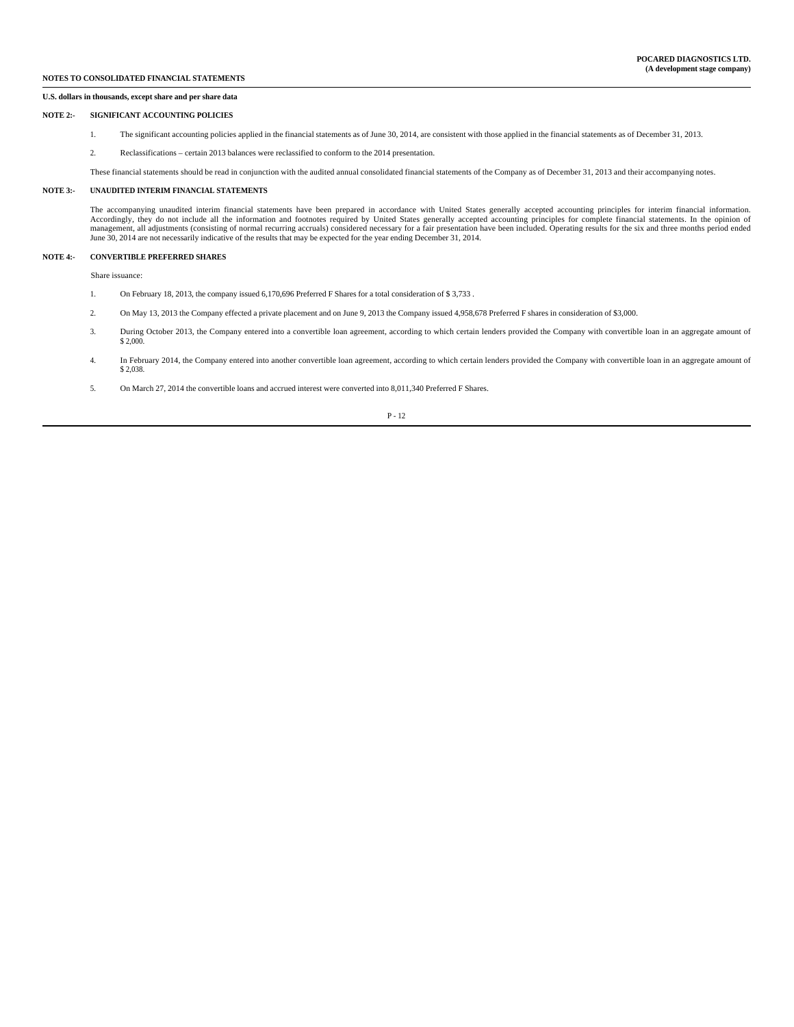**NOTES TO CONSOLIDATED FINANCIAL STATEMENTS**

**U.S. dollars in thousands, except share and per share data**

**NOTE 2:- SIGNIFICANT ACCOUNTING POLICIES**

1. The significant accounting policies applied in the financial statements as of June 30, 2014, are consistent with those applied in the financial statements as of December 31, 2013.

2. Reclassifications – certain 2013 balances were reclassified to conform to the 2014 presentation.

These financial statements should be read in conjunction with the audited annual consolidated financial statements of the Company as of December 31, 2013 and their accompanying notes.

**NOTE 3:- UNAUDITED INTERIM FINANCIAL STATEMENTS**

The accompanying unaudited interim financial statements have been prepared in accordance with United States generally accepted accounting principles for interim financial information. Accordingly, they do not include all the information and footnotes required by United States generally accepted accounting principles for complete financial statements. In the opinion of management, all adjustments (consisting of normal recurring accruals) considered necessary for a fair presentation have been included. Operating results for the six and three months period ended June 30, 2014 are not necessarily indicative of the results that may be expected for the year ending December 31, 2014.

**NOTE 4:- CONVERTIBLE PREFERRED SHARES**

Share issuance:

1. On February 18, 2013, the company issued 6,170,696 Preferred F Shares for a total consideration of $ 3,733 .

2. On May 13, 2013 the Company effected a private placement and on June 9, 2013 the Company issued 4,958,678 Preferred F shares in consideration of $3,000.

3. During October 2013, the Company entered into a convertible loan agreement, according to which certain lenders provided the Company with convertible loan in an aggregate amount of $ 2,000.

4. In February 2014, the Company entered into another convertible loan agreement, according to which certain lenders provided the Company with convertible loan in an aggregate amount of $ 2,038.

5. On March 27, 2014 the convertible loans and accrued interest were converted into 8,011,340 Preferred F Shares.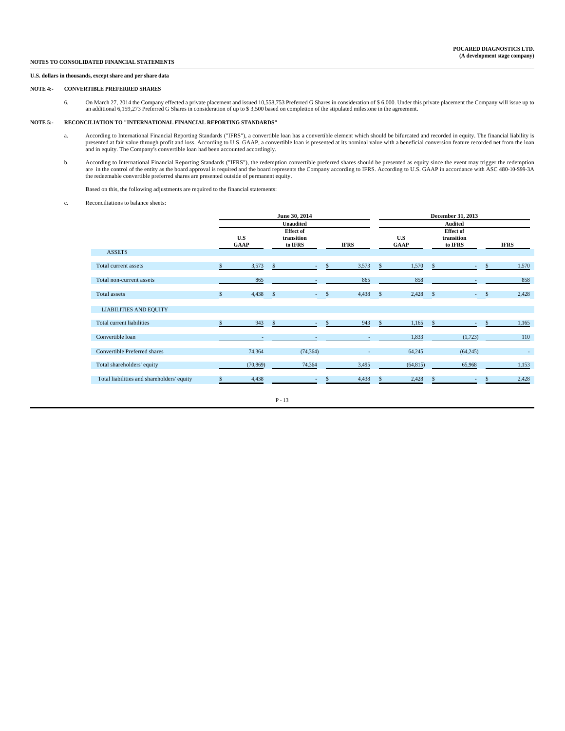**U.S. dollars in thousands, except share and per share data**

**NOTE 4:- CONVERTIBLE PREFERRED SHARES**

6. On March 27, 2014 the Company effected a private placement and issued 10,558,753 Preferred G Shares in consideration of $ 6,000. Under this private placement the Company will issue up to an additional 6,159,273 Preferred G Shares in consideration of up to $ 3,500 based on completion of the stipulated milestone in the agreement.

**NOTE 5:- RECONCILIATION TO "INTERNATIONAL FINANCIAL REPORTING STANDARDS"**

a. According to International Financial Reporting Standards ("IFRS"), a convertible loan has a convertible element which should be bifurcated and recorded in equity. The financial liability is presented at fair value through profit and loss. According to U.S. GAAP, a convertible loan is presented at its nominal value with a beneficial conversion feature recorded net from the loan and in equity. The Company's convertible loan had been accounted accordingly.

b. According to International Financial Reporting Standards ("IFRS"), the redemption convertible preferred shares should be presented as equity since the event may trigger the redemption are in the control of the entity as the board approval is required and the board represents the Company according to IFRS. According to U.S. GAAP in accordance with ASC 480-10-S99-3A the redeemable convertible preferred shares are presented outside of permanent equity.

Based on this, the following adjustments are required to the financial statements:

c. Reconciliations to balance sheets:

| | June 30, 2014 | | | December 31, 2013 | | |
|---|---|---|---|---|---|---|
| | Unaudited | | | Audited | | |
| | U.S GAAP | Effect of transition to IFRS | IFRS | U.S GAAP | Effect of transition to IFRS | IFRS |
| ASSETS | | | | | | |
| Total current assets | $ 3,573 | $ - | $ 3,573 | $ 1,570 | $ - | $ 1,570 |
| Total non-current assets | 865 | - | 865 | 858 | - | 858 |
| Total assets | $ 4,438 | $ - | $ 4,438 | $ 2,428 | $ - | $ 2,428 |
| LIABILITIES AND EQUITY | | | | | | |
| Total current liabilities | $ 943 | $ - | $ 943 | $ 1,165 | $ - | $ 1,165 |
| Convertible loan | - | - | - | 1,833 | (1,723) | 110 |
| Convertible Preferred shares | 74,364 | (74,364) | - | 64,245 | (64,245) | - |
| Total shareholders' equity | (70,869) | 74,364 | 3,495 | (64,815) | 65,968 | 1,153 |
| Total liabilities and shareholders' equity | $ 4,438 | - | $ 4,438 | $ 2,428 | $ - | $ 2,428 |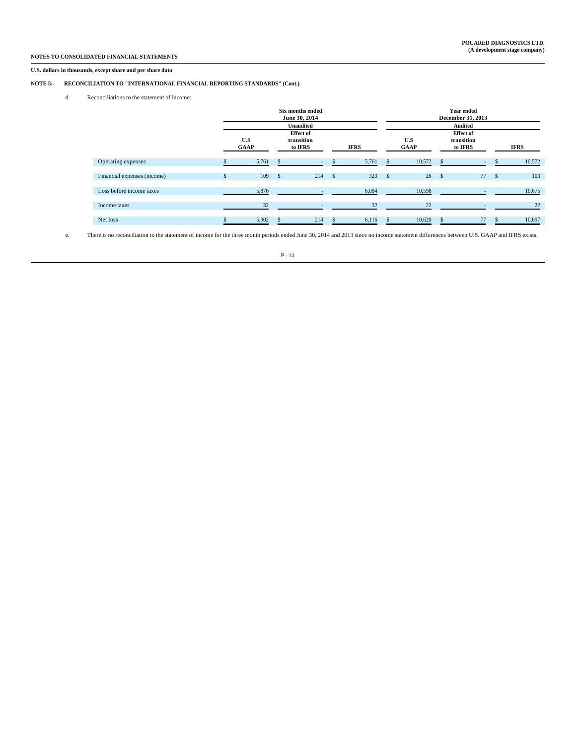**NOTES TO CONSOLIDATED FINANCIAL STATEMENTS**

**U.S. dollars in thousands, except share and per share data**

**NOTE 5:- RECONCILIATION TO "INTERNATIONAL FINANCIAL REPORTING STANDARDS" (Cont.)**

d. Reconciliations to the statement of income:

| | Six months ended June 30, 2014 | | | Year ended December 31, 2013 | | |
|---|---|---|---|---|---|---|
| | Unaudited | | | Audited | | |
| | U.S GAAP | Effect of transition to IFRS | IFRS | U.S GAAP | Effect of transition to IFRS | IFRS |
| Operating expenses | $ 5,761 | $ - | $ 5,761 | $ 10,572 | $ - | $ 10,572 |
| Financial expenses (income) | $ 109 | $ 214 | $ 323 | $ 26 | $ 77 | $ 103 |
| Loss before income taxes | 5,870 | - | 6,084 | 10,598 | - | 10,675 |
| Income taxes | 32 | - | 32 | 22 | - | 22 |
| Net loss | $ 5,902 | $ 214 | $ 6,116 | $ 10,620 | $ 77 | $ 10,697 |

e. There is no reconciliation to the statement of income for the three month periods ended June 30, 2014 and 2013 since no income statement differences between U.S. GAAP and IFRS exists.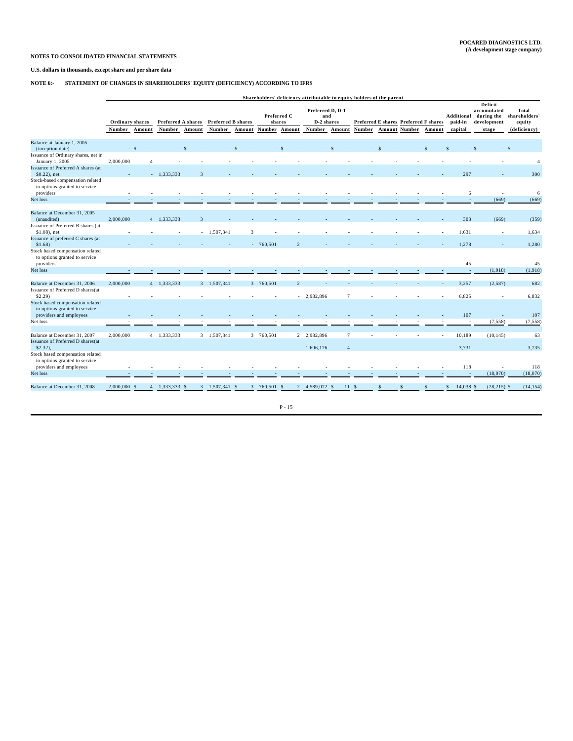**NOTES TO CONSOLIDATED FINANCIAL STATEMENTS**

**POCARED DIAGNOSTICS LTD.**
**(A development stage company)**

**U.S. dollars in thousands, except share and per share data**

**NOTE 6:- STATEMENT OF CHANGES IN SHAREHOLDERS' EQUITY (DEFICIENCY) ACCORDING TO IFRS**

| | Shareholders' deficiency attributable to equity holders of the parent | | | | | | | | | | | | | | | | | | |
|---|---|---|---|---|---|---|---|---|---|---|---|---|---|---|---|---|---|---|---|
| | Ordinary shares | | Preferred A shares | | Preferred B shares | | Preferred C shares | | Preferred D, D-1 and D-2 shares | | Preferred E shares | | Preferred F shares | | Additional paid-in capital | Deficit accumulated during the development stage | Total shareholders' equity (deficiency) |
| | Number | Amount | Number | Amount | Number | Amount | Number | Amount | Number | Amount | Number | Amount | Number | Amount | | | |
| Balance at January 1, 2005 (inception date) | - | $ - | - | $ - | - | $ - | - | $ - | - | $ - | - | $ - | - | $ - | $ - | $ - | $ - |
| Issuance of Ordinary shares, net in January 1, 2005 | 2,000,000 | 4 | - | - | - | - | - | - | - | - | - | - | - | - | - | - | 4 |
| Issuance of Preferred A shares (at $0.22), net | - | - | 1,333,333 | 3 | - | - | - | - | - | - | - | - | - | - | 297 | - | 300 |
| Stock-based compensation related to options granted to service providers | - | - | - | - | - | - | - | - | - | - | - | - | - | - | 6 | - | 6 |
| Net loss | - | - | - | - | - | - | - | - | - | - | - | - | - | - | - | (669) | (669) |
| Balance at December 31, 2005 (unaudited) | 2,000,000 | 4 | 1,333,333 | 3 | - | - | - | - | - | - | - | - | - | - | 303 | (669) | (359) |
| Issuance of Preferred B shares (at $1.08), net | - | - | - | - | 1,507,341 | 3 | - | - | - | - | - | - | - | - | 1,631 | - | 1,634 |
| Issuance of preferred C shares (at $1.68) | - | - | - | - | - | - | 760,501 | 2 | - | - | - | - | - | - | 1,278 | - | 1,280 |
| Stock based compensation related to options granted to service providers | - | - | - | - | - | - | - | - | - | - | - | - | - | - | 45 | - | 45 |
| Net loss | - | - | - | - | - | - | - | - | - | - | - | - | - | - | - | (1,918) | (1,918) |
| Balance at December 31, 2006 | 2,000,000 | 4 | 1,333,333 | 3 | 1,507,341 | 3 | 760,501 | 2 | - | - | - | - | - | - | 3,257 | (2,587) | 682 |
| Issuance of Preferred D shares(at $2.29) | - | - | - | - | - | - | - | - | 2,982,896 | 7 | - | - | - | - | 6,825 | - | 6,832 |
| Stock based compensation related to options granted to service providers and employees | - | - | - | - | - | - | - | - | - | - | - | - | - | - | 107 | - | 107 |
| Net loss | - | - | - | - | - | - | - | - | - | - | - | - | - | - | - | (7,558) | (7,558) |
| Balance at December 31, 2007 | 2,000,000 | 4 | 1,333,333 | 3 | 1,507,341 | 3 | 760,501 | 2 | 2,982,896 | 7 | - | - | - | - | 10,189 | (10,145) | 63 |
| Issuance of Preferred D shares(at $2.32), | - | - | - | - | - | - | - | - | 1,606,176 | 4 | - | - | - | - | 3,731 | - | 3,735 |
| Stock based compensation related to options granted to service providers and employees | - | - | - | - | - | - | - | - | - | - | - | - | - | - | 118 | - | 118 |
| Net loss | - | - | - | - | - | - | - | - | - | - | - | - | - | - | - | (18,070) | (18,070) |
| Balance at December 31, 2008 | 2,000,000 | $ 4 | 1,333,333 | $ 3 | 1,507,341 | $ 3 | 760,501 | $ 2 | 4,589,072 | $ 11 | - | $ - | - | $ - | $ 14,038 | $ (28,215) | $ (14,154) |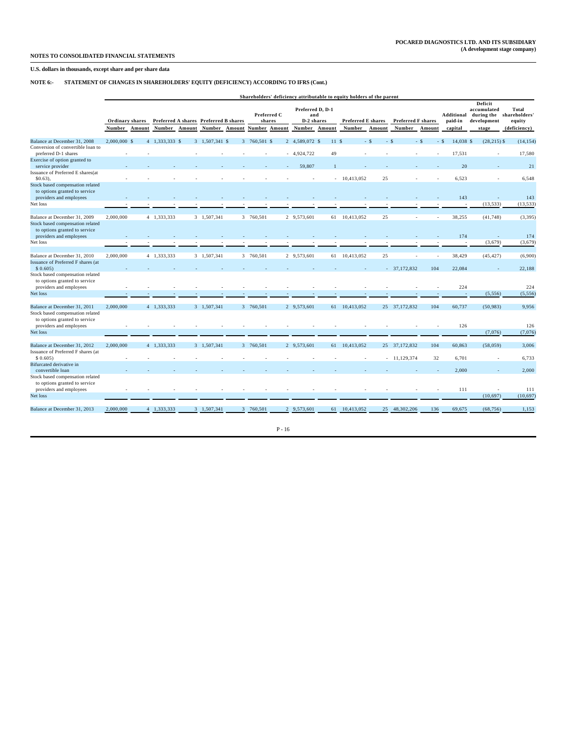**NOTES TO CONSOLIDATED FINANCIAL STATEMENTS**

**POCARED DIAGNOSTICS LTD. AND ITS SUBSIDIARY**
**(A development stage company)**

**U.S. dollars in thousands, except share and per share data**

**NOTE 6:- STATEMENT OF CHANGES IN SHAREHOLDERS' EQUITY (DEFICIENCY) ACCORDING TO IFRS (Cont.)**

| | Shareholders' deficiency attributable to equity holders of the parent | | | | | | | | | | | | | | | | | |
|---|---|---|---|---|---|---|---|---|---|---|---|---|---|---|---|---|---|---|
| | Ordinary shares | | Preferred A shares | | Preferred B shares | | Preferred C shares | | Preferred D, D-1 and D-2 shares | | Preferred E shares | | Preferred F shares | | Additional paid-in capital | Deficit accumulated during the development stage | Total shareholders' equity (deficiency) |
| | Number | Amount | Number | Amount | Number | Amount | Number | Amount | Number | Amount | Number | Amount | Number | Amount | | | |
| Balance at December 31, 2008 | 2,000,000 | $ 4 | 1,333,333 | $ 3 | 1,507,341 | $ 3 | 760,501 | $ 2 | 4,589,072 | $ 11 | | $ - | | $ - | $ 14,038 | $ (28,215) | $ (14,154) |
| Conversion of convertible loan to preferred D-1 shares | - | - | - | - | - | - | - | - | 4,924,722 | 49 | - | - | - | - | 17,531 | - | 17,580 |
| Exercise of option granted to service provider | - | - | - | - | - | - | - | - | 59,807 | 1 | - | - | - | - | 20 | - | 21 |
| Issuance of Preferred E shares(at $0.63), | - | - | - | - | - | - | - | - | - | - | 10,413,052 | 25 | - | - | 6,523 | - | 6,548 |
| Stock based compensation related to options granted to service providers and employees | - | - | - | - | - | - | - | - | - | - | - | - | - | - | 143 | - | 143 |
| Net loss | - | - | - | - | - | - | - | - | - | - | - | - | - | - | - | (13,533) | (13,533) |
| Balance at December 31, 2009 | 2,000,000 | 4 | 1,333,333 | 3 | 1,507,341 | 3 | 760,501 | 2 | 9,573,601 | 61 | 10,413,052 | 25 | - | - | 38,255 | (41,748) | (3,395) |
| Stock based compensation related to options granted to service providers and employees | - | - | - | - | - | - | - | - | - | - | - | - | - | - | 174 | - | 174 |
| Net loss | - | - | - | - | - | - | - | - | - | - | - | - | - | - | - | (3,679) | (3,679) |
| Balance at December 31, 2010 | 2,000,000 | 4 | 1,333,333 | 3 | 1,507,341 | 3 | 760,501 | 2 | 9,573,601 | 61 | 10,413,052 | 25 | - | - | 38,429 | (45,427) | (6,900) |
| Issuance of Preferred F shares (at $ 0.605) | - | - | - | - | - | - | - | - | - | - | - | - | 37,172,832 | 104 | 22,084 | - | 22,188 |
| Stock based compensation related to options granted to service providers and employees | - | - | - | - | - | - | - | - | - | - | - | - | - | - | 224 | | 224 |
| Net loss | - | - | - | - | - | - | - | - | - | - | - | - | - | - | - | (5,556) | (5,556) |
| Balance at December 31, 2011 | 2,000,000 | 4 | 1,333,333 | 3 | 1,507,341 | 3 | 760,501 | 2 | 9,573,601 | 61 | 10,413,052 | 25 | 37,172,832 | 104 | 60,737 | (50,983) | 9,956 |
| Stock based compensation related to options granted to service providers and employees | - | - | - | - | - | - | - | - | - | - | - | - | - | - | 126 | | 126 |
| Net loss | | | | | | | | | | | | | | | | (7,076) | (7,076) |
| Balance at December 31, 2012 | 2,000,000 | 4 | 1,333,333 | 3 | 1,507,341 | 3 | 760,501 | 2 | 9,573,601 | 61 | 10,413,052 | 25 | 37,172,832 | 104 | 60,863 | (58,059) | 3,006 |
| Issuance of Preferred F shares (at $ 0.605) | - | - | - | - | - | - | - | - | - | - | - | - | 11,129,374 | 32 | 6,701 | - | 6,733 |
| Bifurcated derivative in convertible loan | - | - | - | - | - | - | - | - | - | - | - | - | - | - | 2,000 | - | 2,000 |
| Stock based compensation related to options granted to service providers and employees | - | - | - | - | - | - | - | - | - | - | - | - | - | - | 111 | - | 111 |
| Net loss | | | | | | | | | | | | | | | | (10,697) | (10,697) |
| Balance at December 31, 2013 | 2,000,000 | 4 | 1,333,333 | 3 | 1,507,341 | 3 | 760,501 | 2 | 9,573,601 | 61 | 10,413,052 | 25 | 48,302,206 | 136 | 69,675 | (68,756) | 1,153 |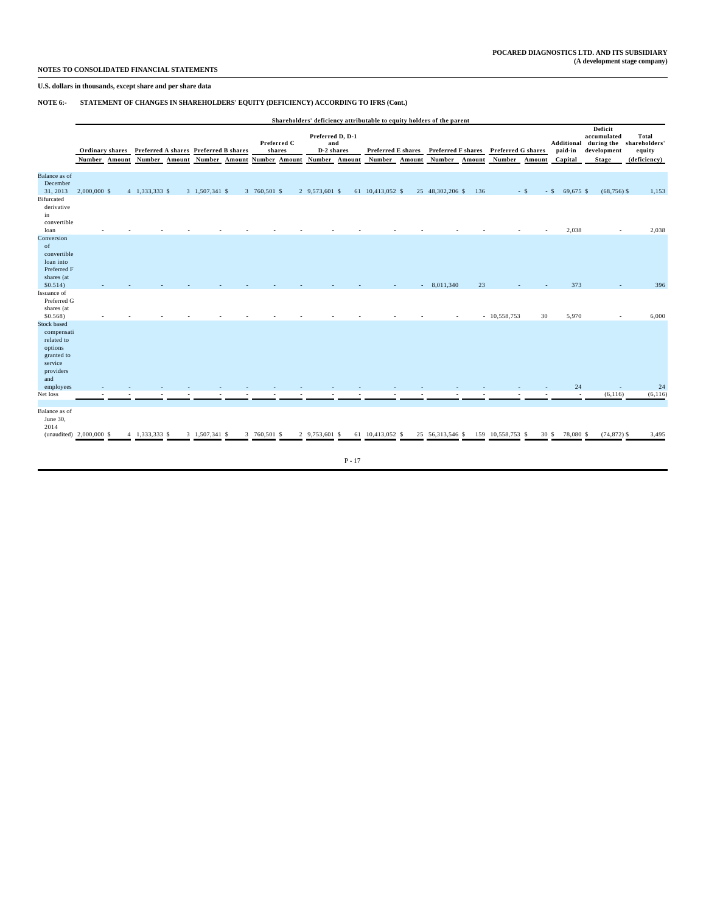POCARED DIAGNOSTICS LTD. AND ITS SUBSIDIARY
(A development stage company)

**NOTES TO CONSOLIDATED FINANCIAL STATEMENTS**

**U.S. dollars in thousands, except share and per share data**

**NOTE 6:- STATEMENT OF CHANGES IN SHAREHOLDERS' EQUITY (DEFICIENCY) ACCORDING TO IFRS (Cont.)**

| | Shareholders' deficiency attributable to equity holders of the parent | | | | | | | | | | | | | | | | | | | |
|---|---|---|---|---|---|---|---|---|---|---|---|---|---|---|---|---|---|---|---|---|
| | Ordinary shares | | Preferred A shares | | Preferred B shares | | Preferred C shares | | Preferred D, D-1 and D-2 shares | | Preferred E shares | | Preferred F shares | | Preferred G shares | | Additional paid-in | Deficit accumulated during the development | Total shareholders' equity |
| | Number | Amount | Number | Amount | Number | Amount | Number | Amount | Number | Amount | Number | Amount | Number | Amount | Number | Amount | Capital | Stage | (deficiency) |
| Balance as of December 31, 2013 | 2,000,000 | $ 4 | 1,333,333 | $ 3 | 1,507,341 | $ 3 | 760,501 | $ 2 | 9,573,601 | $ 61 | 10,413,052 | $ 25 | 48,302,206 | $ 136 | - | $ - | $ 69,675 | $ (68,756) | $ 1,153 |
| Bifurcated derivative in convertible loan | - | - | - | - | - | - | - | - | - | - | - | - | - | - | - | - | 2,038 | - | 2,038 |
| Conversion of convertible loan into Preferred F shares (at $0.514) | - | - | - | - | - | - | - | - | - | - | - | - | 8,011,340 | 23 | - | - | 373 | - | 396 |
| Issuance of Preferred G shares (at $0.568) | - | - | - | - | - | - | - | - | - | - | - | - | - | - | 10,558,753 | 30 | 5,970 | - | 6,000 |
| Stock based compensation related to options granted to service providers and employees | - | - | - | - | - | - | - | - | - | - | - | - | - | - | - | - | 24 | - | 24 |
| Net loss | - | - | - | - | - | - | - | - | - | - | - | - | - | - | - | - | - | (6,116) | (6,116) |
| Balance as of June 30, 2014 (unaudited) | 2,000,000 | $ 4 | 1,333,333 | $ 3 | 1,507,341 | $ 3 | 760,501 | $ 2 | 9,753,601 | $ 61 | 10,413,052 | $ 25 | 56,313,546 | $ 159 | 10,558,753 | $ 30 | $ 78,080 | $ (74,872) | $ 3,495 |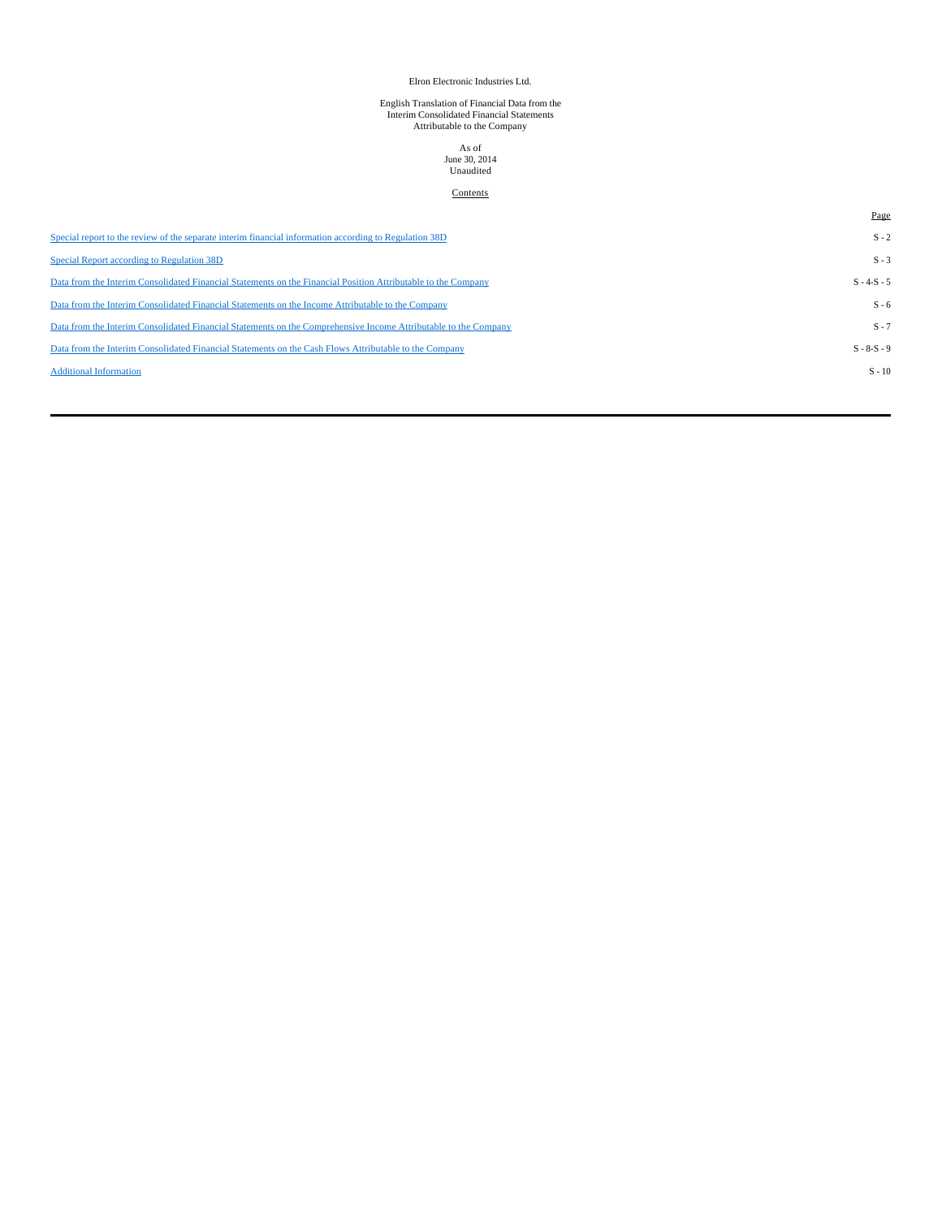Elron Electronic Industries Ltd.

English Translation of Financial Data from the
Interim Consolidated Financial Statements
Attributable to the Company

As of
June 30, 2014
Unaudited

Contents

| | Page |
|---|---|
| Special report to the review of the separate interim financial information according to Regulation 38D | S - 2 |
| Special Report according to Regulation 38D | S - 3 |
| Data from the Interim Consolidated Financial Statements on the Financial Position Attributable to the Company | S - 4-S - 5 |
| Data from the Interim Consolidated Financial Statements on the Income Attributable to the Company | S - 6 |
| Data from the Interim Consolidated Financial Statements on the Comprehensive Income Attributable to the Company | S - 7 |
| Data from the Interim Consolidated Financial Statements on the Cash Flows Attributable to the Company | S - 8-S - 9 |
| Additional Information | S - 10 |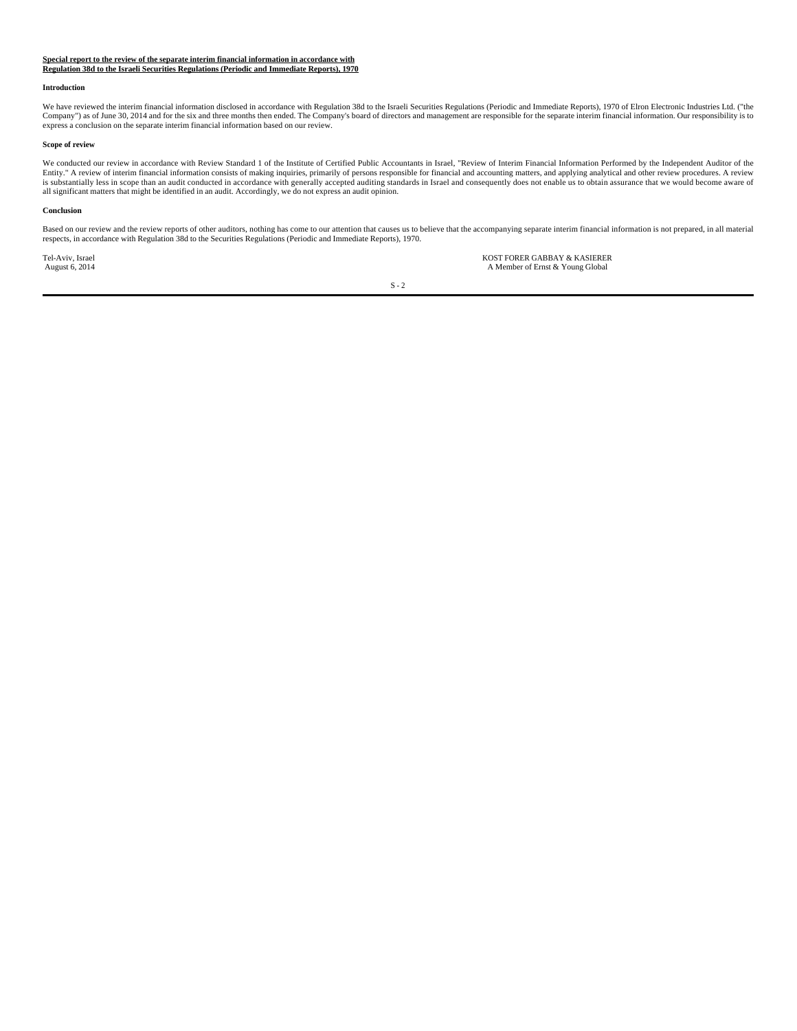**Special report to the review of the separate interim financial information in accordance with Regulation 38d to the Israeli Securities Regulations (Periodic and Immediate Reports), 1970**

**Introduction**

We have reviewed the interim financial information disclosed in accordance with Regulation 38d to the Israeli Securities Regulations (Periodic and Immediate Reports), 1970 of Elron Electronic Industries Ltd. ("the Company") as of June 30, 2014 and for the six and three months then ended. The Company's board of directors and management are responsible for the separate interim financial information. Our responsibility is to express a conclusion on the separate interim financial information based on our review.

**Scope of review**

We conducted our review in accordance with Review Standard 1 of the Institute of Certified Public Accountants in Israel, "Review of Interim Financial Information Performed by the Independent Auditor of the Entity." A review of interim financial information consists of making inquiries, primarily of persons responsible for financial and accounting matters, and applying analytical and other review procedures. A review is substantially less in scope than an audit conducted in accordance with generally accepted auditing standards in Israel and consequently does not enable us to obtain assurance that we would become aware of all significant matters that might be identified in an audit. Accordingly, we do not express an audit opinion.

**Conclusion**

Based on our review and the review reports of other auditors, nothing has come to our attention that causes us to believe that the accompanying separate interim financial information is not prepared, in all material respects, in accordance with Regulation 38d to the Securities Regulations (Periodic and Immediate Reports), 1970.

Tel-Aviv, Israel
August 6, 2014

KOST FORER GABBAY & KASIERER
A Member of Ernst & Young Global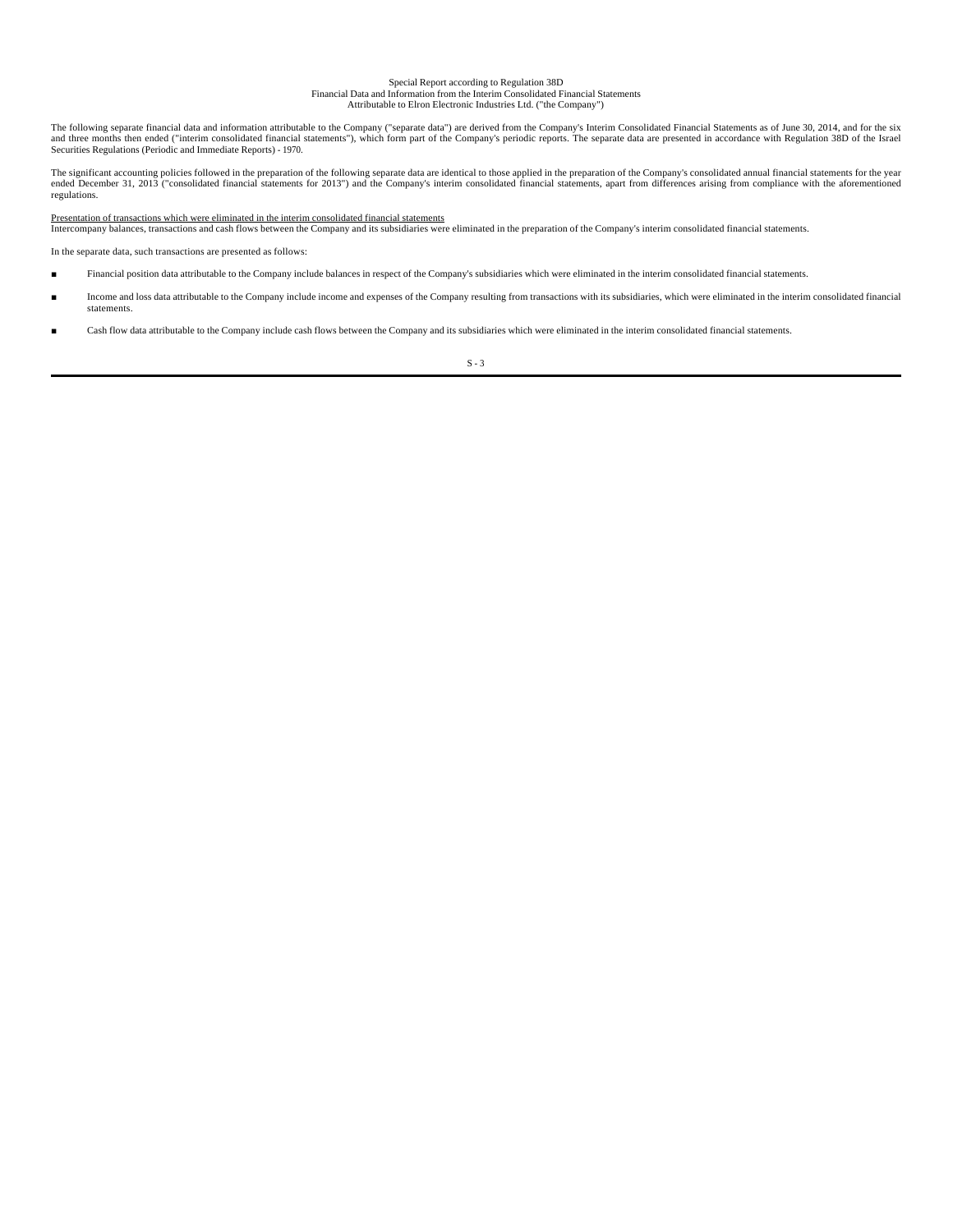# Special Report according to Regulation 38D
## Financial Data and Information from the Interim Consolidated Financial Statements
## Attributable to Elron Electronic Industries Ltd. ("the Company")

The following separate financial data and information attributable to the Company ("separate data") are derived from the Company's Interim Consolidated Financial Statements as of June 30, 2014, and for the six and three months then ended ("interim consolidated financial statements"), which form part of the Company's periodic reports. The separate data are presented in accordance with Regulation 38D of the Israel Securities Regulations (Periodic and Immediate Reports) - 1970.

The significant accounting policies followed in the preparation of the following separate data are identical to those applied in the preparation of the Company's consolidated annual financial statements for the year ended December 31, 2013 ("consolidated financial statements for 2013") and the Company's interim consolidated financial statements, apart from differences arising from compliance with the aforementioned regulations.

Presentation of transactions which were eliminated in the interim consolidated financial statements

Intercompany balances, transactions and cash flows between the Company and its subsidiaries were eliminated in the preparation of the Company's interim consolidated financial statements.

In the separate data, such transactions are presented as follows:

- Financial position data attributable to the Company include balances in respect of the Company's subsidiaries which were eliminated in the interim consolidated financial statements.
- Income and loss data attributable to the Company include income and expenses of the Company resulting from transactions with its subsidiaries, which were eliminated in the interim consolidated financial statements.
- Cash flow data attributable to the Company include cash flows between the Company and its subsidiaries which were eliminated in the interim consolidated financial statements.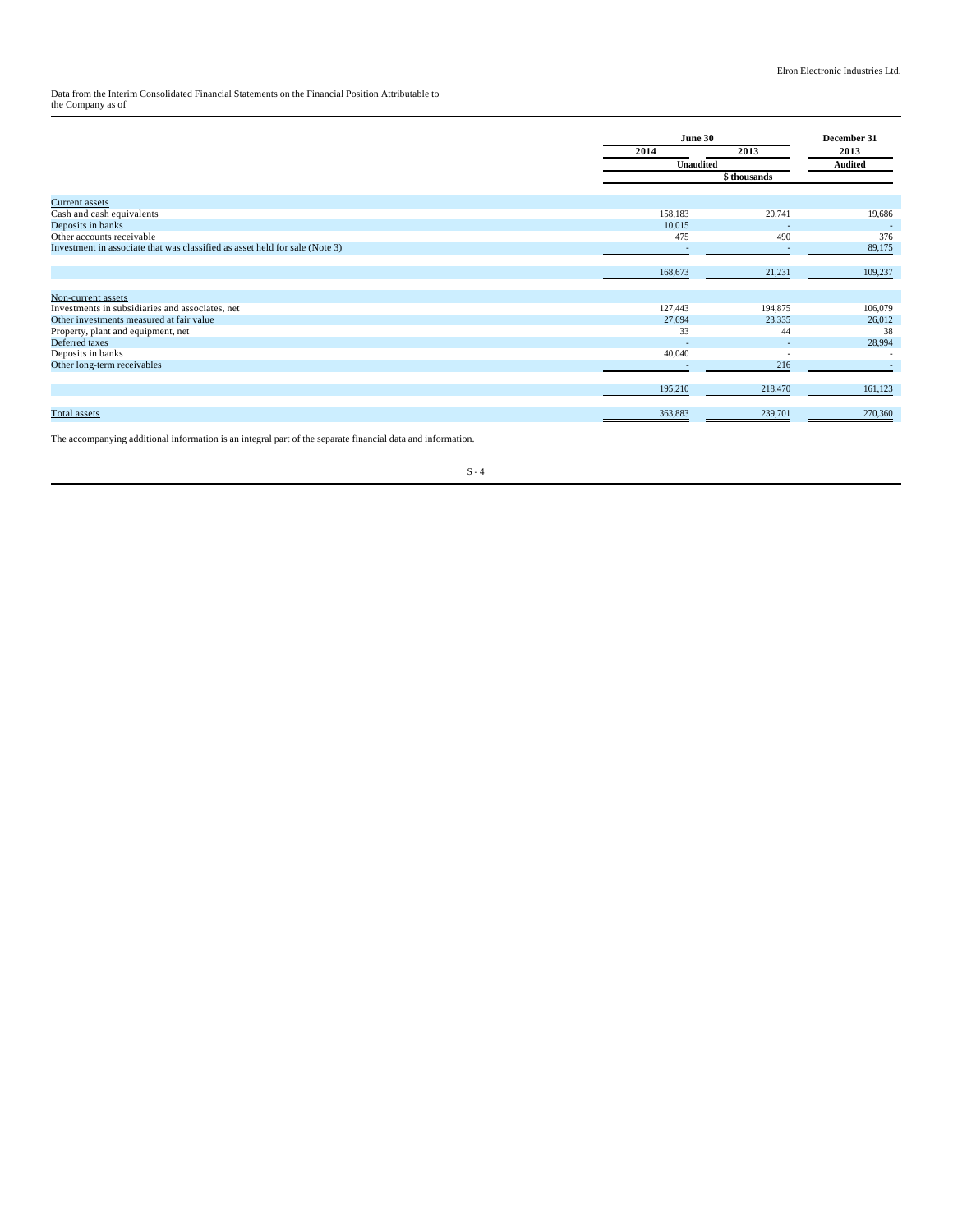Elron Electronic Industries Ltd.

Data from the Interim Consolidated Financial Statements on the Financial Position Attributable to the Company as of

| | June 30 | | December 31 |
|---|---|---|---|
| | 2014 | 2013 | 2013 |
| | Unaudited | | Audited |
| | \$ thousands | | |
| Current assets | | | |
| Cash and cash equivalents | 158,183 | 20,741 | 19,686 |
| Deposits in banks | 10,015 | - | - |
| Other accounts receivable | 475 | 490 | 376 |
| Investment in associate that was classified as asset held for sale (Note 3) | - | - | 89,175 |
| | 168,673 | 21,231 | 109,237 |
| Non-current assets | | | |
| Investments in subsidiaries and associates, net | 127,443 | 194,875 | 106,079 |
| Other investments measured at fair value | 27,694 | 23,335 | 26,012 |
| Property, plant and equipment, net | 33 | 44 | 38 |
| Deferred taxes | - | - | 28,994 |
| Deposits in banks | 40,040 | - | - |
| Other long-term receivables | - | 216 | - |
| | 195,210 | 218,470 | 161,123 |
| Total assets | 363,883 | 239,701 | 270,360 |

The accompanying additional information is an integral part of the separate financial data and information.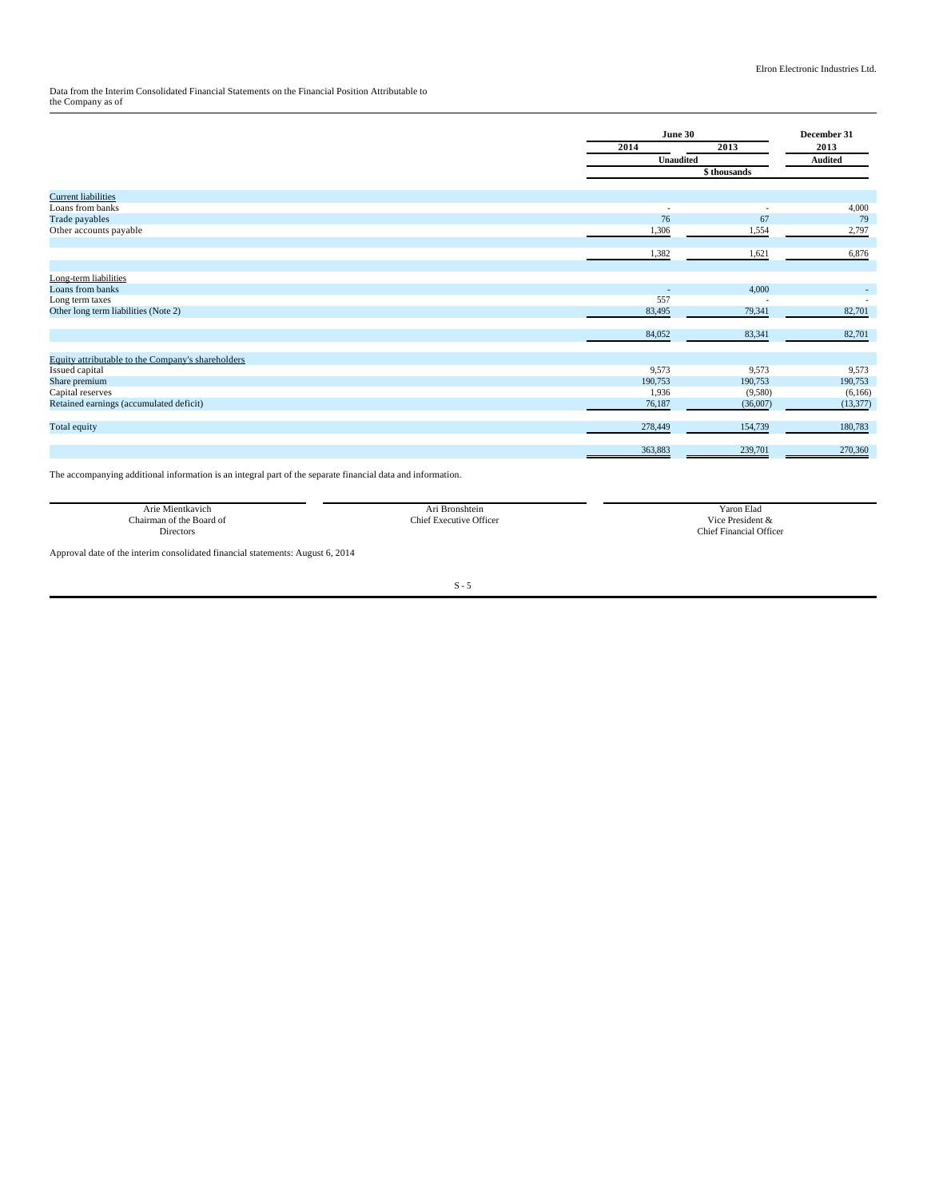Elron Electronic Industries Ltd.

Data from the Interim Consolidated Financial Statements on the Financial Position Attributable to the Company as of

| | June 30 | | December 31 |
|---|---|---|---|
| | 2014 | 2013 | 2013 |
| | Unaudited | | Audited |
| | $ thousands | | |
| **Current liabilities** | | | |
| Loans from banks | - | - | 4,000 |
| Trade payables | 76 | 67 | 79 |
| Other accounts payable | 1,306 | 1,554 | 2,797 |
| | 1,382 | 1,621 | 6,876 |
| **Long-term liabilities** | | | |
| Loans from banks | - | 4,000 | - |
| Long term taxes | 557 | - | - |
| Other long term liabilities (Note 2) | 83,495 | 79,341 | 82,701 |
| | 84,052 | 83,341 | 82,701 |
| **Equity attributable to the Company's shareholders** | | | |
| Issued capital | 9,573 | 9,573 | 9,573 |
| Share premium | 190,753 | 190,753 | 190,753 |
| Capital reserves | 1,936 | (9,580) | (6,166) |
| Retained earnings (accumulated deficit) | 76,187 | (36,007) | (13,377) |
| Total equity | 278,449 | 154,739 | 180,783 |
| | 363,883 | 239,701 | 270,360 |

The accompanying additional information is an integral part of the separate financial data and information.

| Arie Mientkavich | Ari Bronshtein | Yaron Elad |
|---|---|---|
| Chairman of the Board of Directors | Chief Executive Officer | Vice President & Chief Financial Officer |

Approval date of the interim consolidated financial statements: August 6, 2014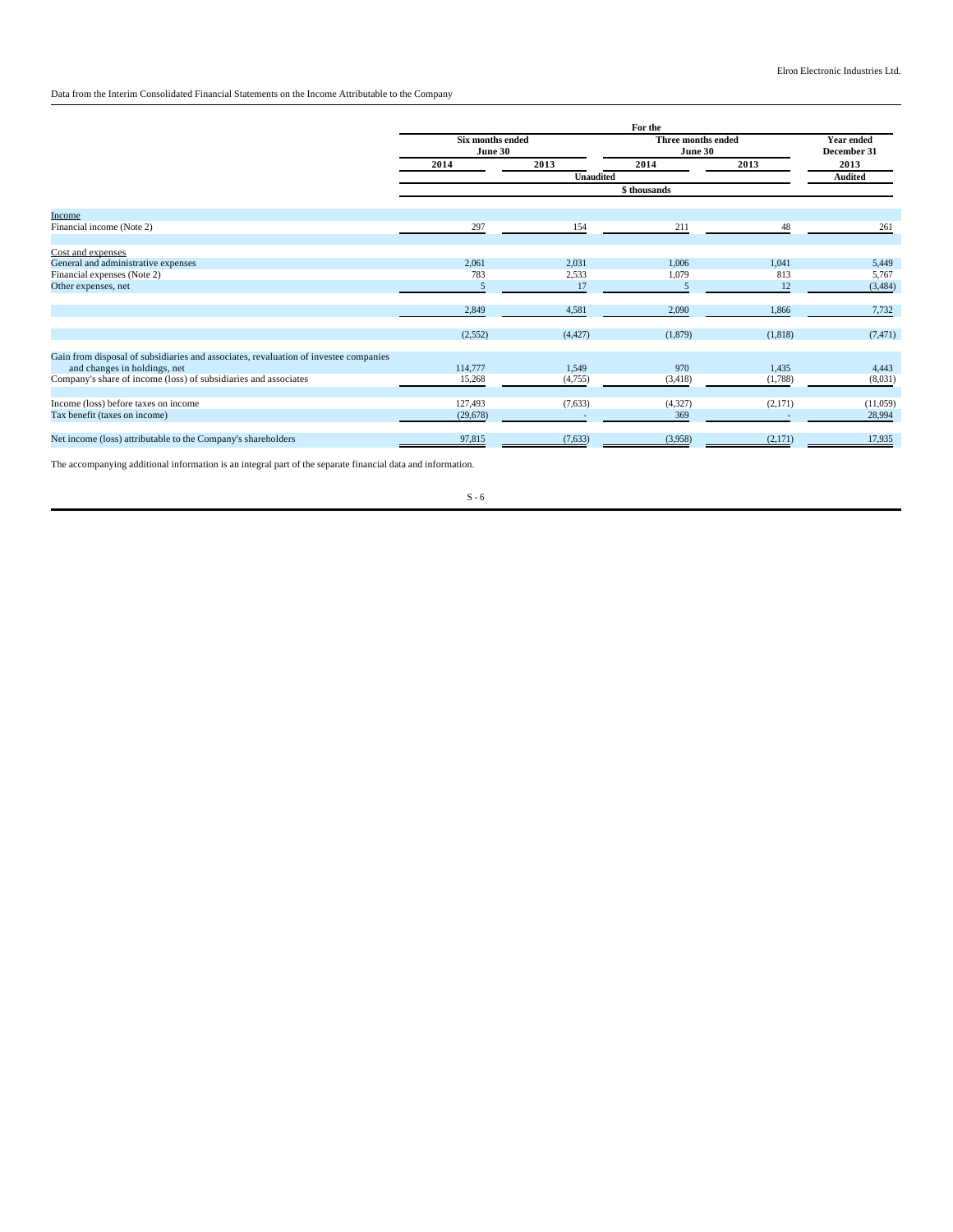Elron Electronic Industries Ltd.

Data from the Interim Consolidated Financial Statements on the Income Attributable to the Company

| | For the | | | | |
|---|---|---|---|---|---|
| | Six months ended June 30 | | Three months ended June 30 | | Year ended December 31 |
| | 2014 | 2013 | 2014 | 2013 | 2013 |
| | Unaudited | | | | Audited |
| | $ thousands | | | | |
| Income | | | | | |
| Financial income (Note 2) | 297 | 154 | 211 | 48 | 261 |
| Cost and expenses | | | | | |
| General and administrative expenses | 2,061 | 2,031 | 1,006 | 1,041 | 5,449 |
| Financial expenses (Note 2) | 783 | 2,533 | 1,079 | 813 | 5,767 |
| Other expenses, net | 5 | 17 | 5 | 12 | (3,484) |
| | 2,849 | 4,581 | 2,090 | 1,866 | 7,732 |
| | (2,552) | (4,427) | (1,879) | (1,818) | (7,471) |
| Gain from disposal of subsidiaries and associates, revaluation of investee companies and changes in holdings, net | 114,777 | 1,549 | 970 | 1,435 | 4,443 |
| Company's share of income (loss) of subsidiaries and associates | 15,268 | (4,755) | (3,418) | (1,788) | (8,031) |
| Income (loss) before taxes on income | 127,493 | (7,633) | (4,327) | (2,171) | (11,059) |
| Tax benefit (taxes on income) | (29,678) | - | 369 | - | 28,994 |
| Net income (loss) attributable to the Company's shareholders | 97,815 | (7,633) | (3,958) | (2,171) | 17,935 |

The accompanying additional information is an integral part of the separate financial data and information.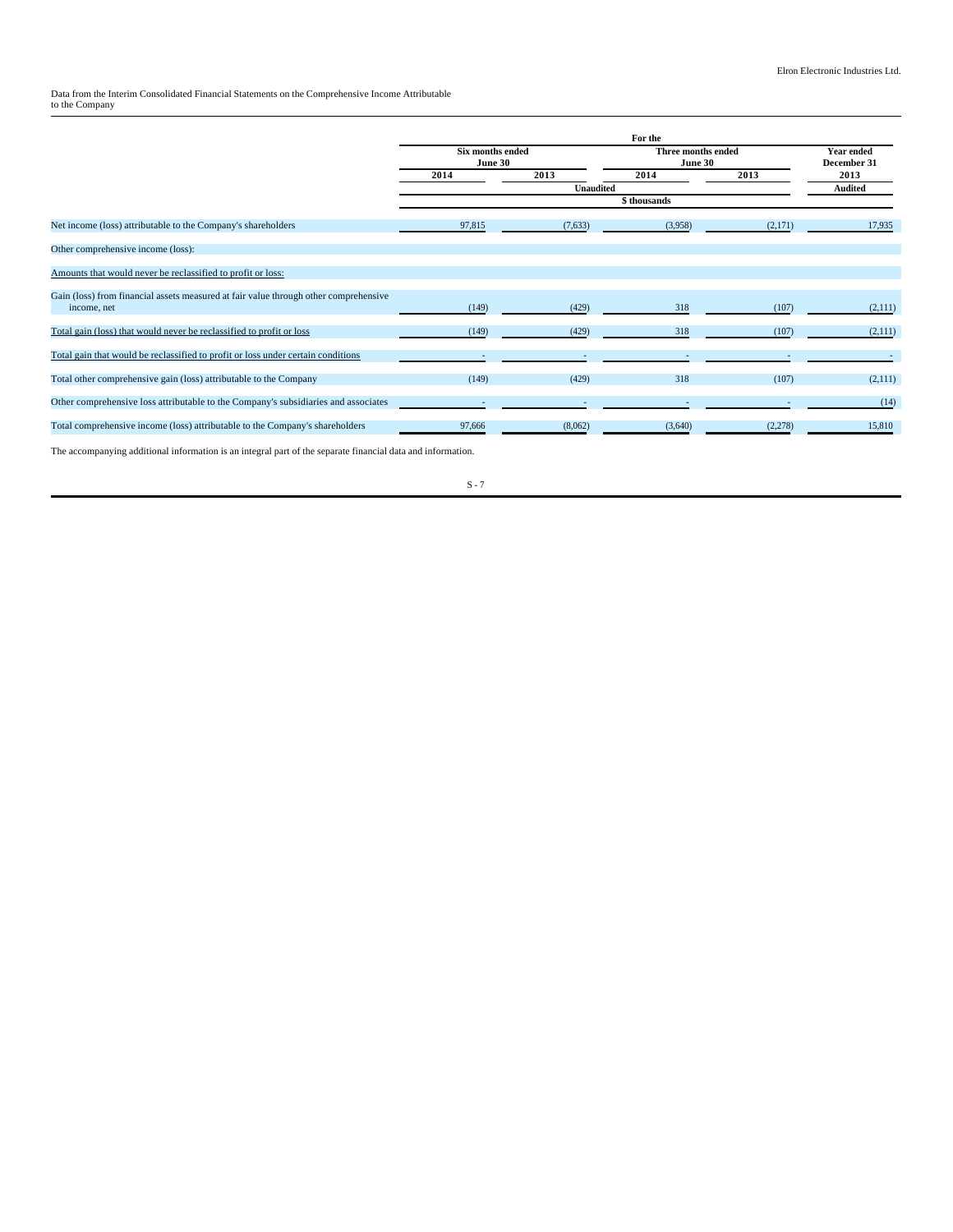Data from the Interim Consolidated Financial Statements on the Comprehensive Income Attributable to the Company

| | For the | | | | |
|---|---|---|---|---|---|
| | Six months ended June 30 | | Three months ended June 30 | | Year ended December 31 |
| | 2014 | 2013 | 2014 | 2013 | 2013 |
| | Unaudited | | | | Audited |
| | $ thousands | | | | |
| Net income (loss) attributable to the Company's shareholders | 97,815 | (7,633) | (3,958) | (2,171) | 17,935 |
| Other comprehensive income (loss): | | | | | |
| Amounts that would never be reclassified to profit or loss: | | | | | |
| Gain (loss) from financial assets measured at fair value through other comprehensive income, net | (149) | (429) | 318 | (107) | (2,111) |
| Total gain (loss) that would never be reclassified to profit or loss | (149) | (429) | 318 | (107) | (2,111) |
| Total gain that would be reclassified to profit or loss under certain conditions | - | - | - | - | - |
| Total other comprehensive gain (loss) attributable to the Company | (149) | (429) | 318 | (107) | (2,111) |
| Other comprehensive loss attributable to the Company's subsidiaries and associates | - | - | - | - | (14) |
| Total comprehensive income (loss) attributable to the Company's shareholders | 97,666 | (8,062) | (3,640) | (2,278) | 15,810 |

The accompanying additional information is an integral part of the separate financial data and information.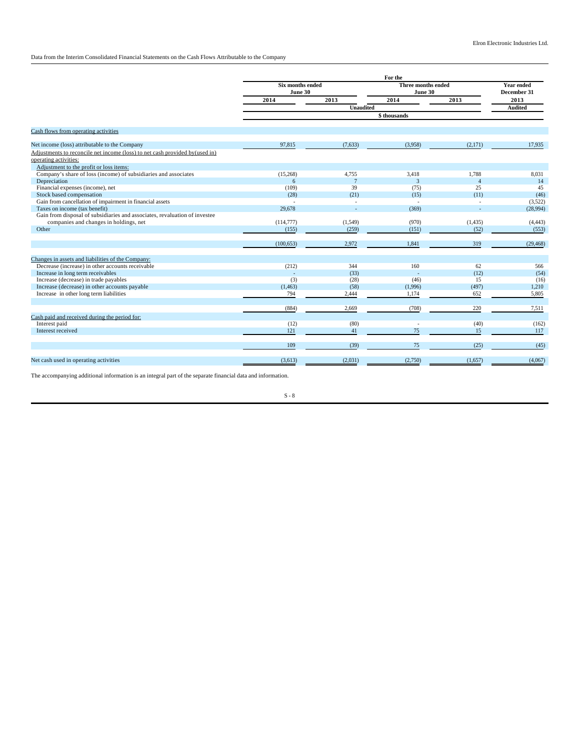Elron Electronic Industries Ltd.

Data from the Interim Consolidated Financial Statements on the Cash Flows Attributable to the Company

| | For the | | | | |
|---|---|---|---|---|---|
| | Six months ended June 30 | | Three months ended June 30 | | Year ended December 31 |
| | 2014 | 2013 | 2014 | 2013 | 2013 |
| | Unaudited | | | | Audited |
| | $ thousands | | | | |
| Cash flows from operating activities | | | | | |
| Net income (loss) attributable to the Company | 97,815 | (7,633) | (3,958) | (2,171) | 17,935 |
| Adjustments to reconcile net income (loss) to net cash provided by(used in) operating activities: | | | | | |
| Adjustment to the profit or loss items: | | | | | |
| Company's share of loss (income) of subsidiaries and associates | (15,268) | 4,755 | 3,418 | 1,788 | 8,031 |
| Depreciation | 6 | 7 | 3 | 4 | 14 |
| Financial expenses (income), net | (109) | 39 | (75) | 25 | 45 |
| Stock based compensation | (28) | (21) | (15) | (11) | (46) |
| Gain from cancellation of impairment in financial assets | - | - | - | - | (3,522) |
| Taxes on income (tax benefit) | 29,678 | - | (369) | - | (28,994) |
| Gain from disposal of subsidiaries and associates, revaluation of investee companies and changes in holdings, net | (114,777) | (1,549) | (970) | (1,435) | (4,443) |
| Other | (155) | (259) | (151) | (52) | (553) |
| | (100,653) | 2,972 | 1,841 | 319 | (29,468) |
| Changes in assets and liabilities of the Company: | | | | | |
| Decrease (increase) in other accounts receivable | (212) | 344 | 160 | 62 | 566 |
| Increase in long term receivables | - | (33) | - | (12) | (54) |
| Increase (decrease) in trade payables | (3) | (28) | (46) | 15 | (16) |
| Increase (decrease) in other accounts payable | (1,463) | (58) | (1,996) | (497) | 1,210 |
| Increase in other long term liabilities | 794 | 2,444 | 1,174 | 652 | 5,805 |
| | (884) | 2,669 | (708) | 220 | 7,511 |
| Cash paid and received during the period for: | | | | | |
| Interest paid | (12) | (80) | - | (40) | (162) |
| Interest received | 121 | 41 | 75 | 15 | 117 |
| | 109 | (39) | 75 | (25) | (45) |
| Net cash used in operating activities | (3,613) | (2,031) | (2,750) | (1,657) | (4,067) |

The accompanying additional information is an integral part of the separate financial data and information.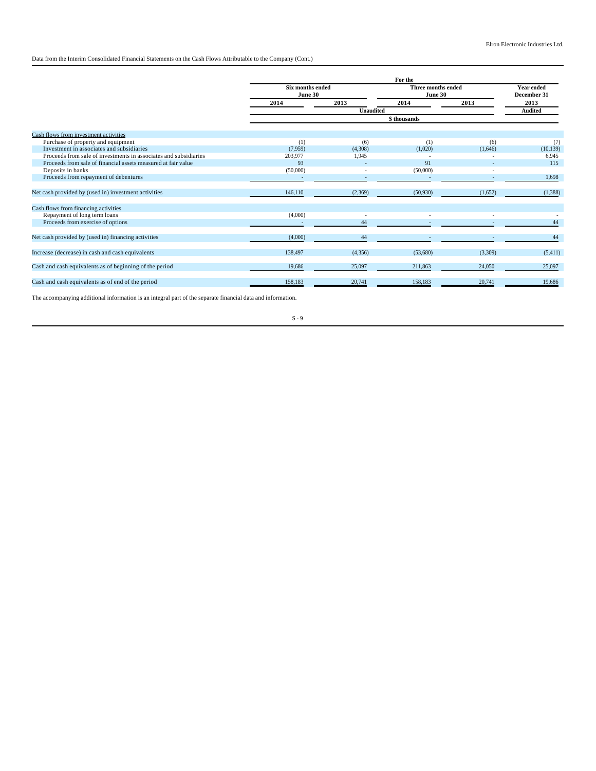Elron Electronic Industries Ltd.

Data from the Interim Consolidated Financial Statements on the Cash Flows Attributable to the Company (Cont.)

| | For the | | | | |
|---|---|---|---|---|---|
| | Six months ended June 30 | | Three months ended June 30 | | Year ended December 31 |
| | 2014 | 2013 | 2014 | 2013 | 2013 |
| | Unaudited | | | | Audited |
| | $ thousands | | | | |
| Cash flows from investment activities | | | | | |
| Purchase of property and equipment | (1) | (6) | (1) | (6) | (7) |
| Investment in associates and subsidiaries | (7,959) | (4,308) | (1,020) | (1,646) | (10,139) |
| Proceeds from sale of investments in associates and subsidiaries | 203,977 | 1,945 | - | - | 6,945 |
| Proceeds from sale of financial assets measured at fair value | 93 | - | 91 | - | 115 |
| Deposits in banks | (50,000) | - | (50,000) | - | |
| Proceeds from repayment of debentures | - | - | - | - | 1,698 |
| Net cash provided by (used in) investment activities | 146,110 | (2,369) | (50,930) | (1,652) | (1,388) |
| Cash flows from financing activities | | | | | |
| Repayment of long term loans | (4,000) | - | - | - | - |
| Proceeds from exercise of options | - | 44 | - | - | 44 |
| Net cash provided by (used in) financing activities | (4,000) | 44 | - | - | 44 |
| Increase (decrease) in cash and cash equivalents | 138,497 | (4,356) | (53,680) | (3,309) | (5,411) |
| Cash and cash equivalents as of beginning of the period | 19,686 | 25,097 | 211,863 | 24,050 | 25,097 |
| Cash and cash equivalents as of end of the period | 158,183 | 20,741 | 158,183 | 20,741 | 19,686 |

The accompanying additional information is an integral part of the separate financial data and information.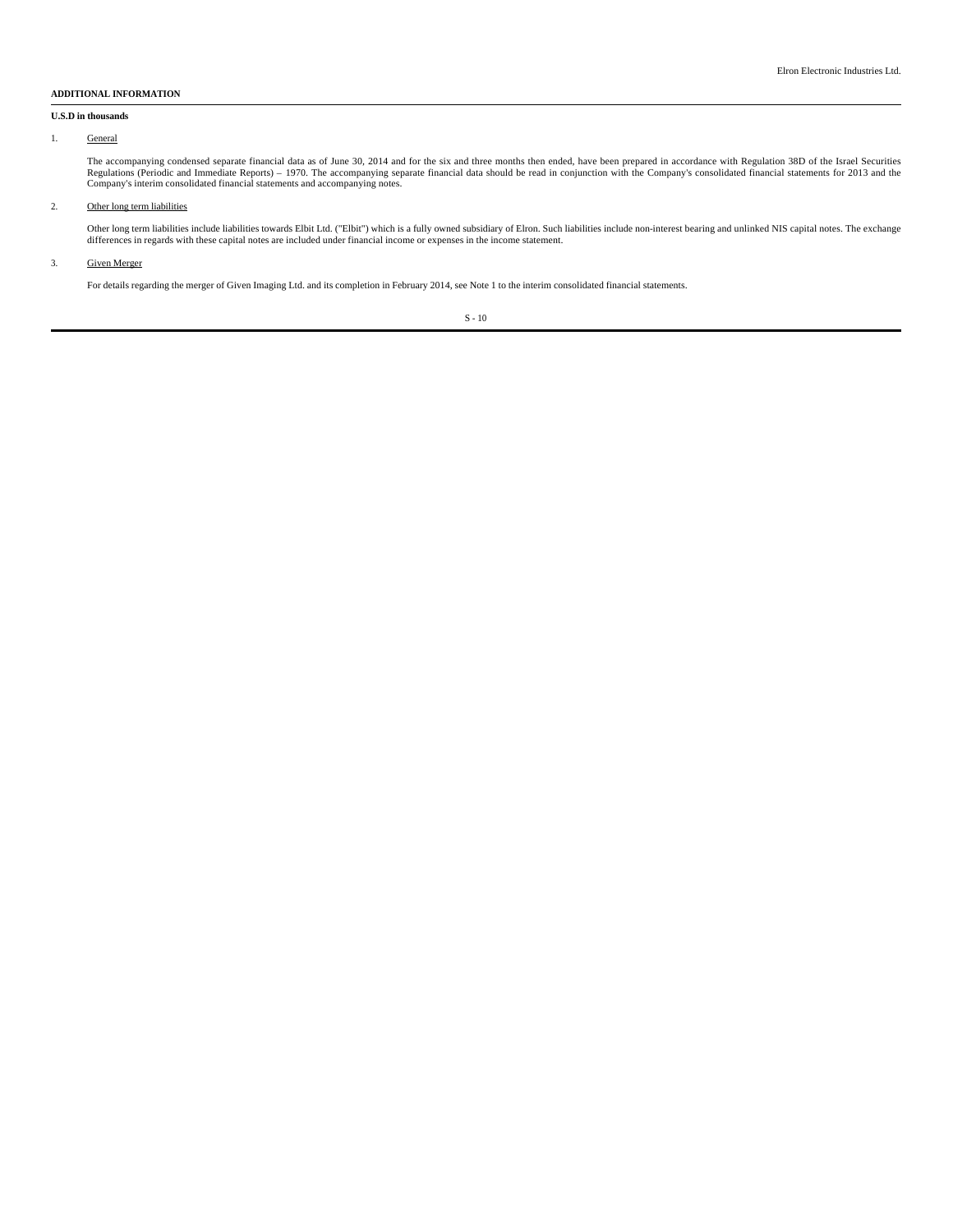**ADDITIONAL INFORMATION**

**U.S.D in thousands**

1. General

   The accompanying condensed separate financial data as of June 30, 2014 and for the six and three months then ended, have been prepared in accordance with Regulation 38D of the Israel Securities Regulations (Periodic and Immediate Reports) – 1970. The accompanying separate financial data should be read in conjunction with the Company's consolidated financial statements for 2013 and the Company's interim consolidated financial statements and accompanying notes.

2. Other long term liabilities

   Other long term liabilities include liabilities towards Elbit Ltd. ("Elbit") which is a fully owned subsidiary of Elron. Such liabilities include non-interest bearing and unlinked NIS capital notes. The exchange differences in regards with these capital notes are included under financial income or expenses in the income statement.

3. Given Merger

   For details regarding the merger of Given Imaging Ltd. and its completion in February 2014, see Note 1 to the interim consolidated financial statements.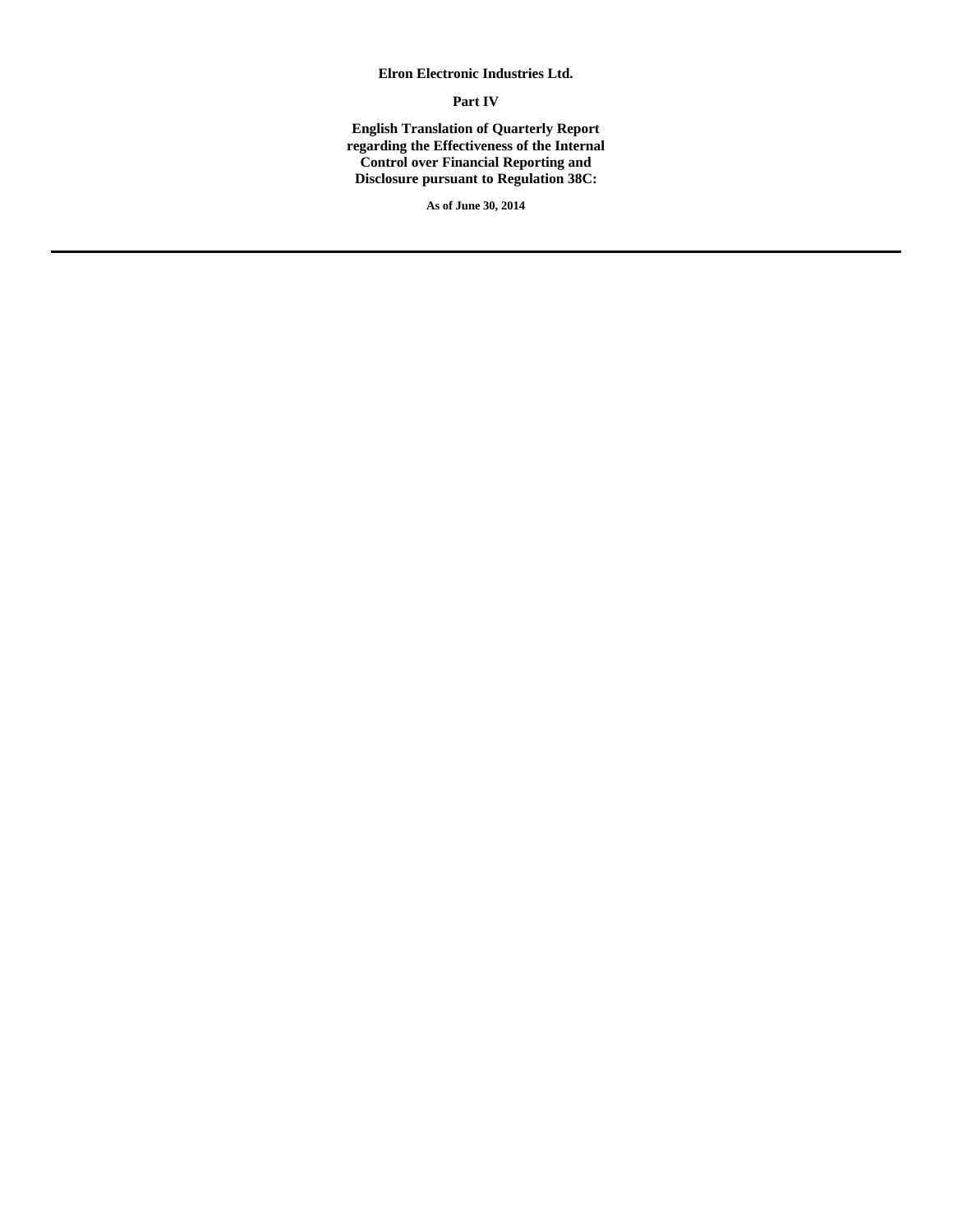**Elron Electronic Industries Ltd.**

**Part IV**

**English Translation of Quarterly Report regarding the Effectiveness of the Internal Control over Financial Reporting and Disclosure pursuant to Regulation 38C:**

**As of June 30, 2014**

---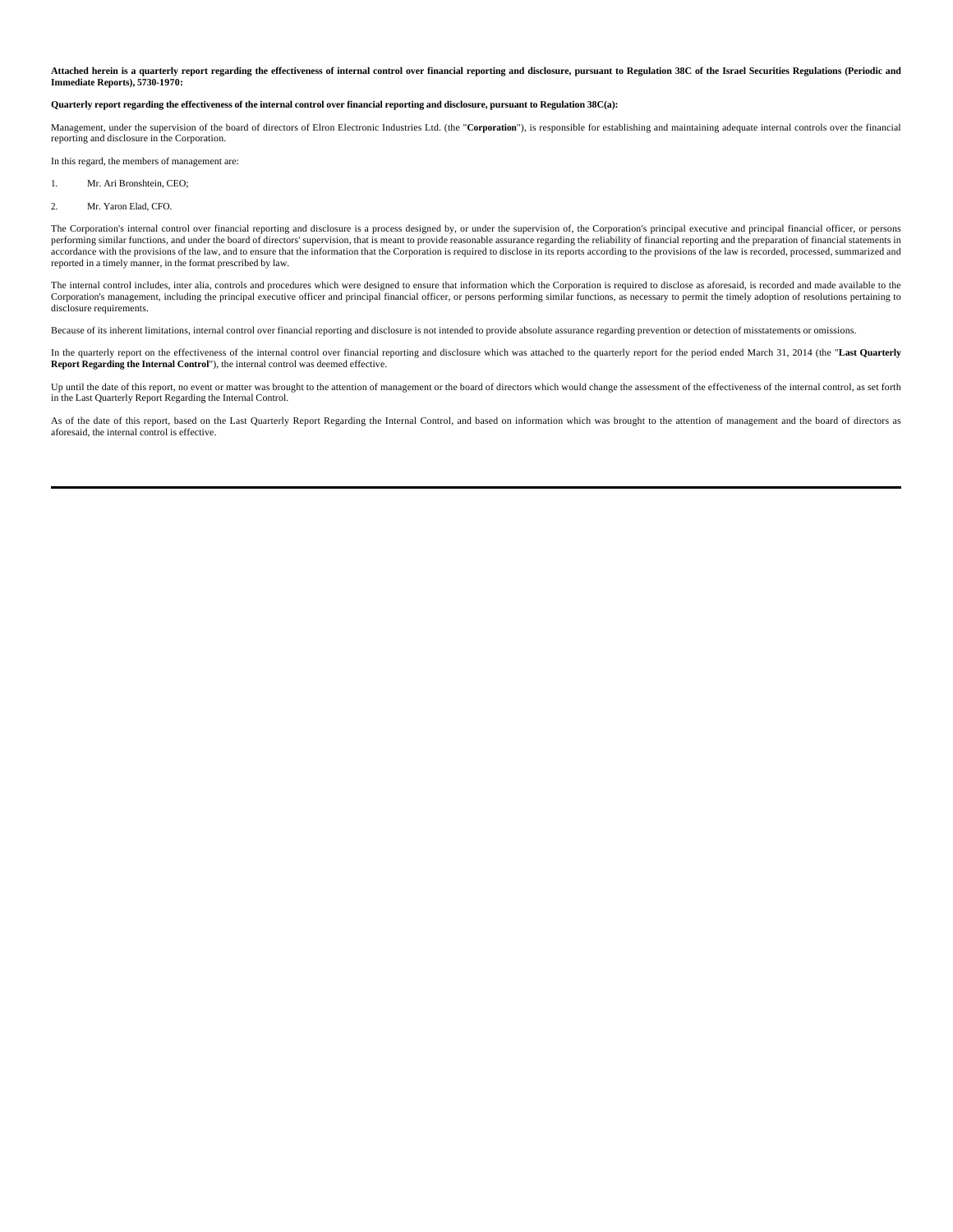**Attached herein is a quarterly report regarding the effectiveness of internal control over financial reporting and disclosure, pursuant to Regulation 38C of the Israel Securities Regulations (Periodic and Immediate Reports), 5730-1970:**

**Quarterly report regarding the effectiveness of the internal control over financial reporting and disclosure, pursuant to Regulation 38C(a):**

Management, under the supervision of the board of directors of Elron Electronic Industries Ltd. (the "**Corporation**"), is responsible for establishing and maintaining adequate internal controls over the financial reporting and disclosure in the Corporation.

In this regard, the members of management are:

1. Mr. Ari Bronshtein, CEO;
2. Mr. Yaron Elad, CFO.

The Corporation's internal control over financial reporting and disclosure is a process designed by, or under the supervision of, the Corporation's principal executive and principal financial officer, or persons performing similar functions, and under the board of directors' supervision, that is meant to provide reasonable assurance regarding the reliability of financial reporting and the preparation of financial statements in accordance with the provisions of the law, and to ensure that the information that the Corporation is required to disclose in its reports according to the provisions of the law is recorded, processed, summarized and reported in a timely manner, in the format prescribed by law.

The internal control includes, inter alia, controls and procedures which were designed to ensure that information which the Corporation is required to disclose as aforesaid, is recorded and made available to the Corporation's management, including the principal executive officer and principal financial officer, or persons performing similar functions, as necessary to permit the timely adoption of resolutions pertaining to disclosure requirements.

Because of its inherent limitations, internal control over financial reporting and disclosure is not intended to provide absolute assurance regarding prevention or detection of misstatements or omissions.

In the quarterly report on the effectiveness of the internal control over financial reporting and disclosure which was attached to the quarterly report for the period ended March 31, 2014 (the "**Last Quarterly Report Regarding the Internal Control**"), the internal control was deemed effective.

Up until the date of this report, no event or matter was brought to the attention of management or the board of directors which would change the assessment of the effectiveness of the internal control, as set forth in the Last Quarterly Report Regarding the Internal Control.

As of the date of this report, based on the Last Quarterly Report Regarding the Internal Control, and based on information which was brought to the attention of management and the board of directors as aforesaid, the internal control is effective.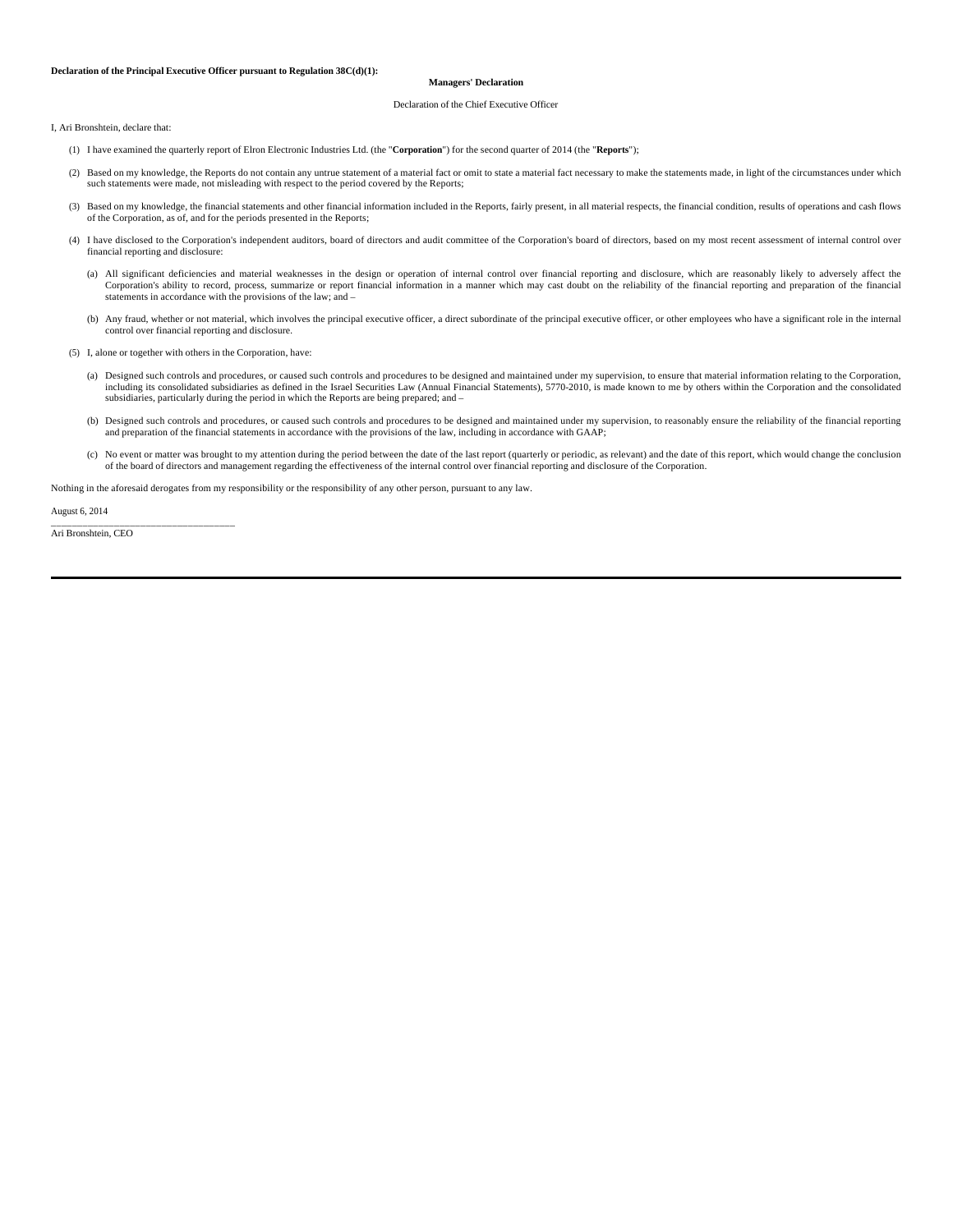**Declaration of the Principal Executive Officer pursuant to Regulation 38C(d)(1):**

**Managers' Declaration**

Declaration of the Chief Executive Officer

I, Ari Bronshtein, declare that:

(1) I have examined the quarterly report of Elron Electronic Industries Ltd. (the "**Corporation**") for the second quarter of 2014 (the "**Reports**");

(2) Based on my knowledge, the Reports do not contain any untrue statement of a material fact or omit to state a material fact necessary to make the statements made, in light of the circumstances under which such statements were made, not misleading with respect to the period covered by the Reports;

(3) Based on my knowledge, the financial statements and other financial information included in the Reports, fairly present, in all material respects, the financial condition, results of operations and cash flows of the Corporation, as of, and for the periods presented in the Reports;

(4) I have disclosed to the Corporation's independent auditors, board of directors and audit committee of the Corporation's board of directors, based on my most recent assessment of internal control over financial reporting and disclosure:

(a) All significant deficiencies and material weaknesses in the design or operation of internal control over financial reporting and disclosure, which are reasonably likely to adversely affect the Corporation's ability to record, process, summarize or report financial information in a manner which may cast doubt on the reliability of the financial reporting and preparation of the financial statements in accordance with the provisions of the law; and –

(b) Any fraud, whether or not material, which involves the principal executive officer, a direct subordinate of the principal executive officer, or other employees who have a significant role in the internal control over financial reporting and disclosure.

(5) I, alone or together with others in the Corporation, have:

(a) Designed such controls and procedures, or caused such controls and procedures to be designed and maintained under my supervision, to ensure that material information relating to the Corporation, including its consolidated subsidiaries as defined in the Israel Securities Law (Annual Financial Statements), 5770-2010, is made known to me by others within the Corporation and the consolidated subsidiaries, particularly during the period in which the Reports are being prepared; and –

(b) Designed such controls and procedures, or caused such controls and procedures to be designed and maintained under my supervision, to reasonably ensure the reliability of the financial reporting and preparation of the financial statements in accordance with the provisions of the law, including in accordance with GAAP;

(c) No event or matter was brought to my attention during the period between the date of the last report (quarterly or periodic, as relevant) and the date of this report, which would change the conclusion of the board of directors and management regarding the effectiveness of the internal control over financial reporting and disclosure of the Corporation.

Nothing in the aforesaid derogates from my responsibility or the responsibility of any other person, pursuant to any law.

August 6, 2014

\_\_\_\_\_\_\_\_\_\_\_\_\_\_\_\_\_\_\_\_\_\_\_\_\_\_\_\_\_\_\_\_\_\_\_\_

Ari Bronshtein, CEO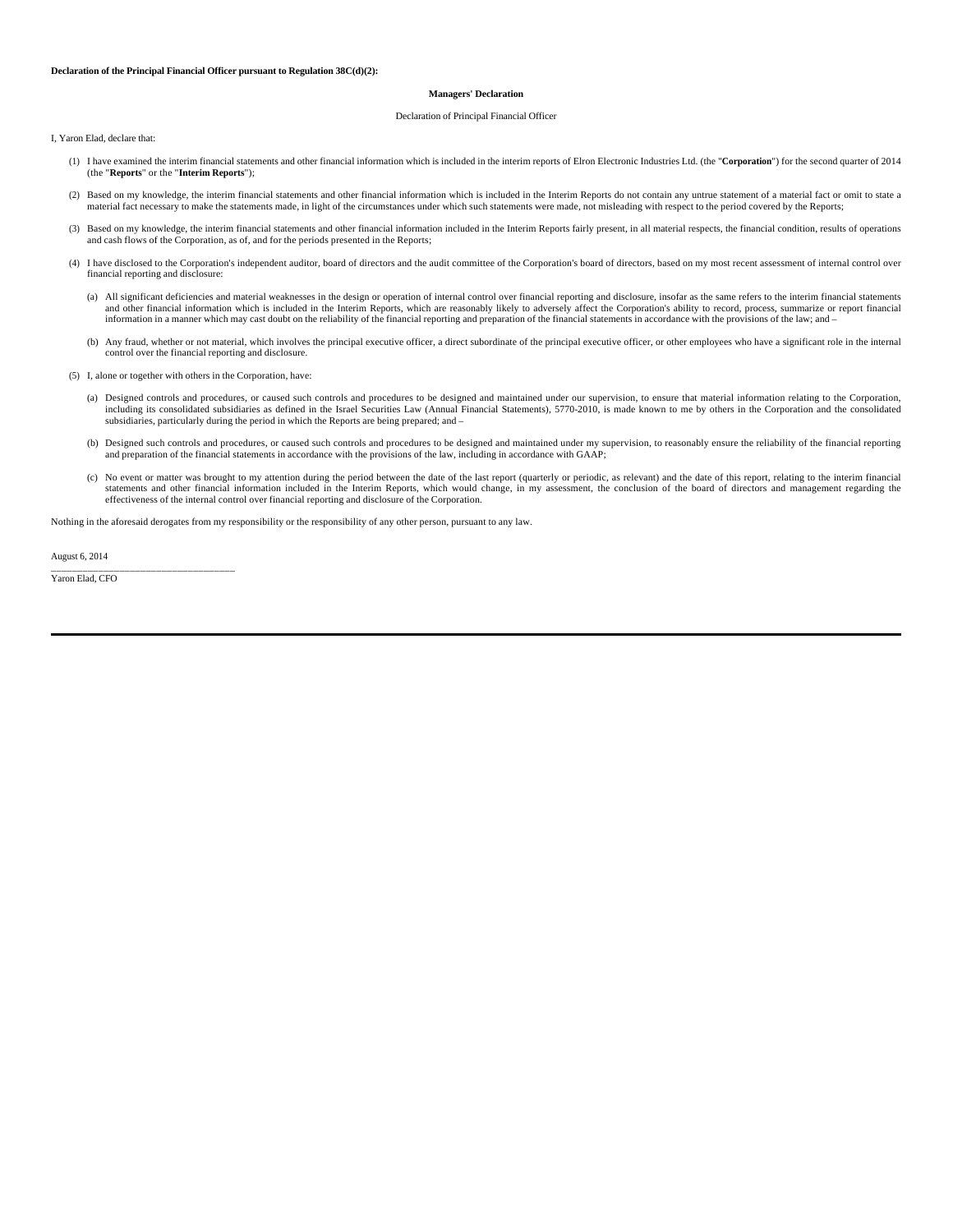**Declaration of the Principal Financial Officer pursuant to Regulation 38C(d)(2):**

**Managers' Declaration**

Declaration of Principal Financial Officer

I, Yaron Elad, declare that:

(1) I have examined the interim financial statements and other financial information which is included in the interim reports of Elron Electronic Industries Ltd. (the "**Corporation**") for the second quarter of 2014 (the "**Reports**" or the "**Interim Reports**");

(2) Based on my knowledge, the interim financial statements and other financial information which is included in the Interim Reports do not contain any untrue statement of a material fact or omit to state a material fact necessary to make the statements made, in light of the circumstances under which such statements were made, not misleading with respect to the period covered by the Reports;

(3) Based on my knowledge, the interim financial statements and other financial information included in the Interim Reports fairly present, in all material respects, the financial condition, results of operations and cash flows of the Corporation, as of, and for the periods presented in the Reports;

(4) I have disclosed to the Corporation's independent auditor, board of directors and the audit committee of the Corporation's board of directors, based on my most recent assessment of internal control over financial reporting and disclosure:

(a) All significant deficiencies and material weaknesses in the design or operation of internal control over financial reporting and disclosure, insofar as the same refers to the interim financial statements and other financial information which is included in the Interim Reports, which are reasonably likely to adversely affect the Corporation's ability to record, process, summarize or report financial information in a manner which may cast doubt on the reliability of the financial reporting and preparation of the financial statements in accordance with the provisions of the law; and –

(b) Any fraud, whether or not material, which involves the principal executive officer, a direct subordinate of the principal executive officer, or other employees who have a significant role in the internal control over the financial reporting and disclosure.

(5) I, alone or together with others in the Corporation, have:

(a) Designed controls and procedures, or caused such controls and procedures to be designed and maintained under our supervision, to ensure that material information relating to the Corporation, including its consolidated subsidiaries as defined in the Israel Securities Law (Annual Financial Statements), 5770-2010, is made known to me by others in the Corporation and the consolidated subsidiaries, particularly during the period in which the Reports are being prepared; and –

(b) Designed such controls and procedures, or caused such controls and procedures to be designed and maintained under my supervision, to reasonably ensure the reliability of the financial reporting and preparation of the financial statements in accordance with the provisions of the law, including in accordance with GAAP;

(c) No event or matter was brought to my attention during the period between the date of the last report (quarterly or periodic, as relevant) and the date of this report, relating to the interim financial statements and other financial information included in the Interim Reports, which would change, in my assessment, the conclusion of the board of directors and management regarding the effectiveness of the internal control over financial reporting and disclosure of the Corporation.

Nothing in the aforesaid derogates from my responsibility or the responsibility of any other person, pursuant to any law.

August 6, 2014

\_\_\_\_\_\_\_\_\_\_\_\_\_\_\_\_\_\_\_\_\_\_\_\_\_\_\_\_\_\_\_\_\_\_\_\_

Yaron Elad, CFO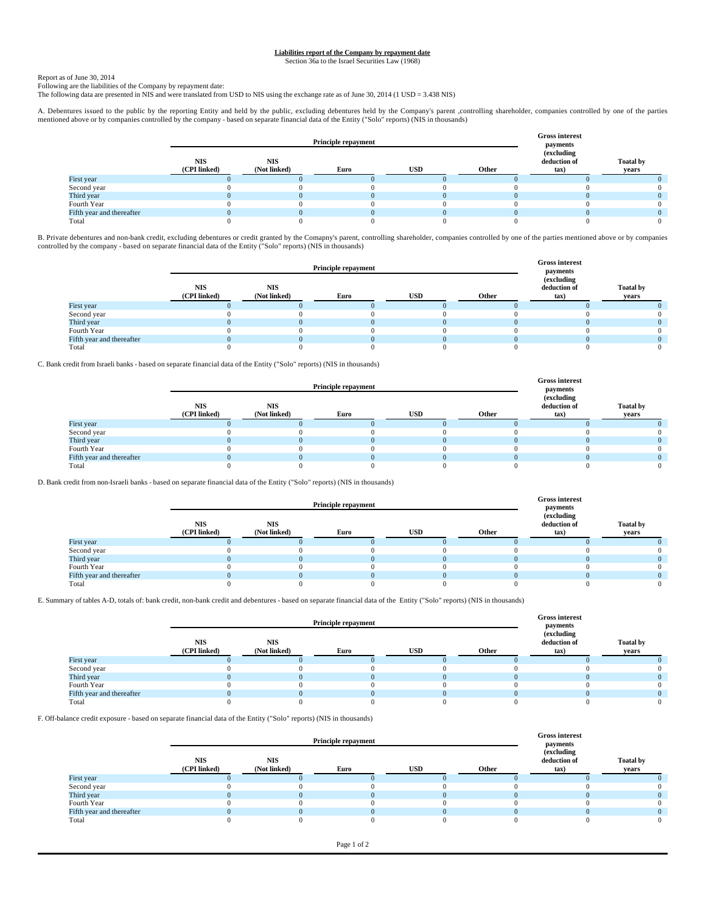**Liabilities report of the Company by repayment date**

Section 36a to the Israel Securities Law (1968)

Report as of June 30, 2014

Following are the liabilities of the Company by repayment date:

The following data are presented in NIS and were translated from USD to NIS using the exchange rate as of June 30, 2014 (1 USD = 3.438 NIS)

A. Debentures issued to the public by the reporting Entity and held by the public, excluding debentures held by the Company's parent ,controlling shareholder, companies controlled by one of the parties mentioned above or by companies controlled by the company - based on separate financial data of the Entity ("Solo" reports) (NIS in thousands)

| | Principle repayment | | | | | Gross interest payments (excluding deduction of tax) | Toatal by years |
|---|---|---|---|---|---|---|---|
| | NIS (CPI linked) | NIS (Not linked) | Euro | USD | Other | | |
| First year | 0 | 0 | 0 | 0 | 0 | 0 | 0 |
| Second year | 0 | 0 | 0 | 0 | 0 | 0 | 0 |
| Third year | 0 | 0 | 0 | 0 | 0 | 0 | 0 |
| Fourth Year | 0 | 0 | 0 | 0 | 0 | 0 | 0 |
| Fifth year and thereafter | 0 | 0 | 0 | 0 | 0 | 0 | 0 |
| Total | 0 | 0 | 0 | 0 | 0 | 0 | 0 |

B. Private debentures and non-bank credit, excluding debentures or credit granted by the Comapny's parent, controlling shareholder, companies controlled by one of the parties mentioned above or by companies controlled by the company - based on separate financial data of the Entity ("Solo" reports) (NIS in thousands)

| | Principle repayment | | | | | Gross interest payments (excluding deduction of tax) | Toatal by years |
|---|---|---|---|---|---|---|---|
| | NIS (CPI linked) | NIS (Not linked) | Euro | USD | Other | | |
| First year | 0 | 0 | 0 | 0 | 0 | 0 | 0 |
| Second year | 0 | 0 | 0 | 0 | 0 | 0 | 0 |
| Third year | 0 | 0 | 0 | 0 | 0 | 0 | 0 |
| Fourth Year | 0 | 0 | 0 | 0 | 0 | 0 | 0 |
| Fifth year and thereafter | 0 | 0 | 0 | 0 | 0 | 0 | 0 |
| Total | 0 | 0 | 0 | 0 | 0 | 0 | 0 |

C. Bank credit from Israeli banks - based on separate financial data of the Entity ("Solo" reports) (NIS in thousands)

| | Principle repayment | | | | | Gross interest payments (excluding deduction of tax) | Toatal by years |
|---|---|---|---|---|---|---|---|
| | NIS (CPI linked) | NIS (Not linked) | Euro | USD | Other | | |
| First year | 0 | 0 | 0 | 0 | 0 | 0 | 0 |
| Second year | 0 | 0 | 0 | 0 | 0 | 0 | 0 |
| Third year | 0 | 0 | 0 | 0 | 0 | 0 | 0 |
| Fourth Year | 0 | 0 | 0 | 0 | 0 | 0 | 0 |
| Fifth year and thereafter | 0 | 0 | 0 | 0 | 0 | 0 | 0 |
| Total | 0 | 0 | 0 | 0 | 0 | 0 | 0 |

D. Bank credit from non-Israeli banks - based on separate financial data of the Entity ("Solo" reports) (NIS in thousands)

| | Principle repayment | | | | | Gross interest payments (excluding deduction of tax) | Toatal by years |
|---|---|---|---|---|---|---|---|
| | NIS (CPI linked) | NIS (Not linked) | Euro | USD | Other | | |
| First year | 0 | 0 | 0 | 0 | 0 | 0 | 0 |
| Second year | 0 | 0 | 0 | 0 | 0 | 0 | 0 |
| Third year | 0 | 0 | 0 | 0 | 0 | 0 | 0 |
| Fourth Year | 0 | 0 | 0 | 0 | 0 | 0 | 0 |
| Fifth year and thereafter | 0 | 0 | 0 | 0 | 0 | 0 | 0 |
| Total | 0 | 0 | 0 | 0 | 0 | 0 | 0 |

E. Summary of tables A-D, totals of: bank credit, non-bank credit and debentures - based on separate financial data of the Entity ("Solo" reports) (NIS in thousands)

| | Principle repayment | | | | | Gross interest payments (excluding deduction of tax) | Toatal by years |
|---|---|---|---|---|---|---|---|
| | NIS (CPI linked) | NIS (Not linked) | Euro | USD | Other | | |
| First year | 0 | 0 | 0 | 0 | 0 | 0 | 0 |
| Second year | 0 | 0 | 0 | 0 | 0 | 0 | 0 |
| Third year | 0 | 0 | 0 | 0 | 0 | 0 | 0 |
| Fourth Year | 0 | 0 | 0 | 0 | 0 | 0 | 0 |
| Fifth year and thereafter | 0 | 0 | 0 | 0 | 0 | 0 | 0 |
| Total | 0 | 0 | 0 | 0 | 0 | 0 | 0 |

F. Off-balance credit exposure - based on separate financial data of the Entity ("Solo" reports) (NIS in thousands)

| | Principle repayment | | | | | Gross interest payments (excluding deduction of tax) | Toatal by years |
|---|---|---|---|---|---|---|---|
| | NIS (CPI linked) | NIS (Not linked) | Euro | USD | Other | | |
| First year | 0 | 0 | 0 | 0 | 0 | 0 | 0 |
| Second year | 0 | 0 | 0 | 0 | 0 | 0 | 0 |
| Third year | 0 | 0 | 0 | 0 | 0 | 0 | 0 |
| Fourth Year | 0 | 0 | 0 | 0 | 0 | 0 | 0 |
| Fifth year and thereafter | 0 | 0 | 0 | 0 | 0 | 0 | 0 |
| Total | 0 | 0 | 0 | 0 | 0 | 0 | 0 |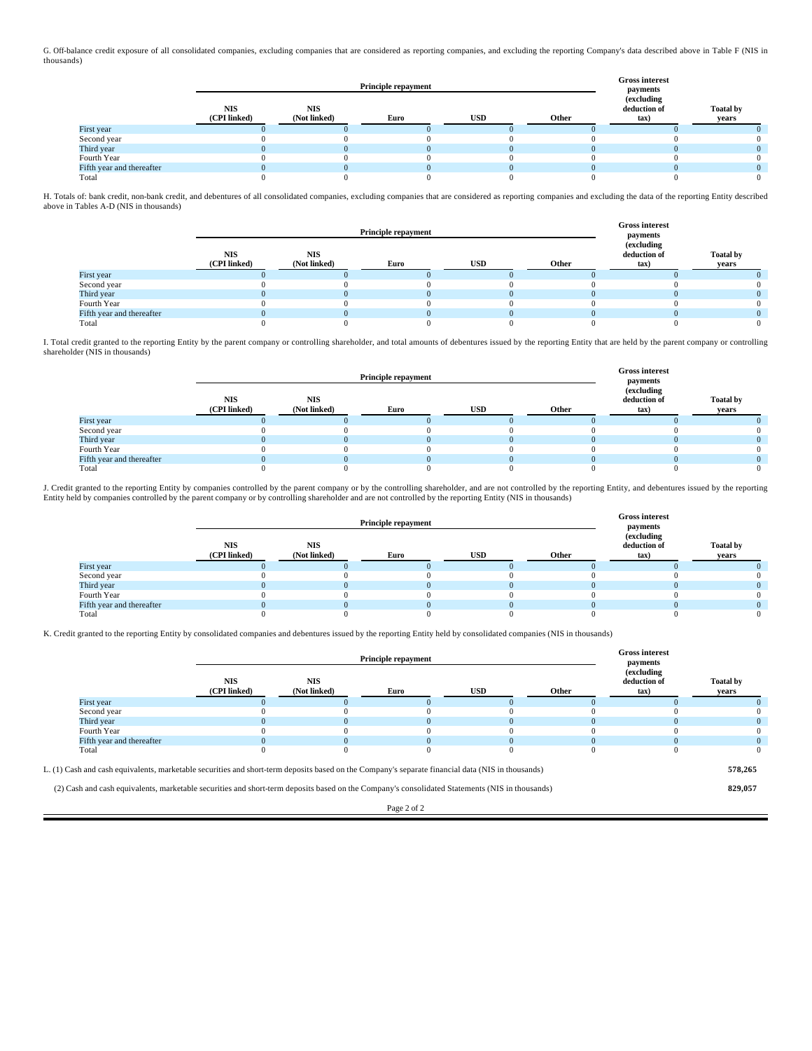G. Off-balance credit exposure of all consolidated companies, excluding companies that are considered as reporting companies, and excluding the reporting Company's data described above in Table F (NIS in thousands)

| | Principle repayment | | | | | Gross interest payments (excluding deduction of tax) | Toatal by years |
|---|---|---|---|---|---|---|---|
| | NIS (CPI linked) | NIS (Not linked) | Euro | USD | Other | | |
| First year | 0 | 0 | 0 | 0 | 0 | 0 | 0 |
| Second year | 0 | 0 | 0 | 0 | 0 | 0 | 0 |
| Third year | 0 | 0 | 0 | 0 | 0 | 0 | 0 |
| Fourth Year | 0 | 0 | 0 | 0 | 0 | 0 | 0 |
| Fifth year and thereafter | 0 | 0 | 0 | 0 | 0 | 0 | 0 |
| Total | 0 | 0 | 0 | 0 | 0 | 0 | 0 |

H. Totals of: bank credit, non-bank credit, and debentures of all consolidated companies, excluding companies that are considered as reporting companies and excluding the data of the reporting Entity described above in Tables A-D (NIS in thousands)

| | Principle repayment | | | | | Gross interest payments (excluding deduction of tax) | Toatal by years |
|---|---|---|---|---|---|---|---|
| | NIS (CPI linked) | NIS (Not linked) | Euro | USD | Other | | |
| First year | 0 | 0 | 0 | 0 | 0 | 0 | 0 |
| Second year | 0 | 0 | 0 | 0 | 0 | 0 | 0 |
| Third year | 0 | 0 | 0 | 0 | 0 | 0 | 0 |
| Fourth Year | 0 | 0 | 0 | 0 | 0 | 0 | 0 |
| Fifth year and thereafter | 0 | 0 | 0 | 0 | 0 | 0 | 0 |
| Total | 0 | 0 | 0 | 0 | 0 | 0 | 0 |

I. Total credit granted to the reporting Entity by the parent company or controlling shareholder, and total amounts of debentures issued by the reporting Entity that are held by the parent company or controlling shareholder (NIS in thousands)

| | Principle repayment | | | | | Gross interest payments (excluding deduction of tax) | Toatal by years |
|---|---|---|---|---|---|---|---|
| | NIS (CPI linked) | NIS (Not linked) | Euro | USD | Other | | |
| First year | 0 | 0 | 0 | 0 | 0 | 0 | 0 |
| Second year | 0 | 0 | 0 | 0 | 0 | 0 | 0 |
| Third year | 0 | 0 | 0 | 0 | 0 | 0 | 0 |
| Fourth Year | 0 | 0 | 0 | 0 | 0 | 0 | 0 |
| Fifth year and thereafter | 0 | 0 | 0 | 0 | 0 | 0 | 0 |
| Total | 0 | 0 | 0 | 0 | 0 | 0 | 0 |

J. Credit granted to the reporting Entity by companies controlled by the parent company or by the controlling shareholder, and are not controlled by the reporting Entity, and debentures issued by the reporting Entity held by companies controlled by the parent company or by controlling shareholder and are not controlled by the reporting Entity (NIS in thousands)

| | Principle repayment | | | | | Gross interest payments (excluding deduction of tax) | Toatal by years |
|---|---|---|---|---|---|---|---|
| | NIS (CPI linked) | NIS (Not linked) | Euro | USD | Other | | |
| First year | 0 | 0 | 0 | 0 | 0 | 0 | 0 |
| Second year | 0 | 0 | 0 | 0 | 0 | 0 | 0 |
| Third year | 0 | 0 | 0 | 0 | 0 | 0 | 0 |
| Fourth Year | 0 | 0 | 0 | 0 | 0 | 0 | 0 |
| Fifth year and thereafter | 0 | 0 | 0 | 0 | 0 | 0 | 0 |
| Total | 0 | 0 | 0 | 0 | 0 | 0 | 0 |

K. Credit granted to the reporting Entity by consolidated companies and debentures issued by the reporting Entity held by consolidated companies (NIS in thousands)

| | Principle repayment | | | | | Gross interest payments (excluding deduction of tax) | Toatal by years |
|---|---|---|---|---|---|---|---|
| | NIS (CPI linked) | NIS (Not linked) | Euro | USD | Other | | |
| First year | 0 | 0 | 0 | 0 | 0 | 0 | 0 |
| Second year | 0 | 0 | 0 | 0 | 0 | 0 | 0 |
| Third year | 0 | 0 | 0 | 0 | 0 | 0 | 0 |
| Fourth Year | 0 | 0 | 0 | 0 | 0 | 0 | 0 |
| Fifth year and thereafter | 0 | 0 | 0 | 0 | 0 | 0 | 0 |
| Total | 0 | 0 | 0 | 0 | 0 | 0 | 0 |

| | |
|---|---|
| L. (1) Cash and cash equivalents, marketable securities and short-term deposits based on the Company's separate financial data (NIS in thousands) | **578,265** |
| (2) Cash and cash equivalents, marketable securities and short-term deposits based on the Company's consolidated Statements (NIS in thousands) | **829,057** |